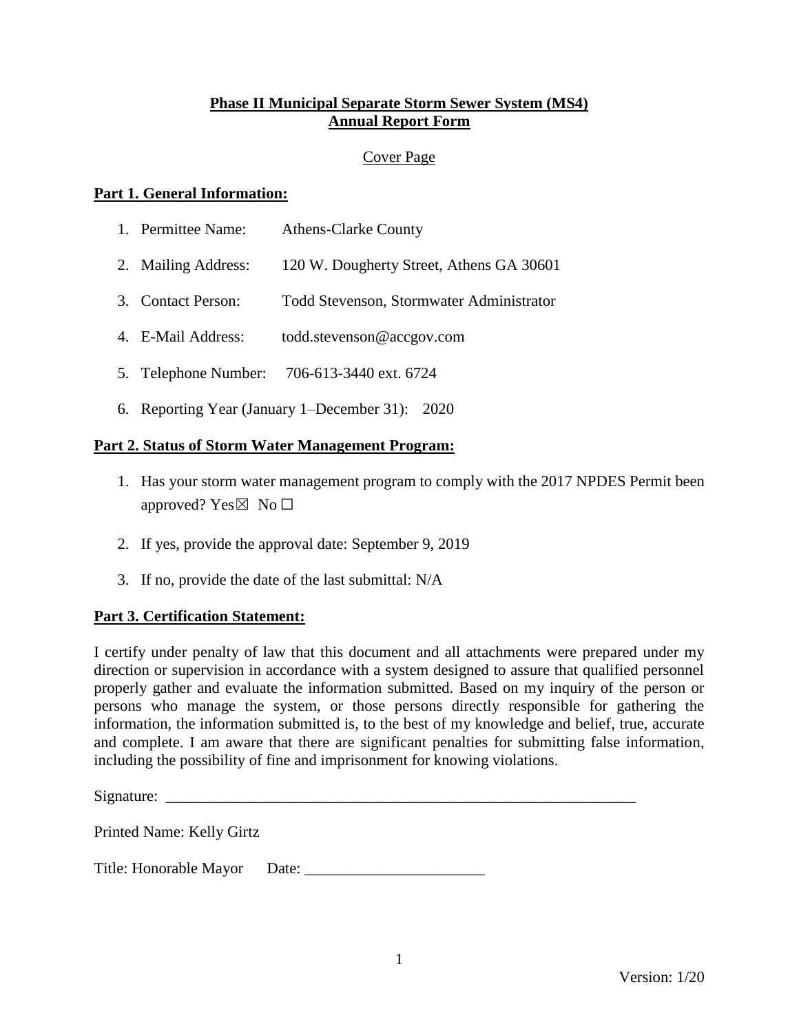# Phase II Municipal Separate Storm Sewer System (MS4) Annual Report Form

Cover Page

## Part 1. General Information:

1. Permittee Name: Athens-Clarke County
2. Mailing Address: 120 W. Dougherty Street, Athens GA 30601
3. Contact Person: Todd Stevenson, Stormwater Administrator
4. E-Mail Address: todd.stevenson@accgov.com
5. Telephone Number: 706-613-3440 ext. 6724
6. Reporting Year (January 1–December 31): 2020

## Part 2. Status of Storm Water Management Program:

1. Has your storm water management program to comply with the 2017 NPDES Permit been approved? Yes☒ No ☐
2. If yes, provide the approval date: September 9, 2019
3. If no, provide the date of the last submittal: N/A

## Part 3. Certification Statement:

I certify under penalty of law that this document and all attachments were prepared under my direction or supervision in accordance with a system designed to assure that qualified personnel properly gather and evaluate the information submitted. Based on my inquiry of the person or persons who manage the system, or those persons directly responsible for gathering the information, the information submitted is, to the best of my knowledge and belief, true, accurate and complete. I am aware that there are significant penalties for submitting false information, including the possibility of fine and imprisonment for knowing violations.

Signature: ______________________________________________________________

Printed Name: Kelly Girtz

Title: Honorable Mayor Date: _______________________

Version: 1/20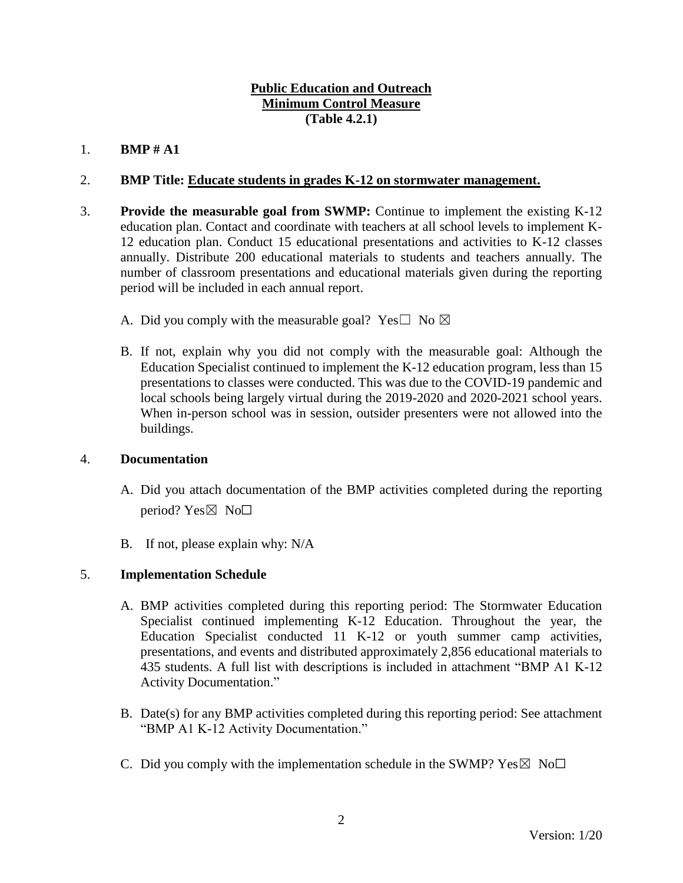**Public Education and Outreach**
**Minimum Control Measure**
**(Table 4.2.1)**

1. **BMP # A1**

2. **BMP Title: Educate students in grades K-12 on stormwater management.**

3. **Provide the measurable goal from SWMP:** Continue to implement the existing K-12 education plan. Contact and coordinate with teachers at all school levels to implement K-12 education plan. Conduct 15 educational presentations and activities to K-12 classes annually. Distribute 200 educational materials to students and teachers annually. The number of classroom presentations and educational materials given during the reporting period will be included in each annual report.

   A. Did you comply with the measurable goal? Yes☐ No ☒

   B. If not, explain why you did not comply with the measurable goal: Although the Education Specialist continued to implement the K-12 education program, less than 15 presentations to classes were conducted. This was due to the COVID-19 pandemic and local schools being largely virtual during the 2019-2020 and 2020-2021 school years. When in-person school was in session, outsider presenters were not allowed into the buildings.

4. **Documentation**

   A. Did you attach documentation of the BMP activities completed during the reporting period? Yes☒ No☐

   B. If not, please explain why: N/A

5. **Implementation Schedule**

   A. BMP activities completed during this reporting period: The Stormwater Education Specialist continued implementing K-12 Education. Throughout the year, the Education Specialist conducted 11 K-12 or youth summer camp activities, presentations, and events and distributed approximately 2,856 educational materials to 435 students. A full list with descriptions is included in attachment "BMP A1 K-12 Activity Documentation."

   B. Date(s) for any BMP activities completed during this reporting period: See attachment "BMP A1 K-12 Activity Documentation."

   C. Did you comply with the implementation schedule in the SWMP? Yes☒ No☐

Version: 1/20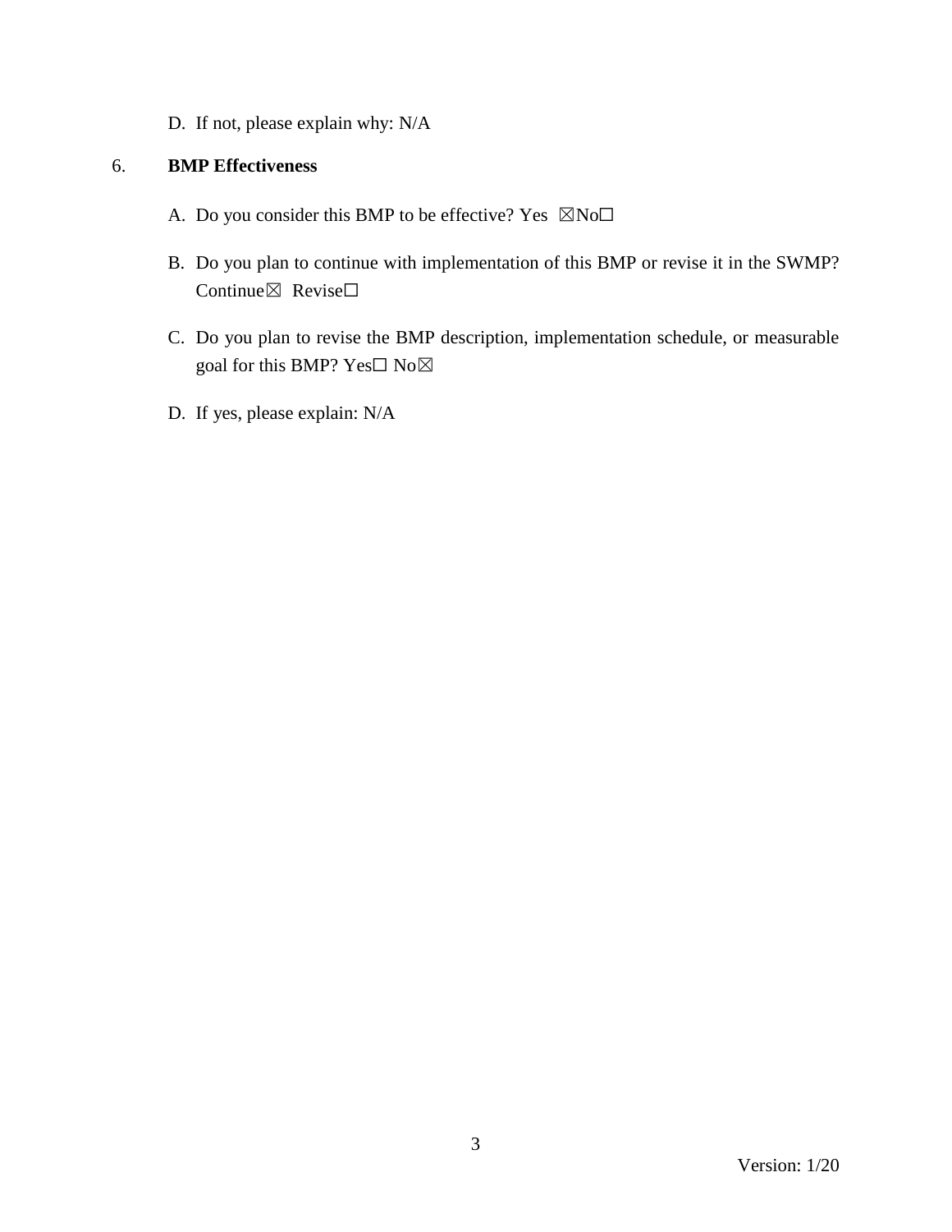D. If not, please explain why: N/A

6. **BMP Effectiveness**

A. Do you consider this BMP to be effective? Yes ☒No☐

B. Do you plan to continue with implementation of this BMP or revise it in the SWMP? Continue☒ Revise☐

C. Do you plan to revise the BMP description, implementation schedule, or measurable goal for this BMP? Yes☐ No☒

D. If yes, please explain: N/A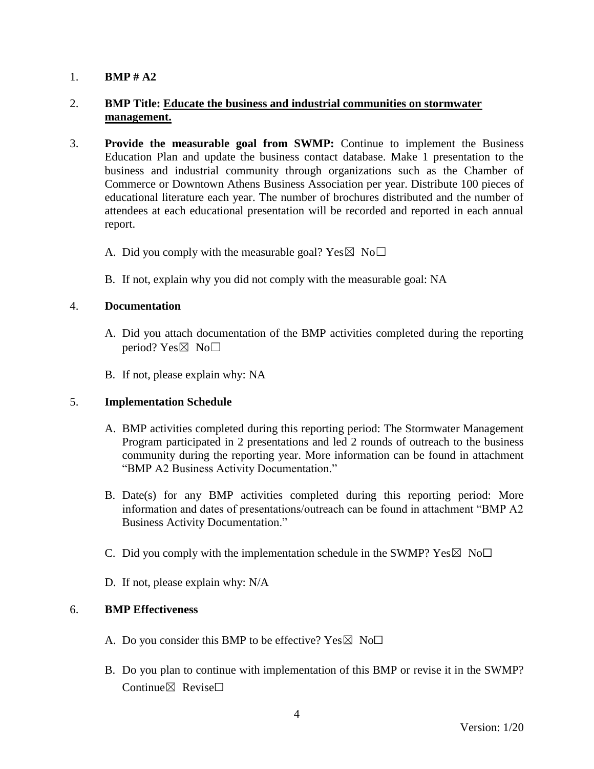1. **BMP # A2**

2. **BMP Title: Educate the business and industrial communities on stormwater management.**

3. **Provide the measurable goal from SWMP:** Continue to implement the Business Education Plan and update the business contact database. Make 1 presentation to the business and industrial community through organizations such as the Chamber of Commerce or Downtown Athens Business Association per year. Distribute 100 pieces of educational literature each year. The number of brochures distributed and the number of attendees at each educational presentation will be recorded and reported in each annual report.

   A. Did you comply with the measurable goal? Yes☒ No☐

   B. If not, explain why you did not comply with the measurable goal: NA

4. **Documentation**

   A. Did you attach documentation of the BMP activities completed during the reporting period? Yes☒ No☐

   B. If not, please explain why: NA

5. **Implementation Schedule**

   A. BMP activities completed during this reporting period: The Stormwater Management Program participated in 2 presentations and led 2 rounds of outreach to the business community during the reporting year. More information can be found in attachment "BMP A2 Business Activity Documentation."

   B. Date(s) for any BMP activities completed during this reporting period: More information and dates of presentations/outreach can be found in attachment "BMP A2 Business Activity Documentation."

   C. Did you comply with the implementation schedule in the SWMP? Yes☒ No☐

   D. If not, please explain why: N/A

6. **BMP Effectiveness**

   A. Do you consider this BMP to be effective? Yes☒ No☐

   B. Do you plan to continue with implementation of this BMP or revise it in the SWMP? Continue☒ Revise☐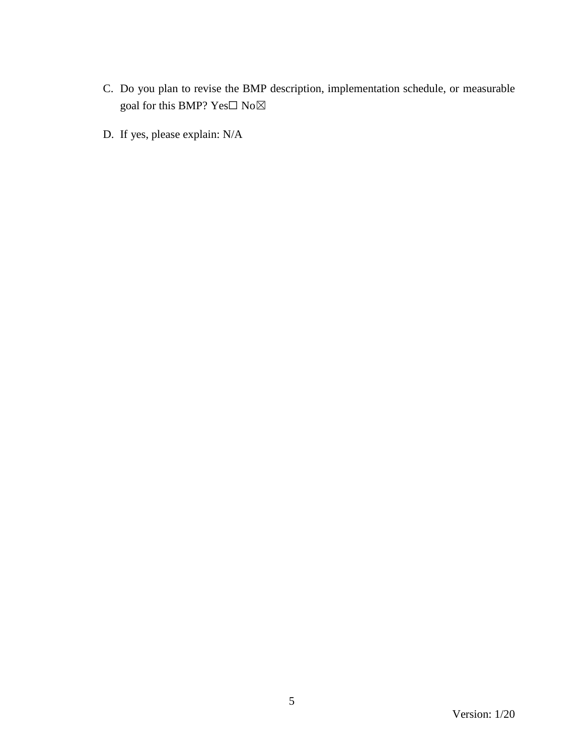C. Do you plan to revise the BMP description, implementation schedule, or measurable goal for this BMP? Yes☐ No☒

D. If yes, please explain: N/A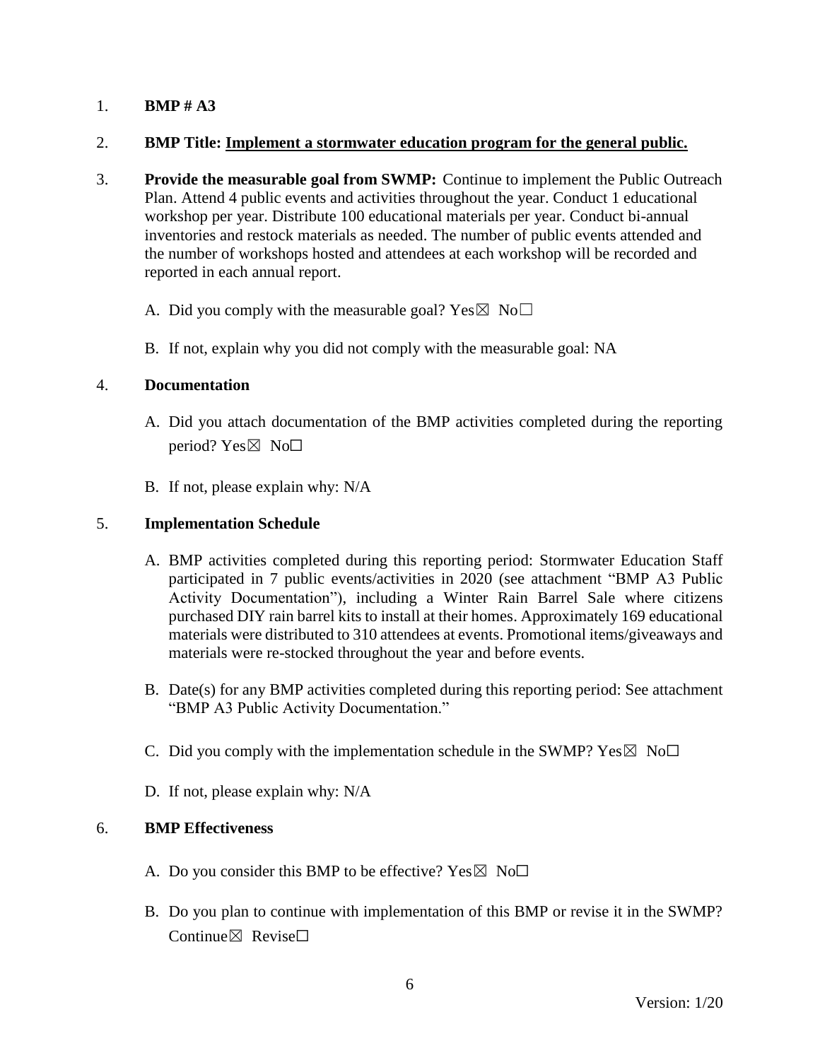1. **BMP # A3**

2. **BMP Title: Implement a stormwater education program for the general public.**

3. **Provide the measurable goal from SWMP:** Continue to implement the Public Outreach Plan. Attend 4 public events and activities throughout the year. Conduct 1 educational workshop per year. Distribute 100 educational materials per year. Conduct bi-annual inventories and restock materials as needed. The number of public events attended and the number of workshops hosted and attendees at each workshop will be recorded and reported in each annual report.

   A. Did you comply with the measurable goal? Yes☒ No☐

   B. If not, explain why you did not comply with the measurable goal: NA

4. **Documentation**

   A. Did you attach documentation of the BMP activities completed during the reporting period? Yes☒ No☐

   B. If not, please explain why: N/A

5. **Implementation Schedule**

   A. BMP activities completed during this reporting period: Stormwater Education Staff participated in 7 public events/activities in 2020 (see attachment "BMP A3 Public Activity Documentation"), including a Winter Rain Barrel Sale where citizens purchased DIY rain barrel kits to install at their homes. Approximately 169 educational materials were distributed to 310 attendees at events. Promotional items/giveaways and materials were re-stocked throughout the year and before events.

   B. Date(s) for any BMP activities completed during this reporting period: See attachment "BMP A3 Public Activity Documentation."

   C. Did you comply with the implementation schedule in the SWMP? Yes☒ No☐

   D. If not, please explain why: N/A

6. **BMP Effectiveness**

   A. Do you consider this BMP to be effective? Yes☒ No☐

   B. Do you plan to continue with implementation of this BMP or revise it in the SWMP? Continue☒ Revise☐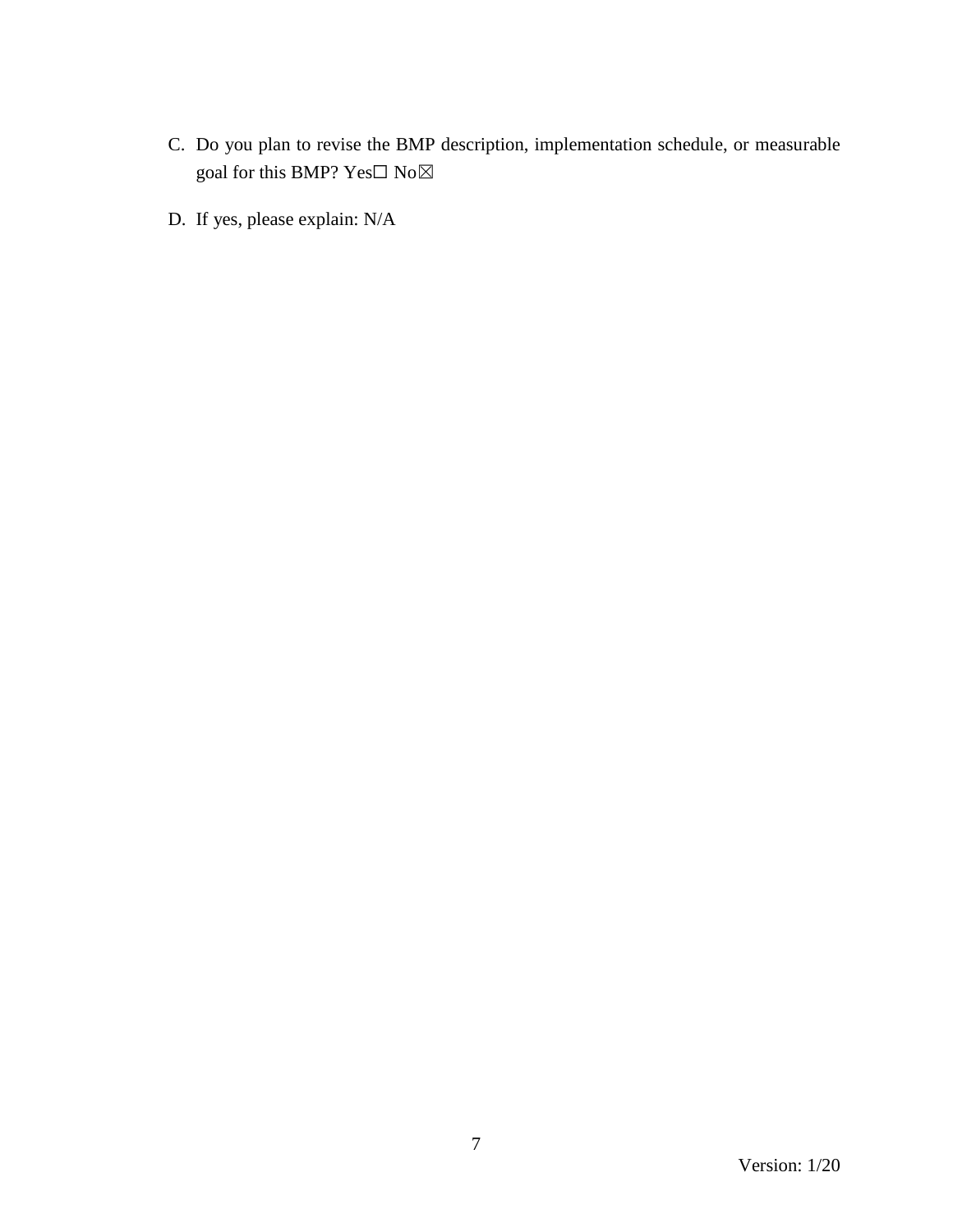C. Do you plan to revise the BMP description, implementation schedule, or measurable goal for this BMP? Yes☐ No☒

D. If yes, please explain: N/A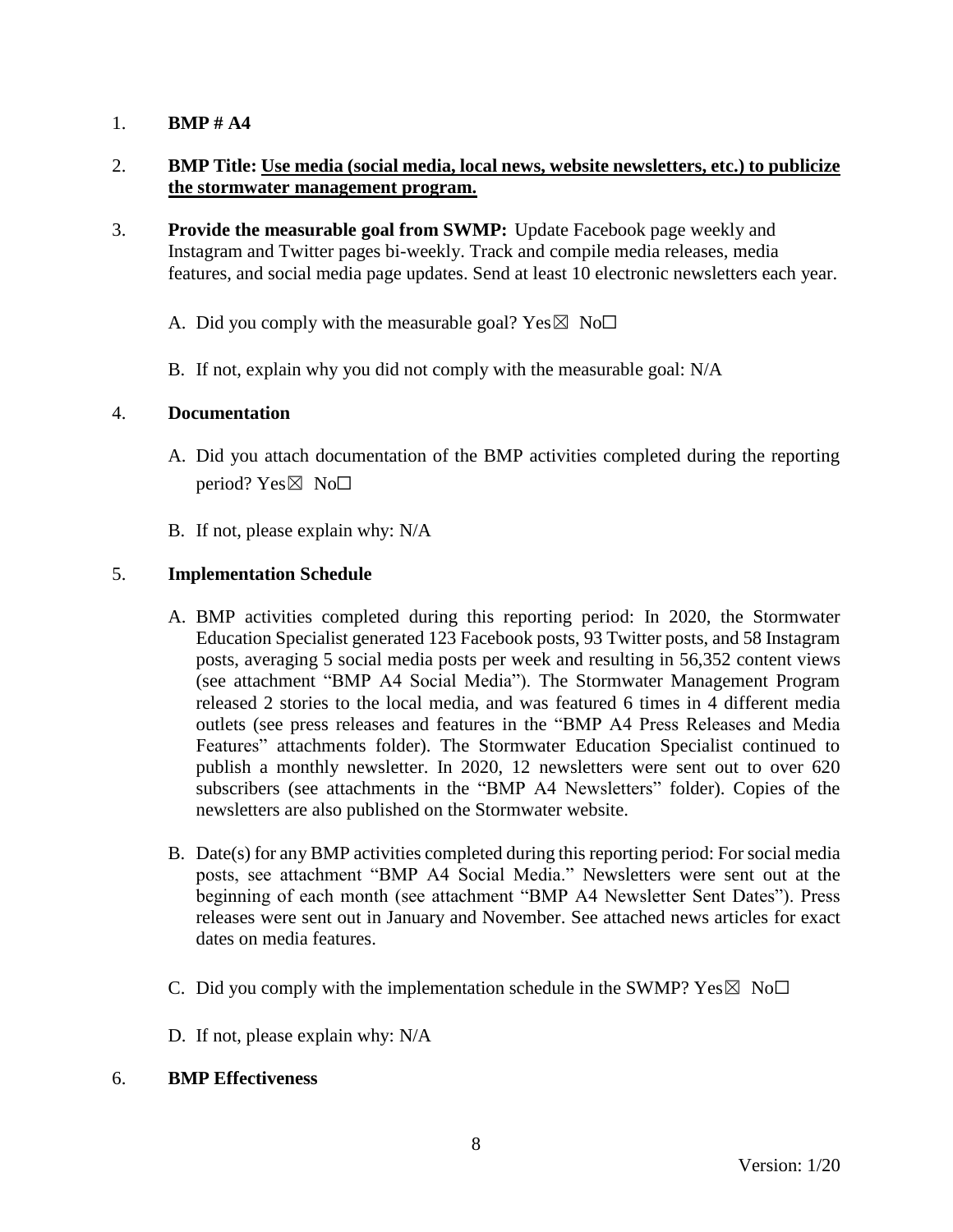1. **BMP # A4**

2. **BMP Title: Use media (social media, local news, website newsletters, etc.) to publicize the stormwater management program.**

3. **Provide the measurable goal from SWMP:** Update Facebook page weekly and Instagram and Twitter pages bi-weekly. Track and compile media releases, media features, and social media page updates. Send at least 10 electronic newsletters each year.

   A. Did you comply with the measurable goal? Yes☒ No☐

   B. If not, explain why you did not comply with the measurable goal: N/A

4. **Documentation**

   A. Did you attach documentation of the BMP activities completed during the reporting period? Yes☒ No☐

   B. If not, please explain why: N/A

5. **Implementation Schedule**

   A. BMP activities completed during this reporting period: In 2020, the Stormwater Education Specialist generated 123 Facebook posts, 93 Twitter posts, and 58 Instagram posts, averaging 5 social media posts per week and resulting in 56,352 content views (see attachment "BMP A4 Social Media"). The Stormwater Management Program released 2 stories to the local media, and was featured 6 times in 4 different media outlets (see press releases and features in the "BMP A4 Press Releases and Media Features" attachments folder). The Stormwater Education Specialist continued to publish a monthly newsletter. In 2020, 12 newsletters were sent out to over 620 subscribers (see attachments in the "BMP A4 Newsletters" folder). Copies of the newsletters are also published on the Stormwater website.

   B. Date(s) for any BMP activities completed during this reporting period: For social media posts, see attachment "BMP A4 Social Media." Newsletters were sent out at the beginning of each month (see attachment "BMP A4 Newsletter Sent Dates"). Press releases were sent out in January and November. See attached news articles for exact dates on media features.

   C. Did you comply with the implementation schedule in the SWMP? Yes☒ No☐

   D. If not, please explain why: N/A

6. **BMP Effectiveness**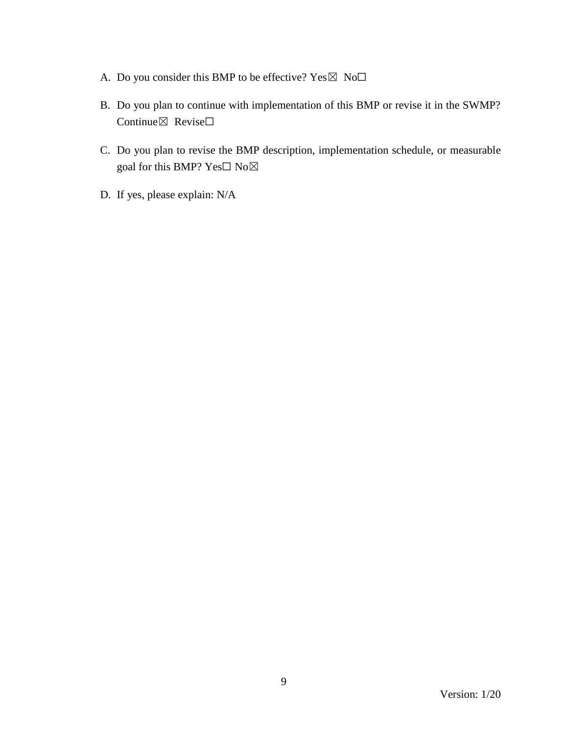A. Do you consider this BMP to be effective? Yes☒ No☐

B. Do you plan to continue with implementation of this BMP or revise it in the SWMP? Continue☒ Revise☐

C. Do you plan to revise the BMP description, implementation schedule, or measurable goal for this BMP? Yes☐ No☒

D. If yes, please explain: N/A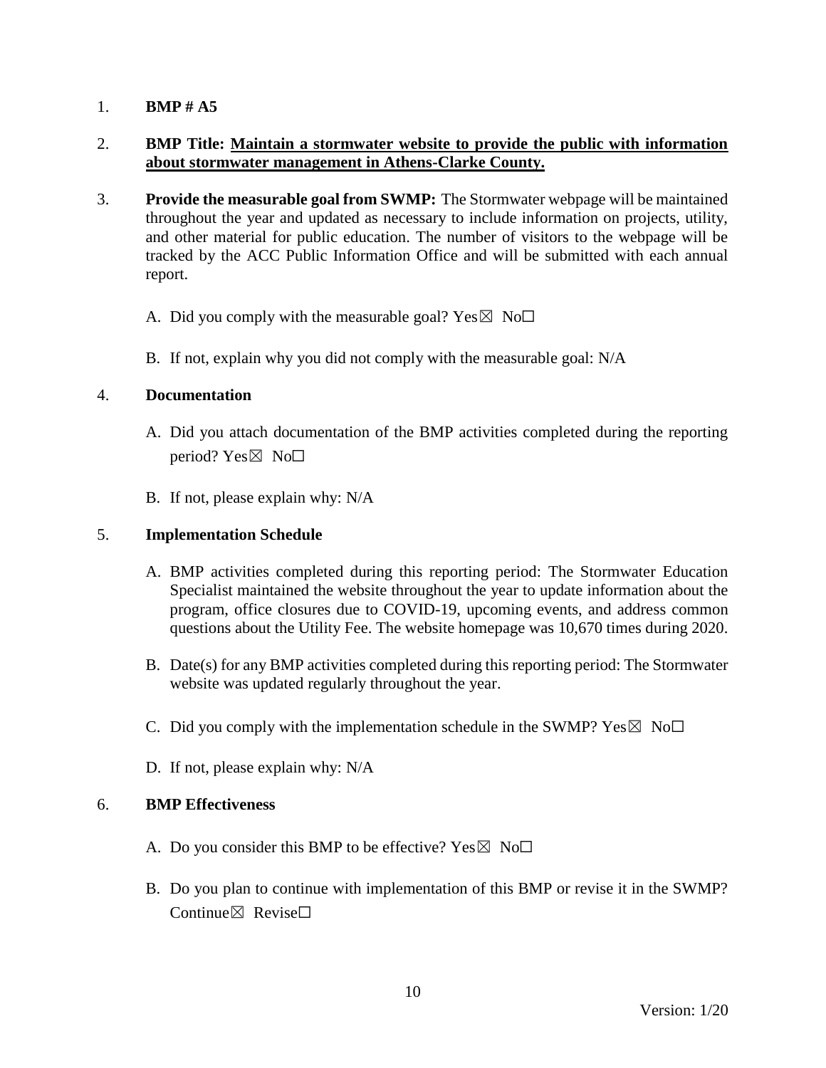1. **BMP # A5**

2. **BMP Title: Maintain a stormwater website to provide the public with information about stormwater management in Athens-Clarke County.**

3. **Provide the measurable goal from SWMP:** The Stormwater webpage will be maintained throughout the year and updated as necessary to include information on projects, utility, and other material for public education. The number of visitors to the webpage will be tracked by the ACC Public Information Office and will be submitted with each annual report.

   A. Did you comply with the measurable goal? Yes☒ No☐

   B. If not, explain why you did not comply with the measurable goal: N/A

4. **Documentation**

   A. Did you attach documentation of the BMP activities completed during the reporting period? Yes☒ No☐

   B. If not, please explain why: N/A

5. **Implementation Schedule**

   A. BMP activities completed during this reporting period: The Stormwater Education Specialist maintained the website throughout the year to update information about the program, office closures due to COVID-19, upcoming events, and address common questions about the Utility Fee. The website homepage was 10,670 times during 2020.

   B. Date(s) for any BMP activities completed during this reporting period: The Stormwater website was updated regularly throughout the year.

   C. Did you comply with the implementation schedule in the SWMP? Yes☒ No☐

   D. If not, please explain why: N/A

6. **BMP Effectiveness**

   A. Do you consider this BMP to be effective? Yes☒ No☐

   B. Do you plan to continue with implementation of this BMP or revise it in the SWMP? Continue☒ Revise☐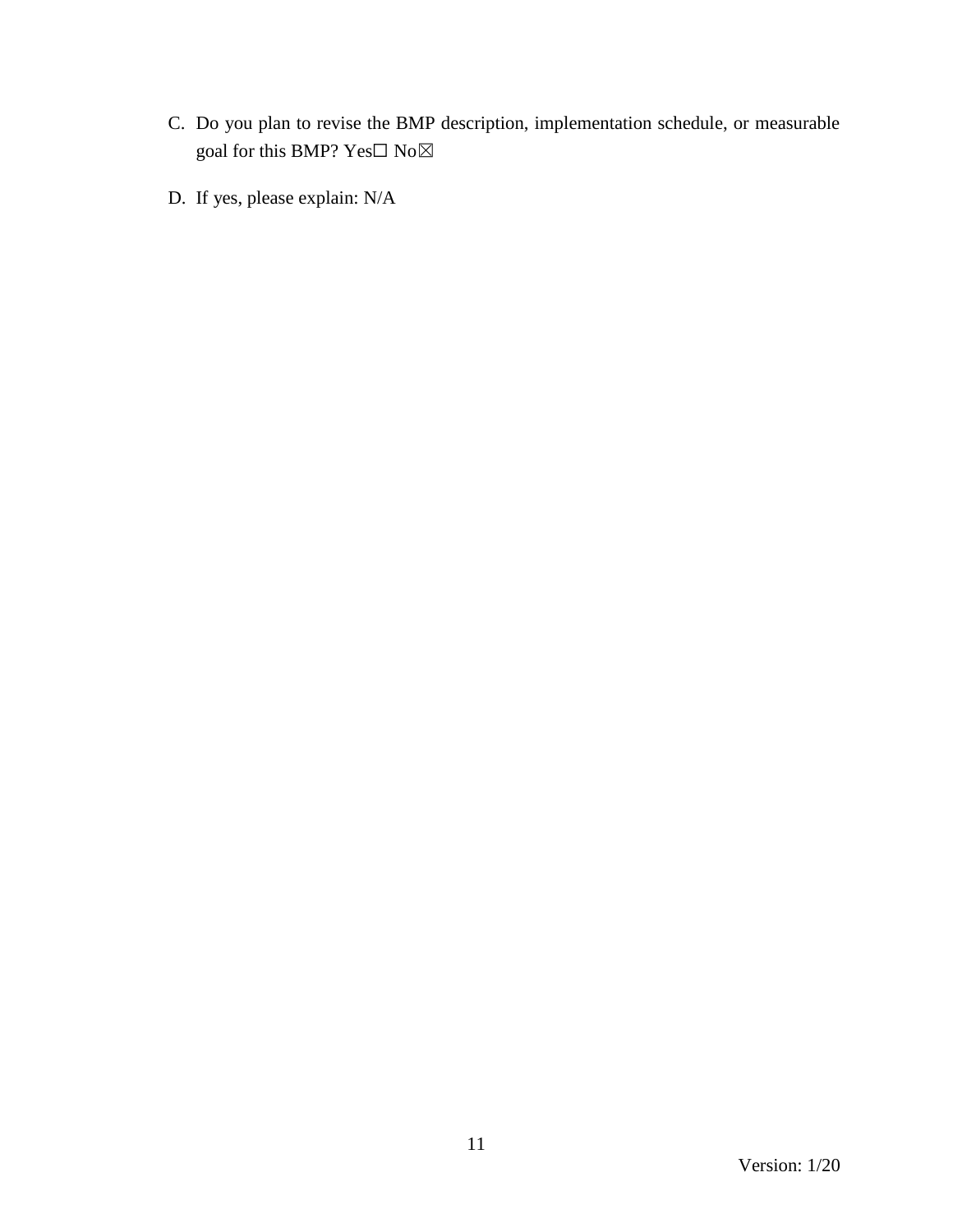C. Do you plan to revise the BMP description, implementation schedule, or measurable goal for this BMP? Yes☐ No☒

D. If yes, please explain: N/A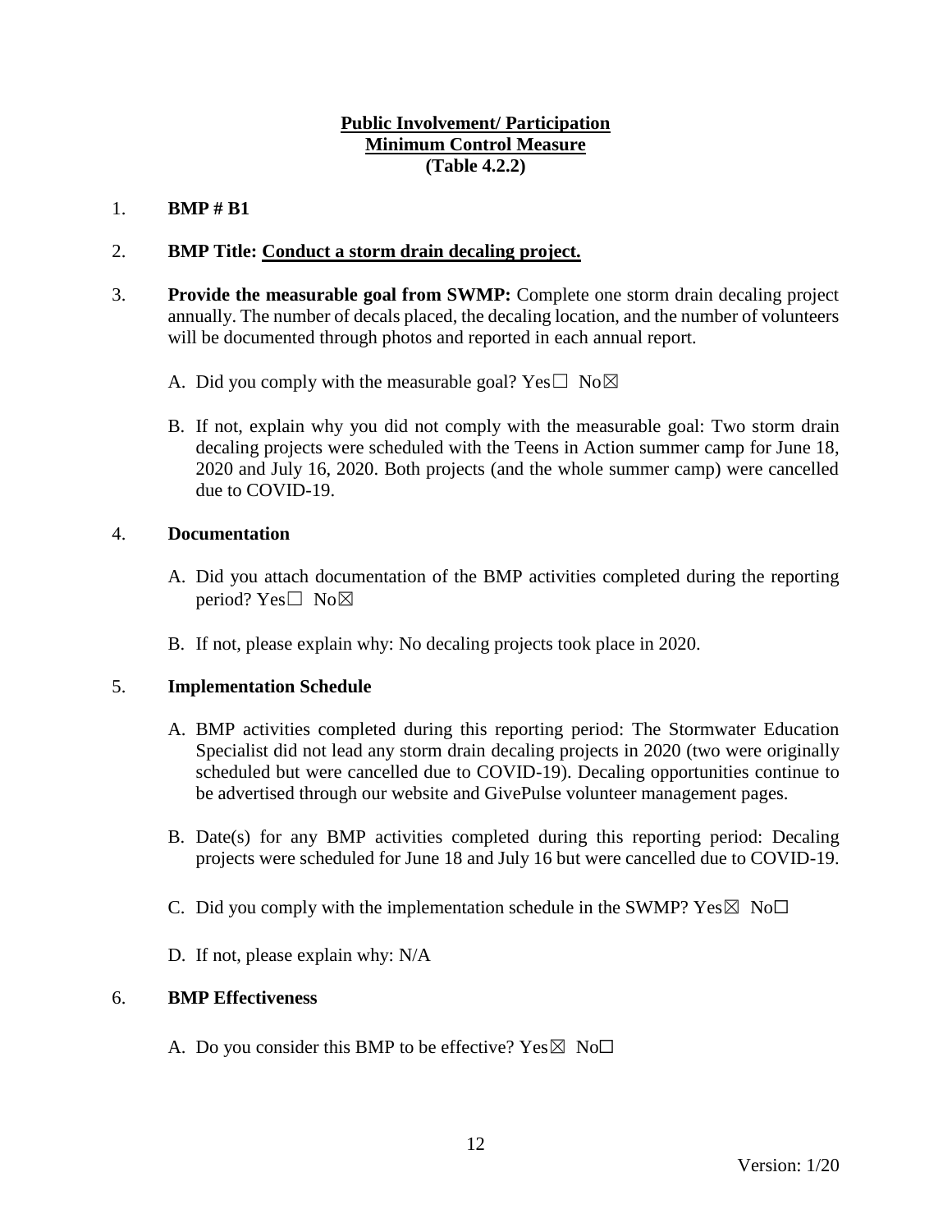**Public Involvement/ Participation**
**Minimum Control Measure**
**(Table 4.2.2)**

1. **BMP # B1**

2. **BMP Title: Conduct a storm drain decaling project.**

3. **Provide the measurable goal from SWMP:** Complete one storm drain decaling project annually. The number of decals placed, the decaling location, and the number of volunteers will be documented through photos and reported in each annual report.

   A. Did you comply with the measurable goal? Yes☐ No☒

   B. If not, explain why you did not comply with the measurable goal: Two storm drain decaling projects were scheduled with the Teens in Action summer camp for June 18, 2020 and July 16, 2020. Both projects (and the whole summer camp) were cancelled due to COVID-19.

4. **Documentation**

   A. Did you attach documentation of the BMP activities completed during the reporting period? Yes☐ No☒

   B. If not, please explain why: No decaling projects took place in 2020.

5. **Implementation Schedule**

   A. BMP activities completed during this reporting period: The Stormwater Education Specialist did not lead any storm drain decaling projects in 2020 (two were originally scheduled but were cancelled due to COVID-19). Decaling opportunities continue to be advertised through our website and GivePulse volunteer management pages.

   B. Date(s) for any BMP activities completed during this reporting period: Decaling projects were scheduled for June 18 and July 16 but were cancelled due to COVID-19.

   C. Did you comply with the implementation schedule in the SWMP? Yes☒ No☐

   D. If not, please explain why: N/A

6. **BMP Effectiveness**

   A. Do you consider this BMP to be effective? Yes☒ No☐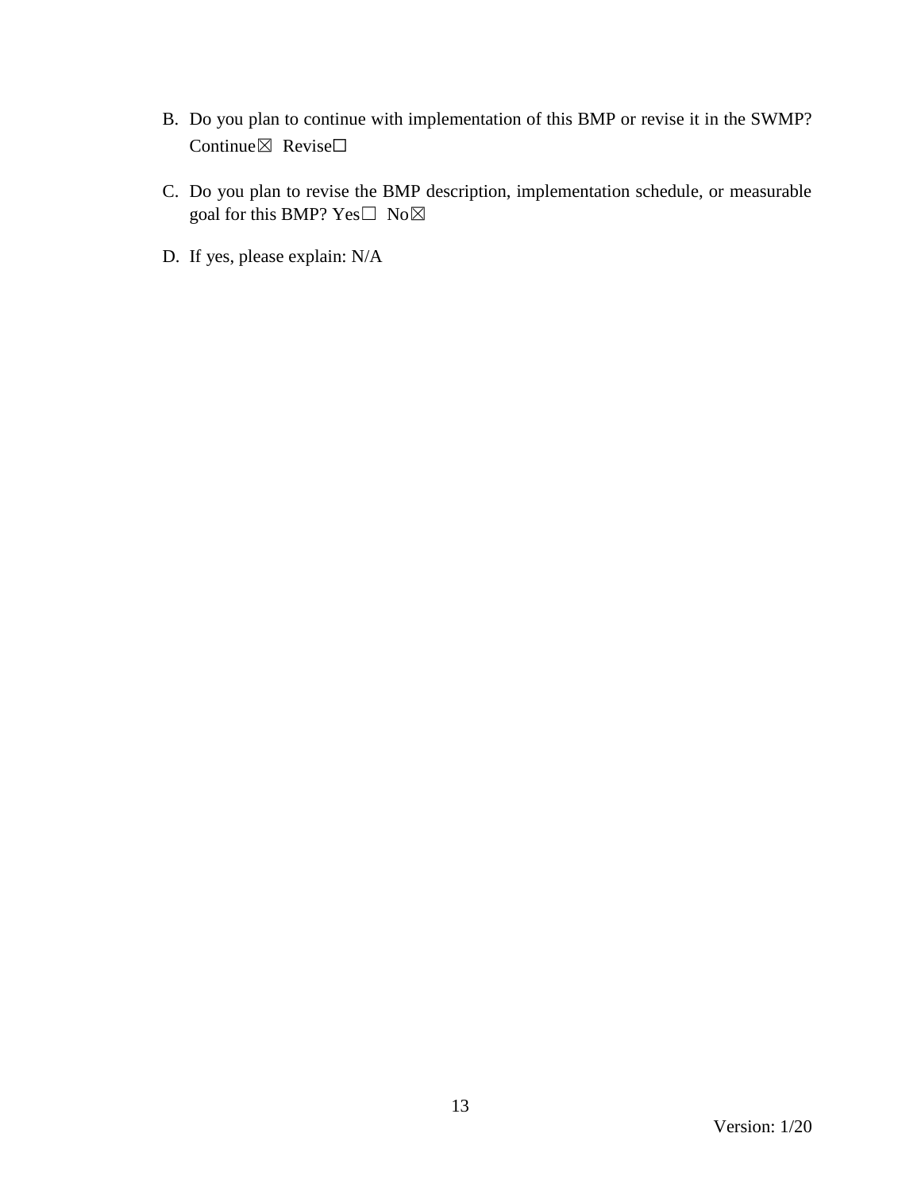B. Do you plan to continue with implementation of this BMP or revise it in the SWMP? Continue☒ Revise☐

C. Do you plan to revise the BMP description, implementation schedule, or measurable goal for this BMP? Yes☐ No☒

D. If yes, please explain: N/A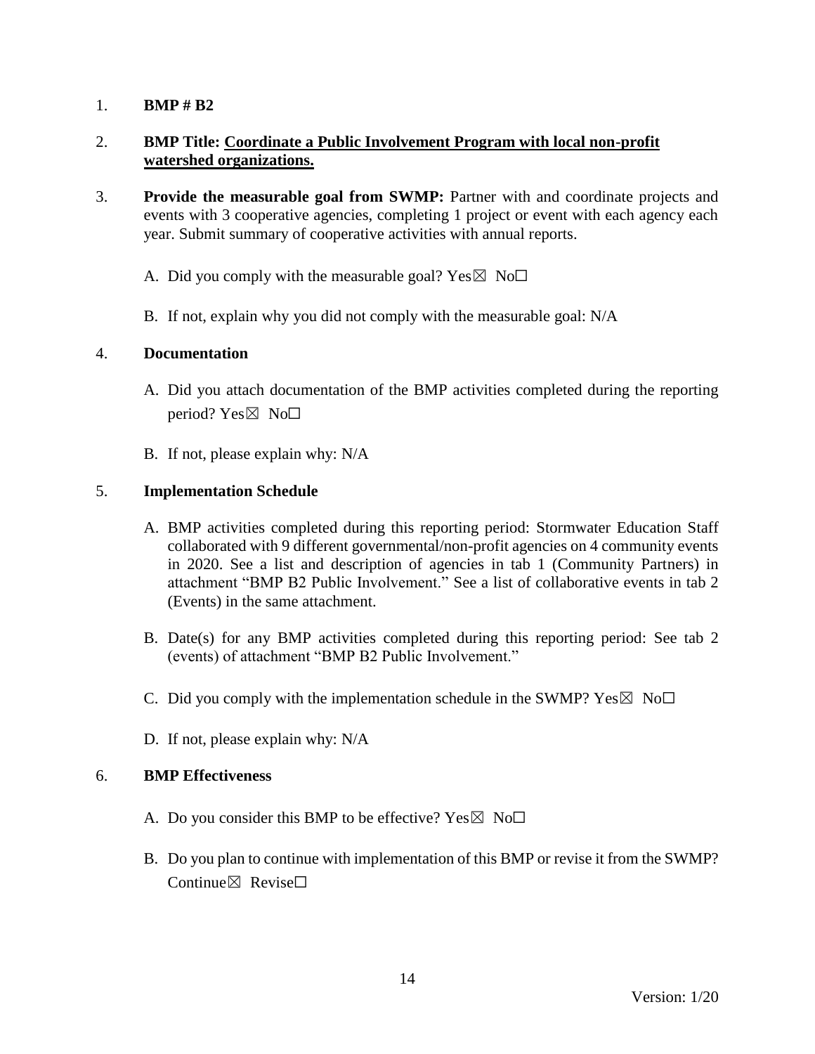1. **BMP # B2**

2. **BMP Title: <u>Coordinate a Public Involvement Program with local non-profit watershed organizations.</u>**

3. **Provide the measurable goal from SWMP:** Partner with and coordinate projects and events with 3 cooperative agencies, completing 1 project or event with each agency each year. Submit summary of cooperative activities with annual reports.

   A. Did you comply with the measurable goal? Yes☒ No☐

   B. If not, explain why you did not comply with the measurable goal: N/A

4. **Documentation**

   A. Did you attach documentation of the BMP activities completed during the reporting period? Yes☒ No☐

   B. If not, please explain why: N/A

5. **Implementation Schedule**

   A. BMP activities completed during this reporting period: Stormwater Education Staff collaborated with 9 different governmental/non-profit agencies on 4 community events in 2020. See a list and description of agencies in tab 1 (Community Partners) in attachment "BMP B2 Public Involvement." See a list of collaborative events in tab 2 (Events) in the same attachment.

   B. Date(s) for any BMP activities completed during this reporting period: See tab 2 (events) of attachment "BMP B2 Public Involvement."

   C. Did you comply with the implementation schedule in the SWMP? Yes☒ No☐

   D. If not, please explain why: N/A

6. **BMP Effectiveness**

   A. Do you consider this BMP to be effective? Yes☒ No☐

   B. Do you plan to continue with implementation of this BMP or revise it from the SWMP? Continue☒ Revise☐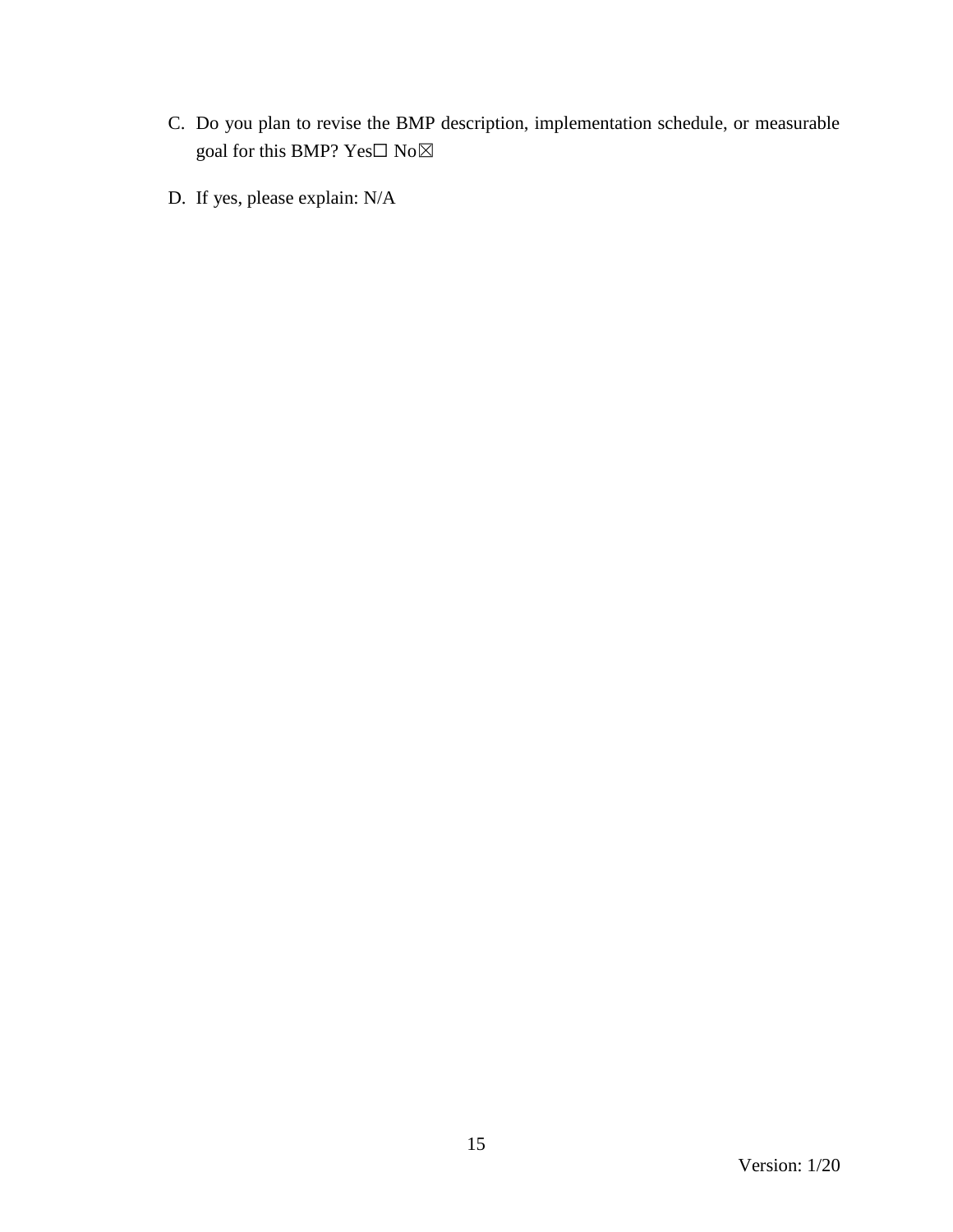C. Do you plan to revise the BMP description, implementation schedule, or measurable goal for this BMP? Yes☐ No☒

D. If yes, please explain: N/A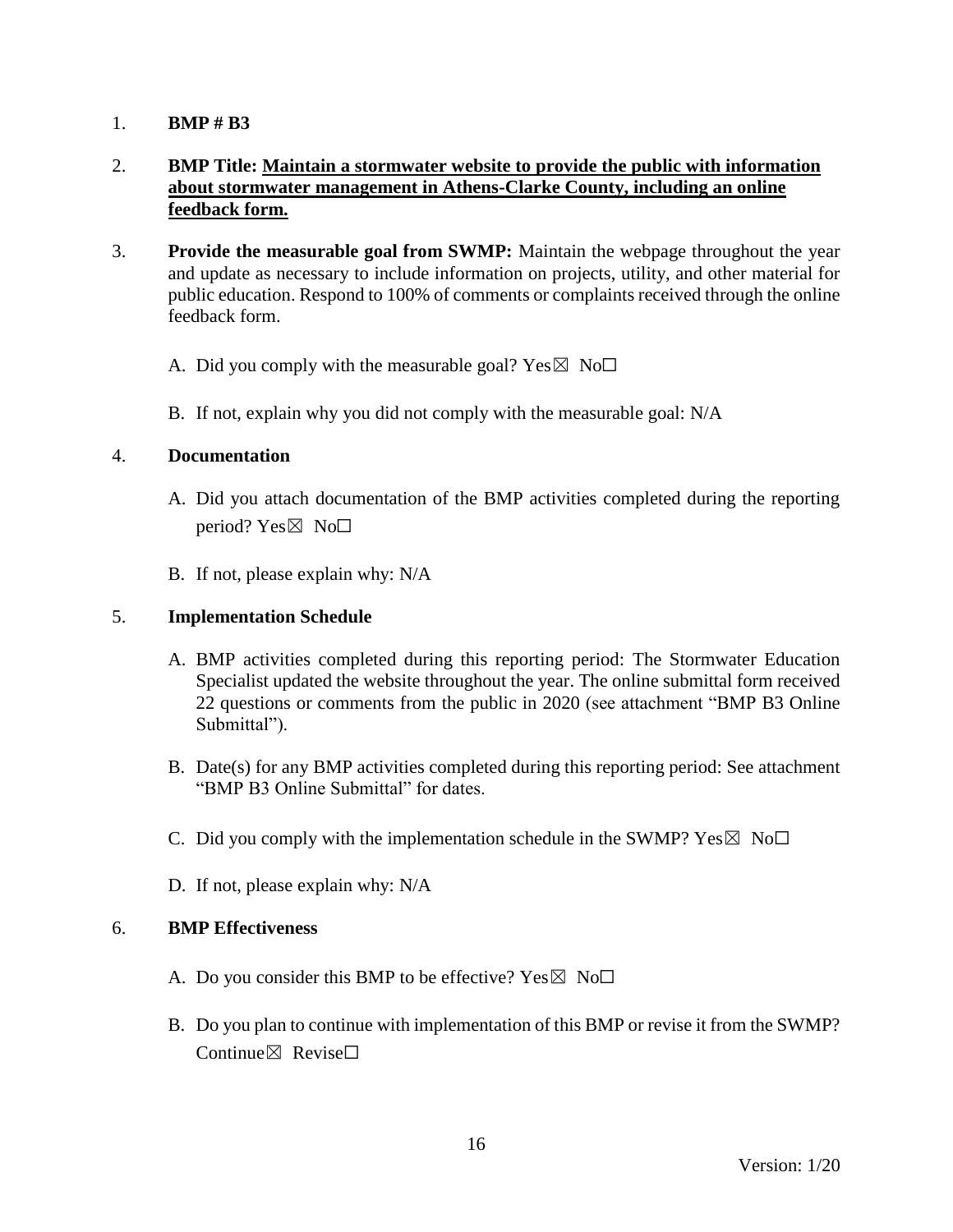1. **BMP # B3**

2. **BMP Title: Maintain a stormwater website to provide the public with information about stormwater management in Athens-Clarke County, including an online feedback form.**

3. **Provide the measurable goal from SWMP:** Maintain the webpage throughout the year and update as necessary to include information on projects, utility, and other material for public education. Respond to 100% of comments or complaints received through the online feedback form.

   A. Did you comply with the measurable goal? Yes☒ No☐

   B. If not, explain why you did not comply with the measurable goal: N/A

4. **Documentation**

   A. Did you attach documentation of the BMP activities completed during the reporting period? Yes☒ No☐

   B. If not, please explain why: N/A

5. **Implementation Schedule**

   A. BMP activities completed during this reporting period: The Stormwater Education Specialist updated the website throughout the year. The online submittal form received 22 questions or comments from the public in 2020 (see attachment "BMP B3 Online Submittal").

   B. Date(s) for any BMP activities completed during this reporting period: See attachment "BMP B3 Online Submittal" for dates.

   C. Did you comply with the implementation schedule in the SWMP? Yes☒ No☐

   D. If not, please explain why: N/A

6. **BMP Effectiveness**

   A. Do you consider this BMP to be effective? Yes☒ No☐

   B. Do you plan to continue with implementation of this BMP or revise it from the SWMP? Continue☒ Revise☐

Version: 1/20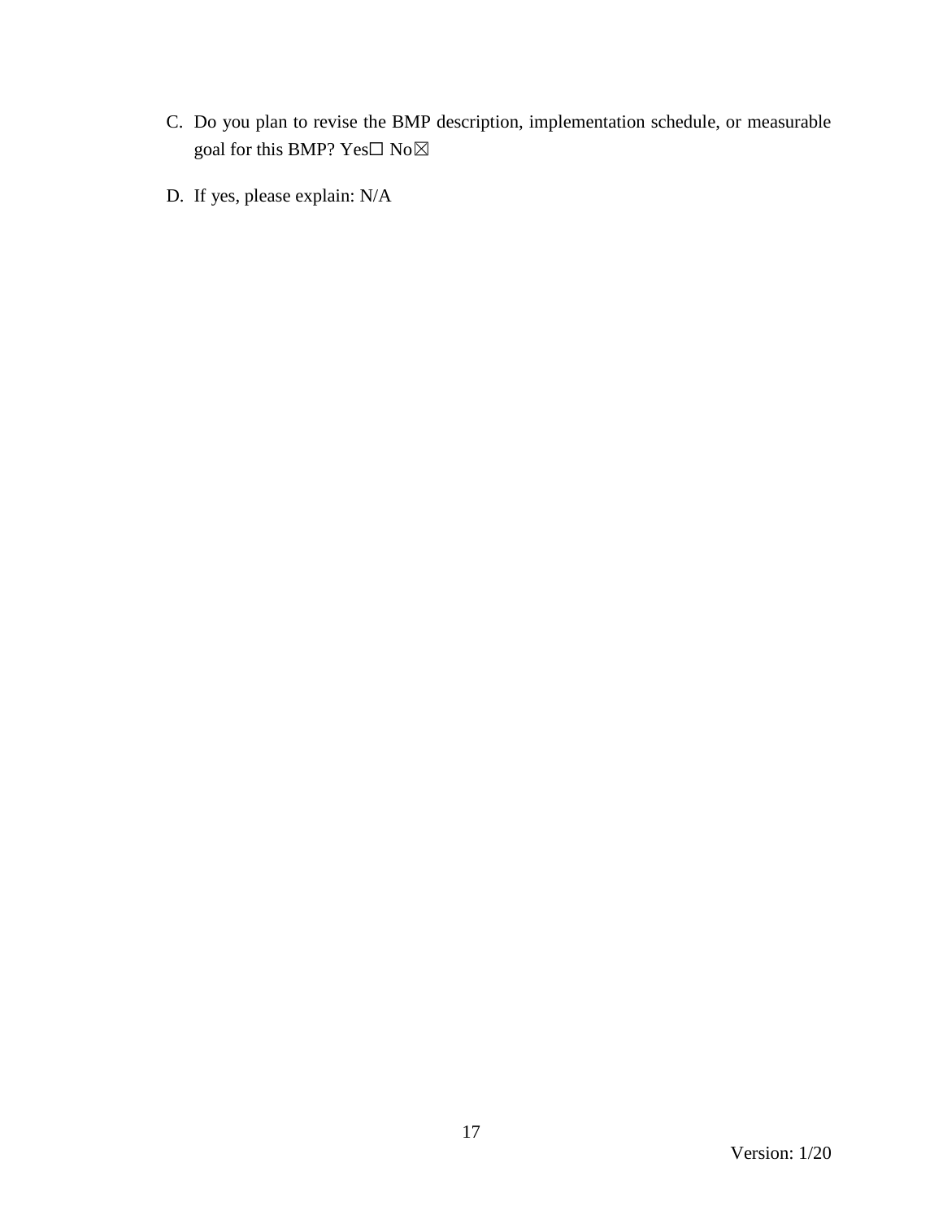C. Do you plan to revise the BMP description, implementation schedule, or measurable goal for this BMP? Yes☐ No☒

D. If yes, please explain: N/A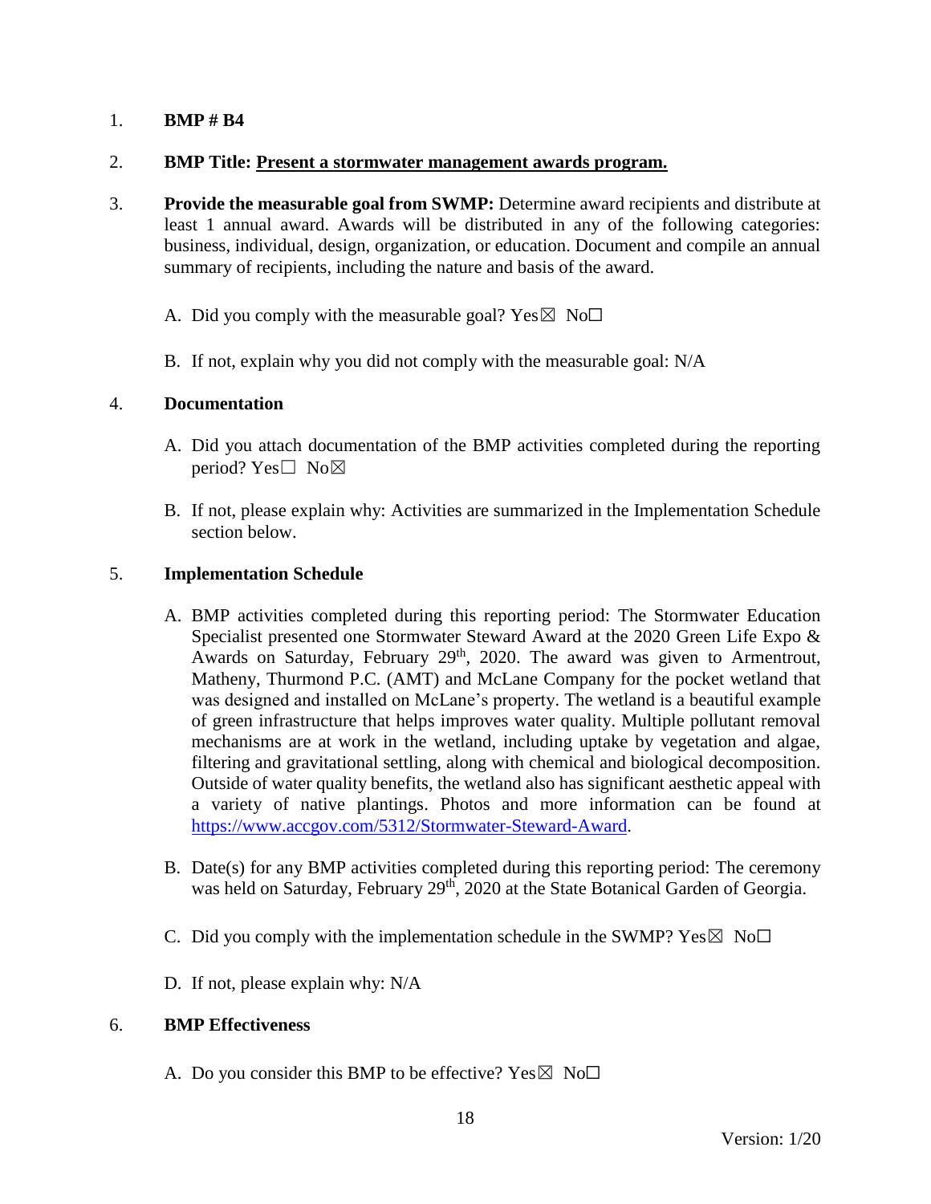1. **BMP # B4**

2. **BMP Title: Present a stormwater management awards program.**

3. **Provide the measurable goal from SWMP:** Determine award recipients and distribute at least 1 annual award. Awards will be distributed in any of the following categories: business, individual, design, organization, or education. Document and compile an annual summary of recipients, including the nature and basis of the award.

   A. Did you comply with the measurable goal? Yes☒ No☐

   B. If not, explain why you did not comply with the measurable goal: N/A

4. **Documentation**

   A. Did you attach documentation of the BMP activities completed during the reporting period? Yes☐ No☒

   B. If not, please explain why: Activities are summarized in the Implementation Schedule section below.

5. **Implementation Schedule**

   A. BMP activities completed during this reporting period: The Stormwater Education Specialist presented one Stormwater Steward Award at the 2020 Green Life Expo & Awards on Saturday, February 29th, 2020. The award was given to Armentrout, Matheny, Thurmond P.C. (AMT) and McLane Company for the pocket wetland that was designed and installed on McLane's property. The wetland is a beautiful example of green infrastructure that helps improves water quality. Multiple pollutant removal mechanisms are at work in the wetland, including uptake by vegetation and algae, filtering and gravitational settling, along with chemical and biological decomposition. Outside of water quality benefits, the wetland also has significant aesthetic appeal with a variety of native plantings. Photos and more information can be found at [https://www.accgov.com/5312/Stormwater-Steward-Award](https://www.accgov.com/5312/Stormwater-Steward-Award).

   B. Date(s) for any BMP activities completed during this reporting period: The ceremony was held on Saturday, February 29th, 2020 at the State Botanical Garden of Georgia.

   C. Did you comply with the implementation schedule in the SWMP? Yes☒ No☐

   D. If not, please explain why: N/A

6. **BMP Effectiveness**

   A. Do you consider this BMP to be effective? Yes☒ No☐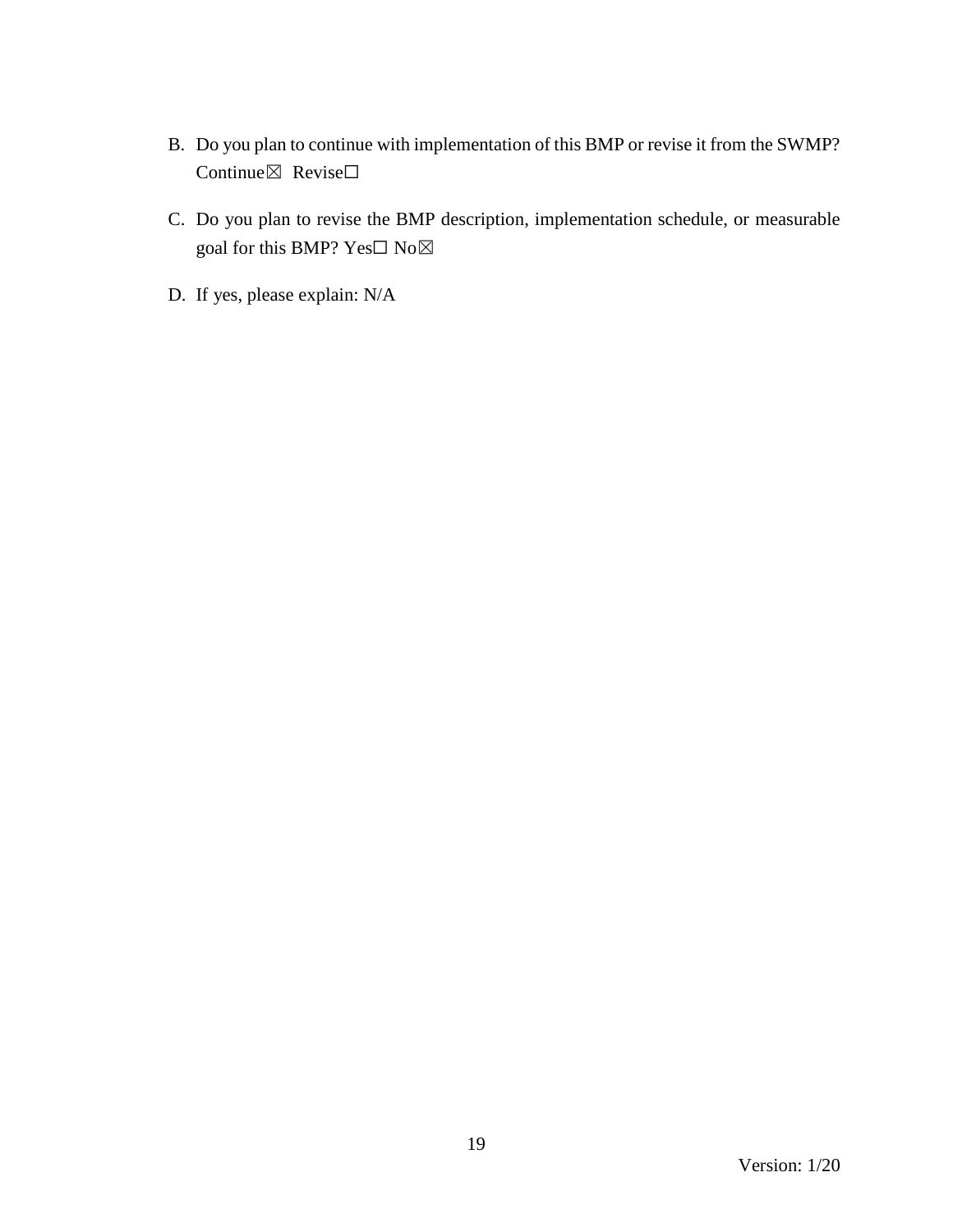B. Do you plan to continue with implementation of this BMP or revise it from the SWMP? Continue☒ Revise☐

C. Do you plan to revise the BMP description, implementation schedule, or measurable goal for this BMP? Yes☐ No☒

D. If yes, please explain: N/A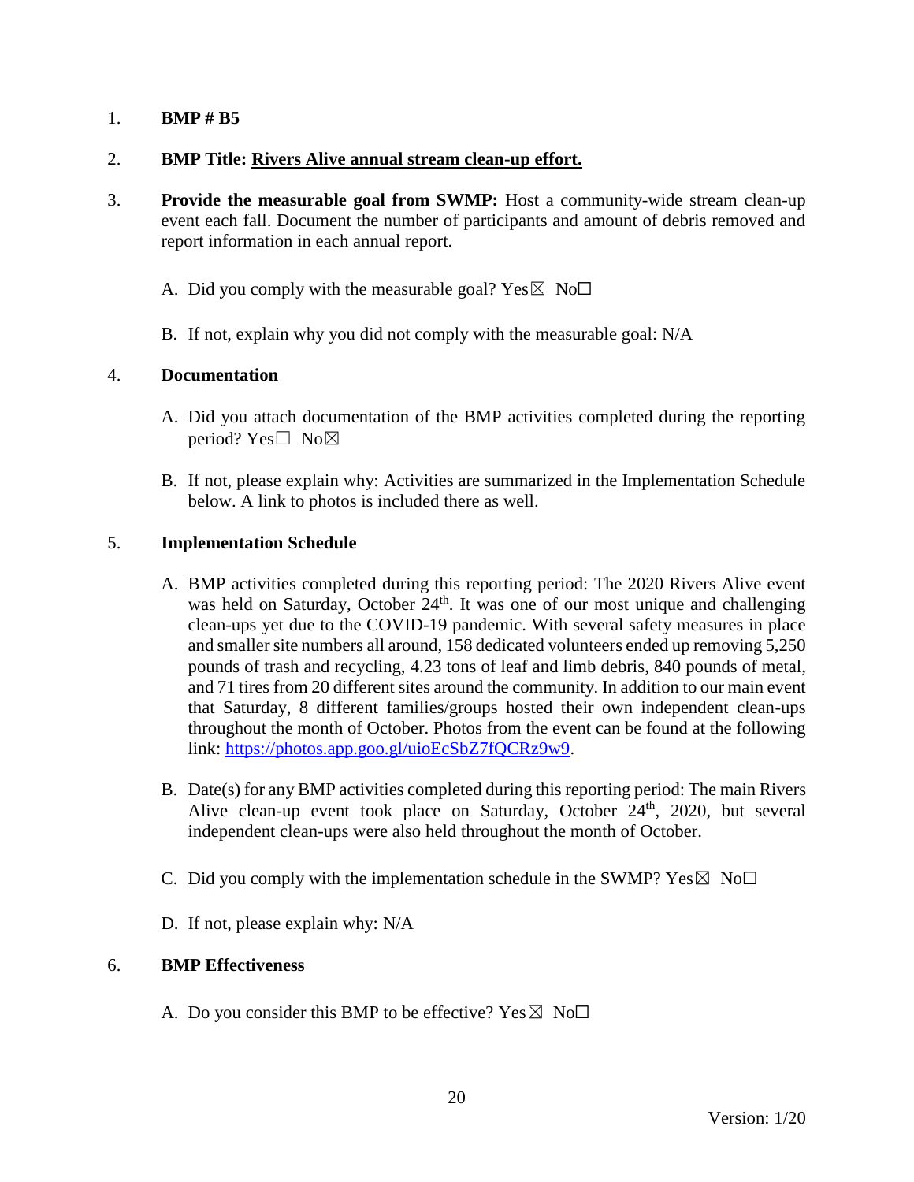1. **BMP # B5**

2. **BMP Title: Rivers Alive annual stream clean-up effort.**

3. **Provide the measurable goal from SWMP:** Host a community-wide stream clean-up event each fall. Document the number of participants and amount of debris removed and report information in each annual report.

   A. Did you comply with the measurable goal? Yes☒ No☐

   B. If not, explain why you did not comply with the measurable goal: N/A

4. **Documentation**

   A. Did you attach documentation of the BMP activities completed during the reporting period? Yes☐ No☒

   B. If not, please explain why: Activities are summarized in the Implementation Schedule below. A link to photos is included there as well.

5. **Implementation Schedule**

   A. BMP activities completed during this reporting period: The 2020 Rivers Alive event was held on Saturday, October 24th. It was one of our most unique and challenging clean-ups yet due to the COVID-19 pandemic. With several safety measures in place and smaller site numbers all around, 158 dedicated volunteers ended up removing 5,250 pounds of trash and recycling, 4.23 tons of leaf and limb debris, 840 pounds of metal, and 71 tires from 20 different sites around the community. In addition to our main event that Saturday, 8 different families/groups hosted their own independent clean-ups throughout the month of October. Photos from the event can be found at the following link: https://photos.app.goo.gl/uioEcSbZ7fQCRz9w9.

   B. Date(s) for any BMP activities completed during this reporting period: The main Rivers Alive clean-up event took place on Saturday, October 24th, 2020, but several independent clean-ups were also held throughout the month of October.

   C. Did you comply with the implementation schedule in the SWMP? Yes☒ No☐

   D. If not, please explain why: N/A

6. **BMP Effectiveness**

   A. Do you consider this BMP to be effective? Yes☒ No☐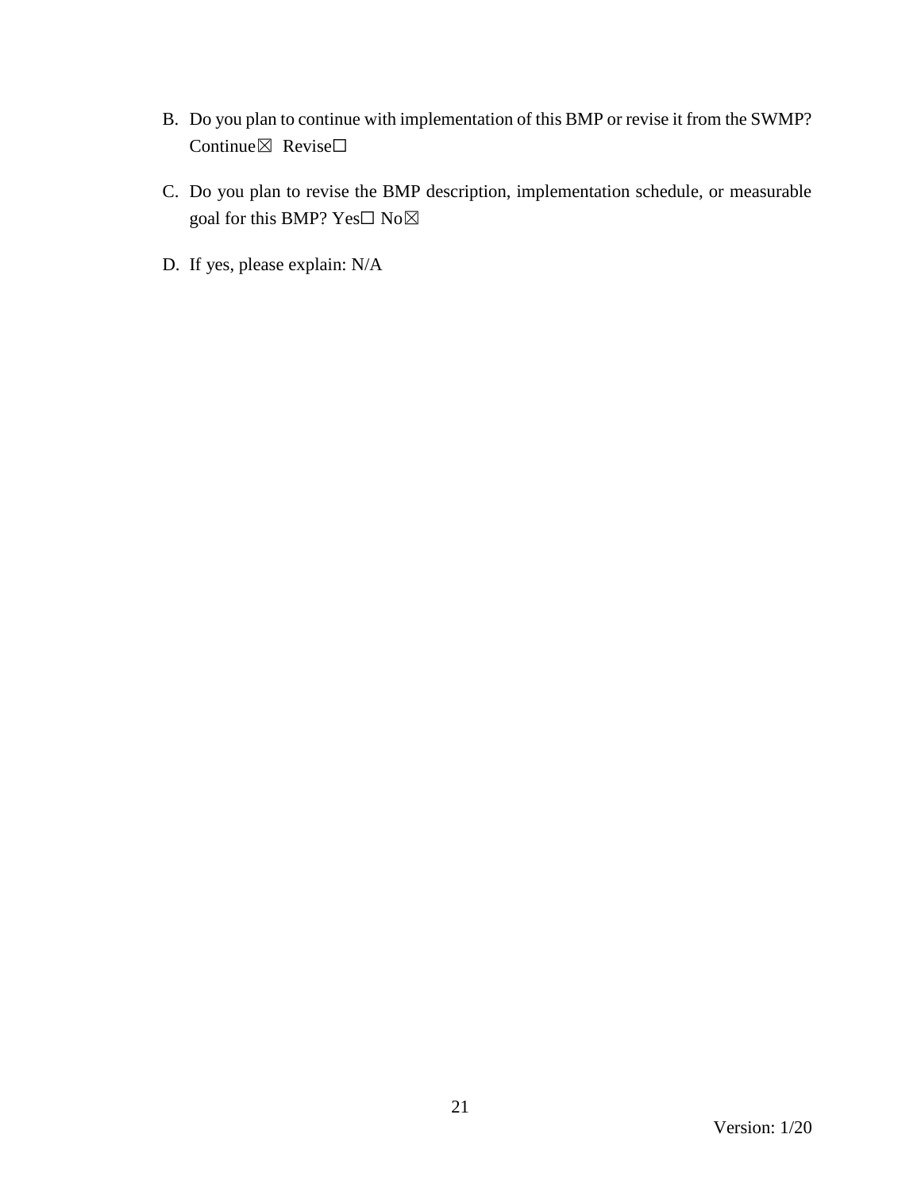B. Do you plan to continue with implementation of this BMP or revise it from the SWMP? Continue☒ Revise☐

C. Do you plan to revise the BMP description, implementation schedule, or measurable goal for this BMP? Yes☐ No☒

D. If yes, please explain: N/A

Version: 1/20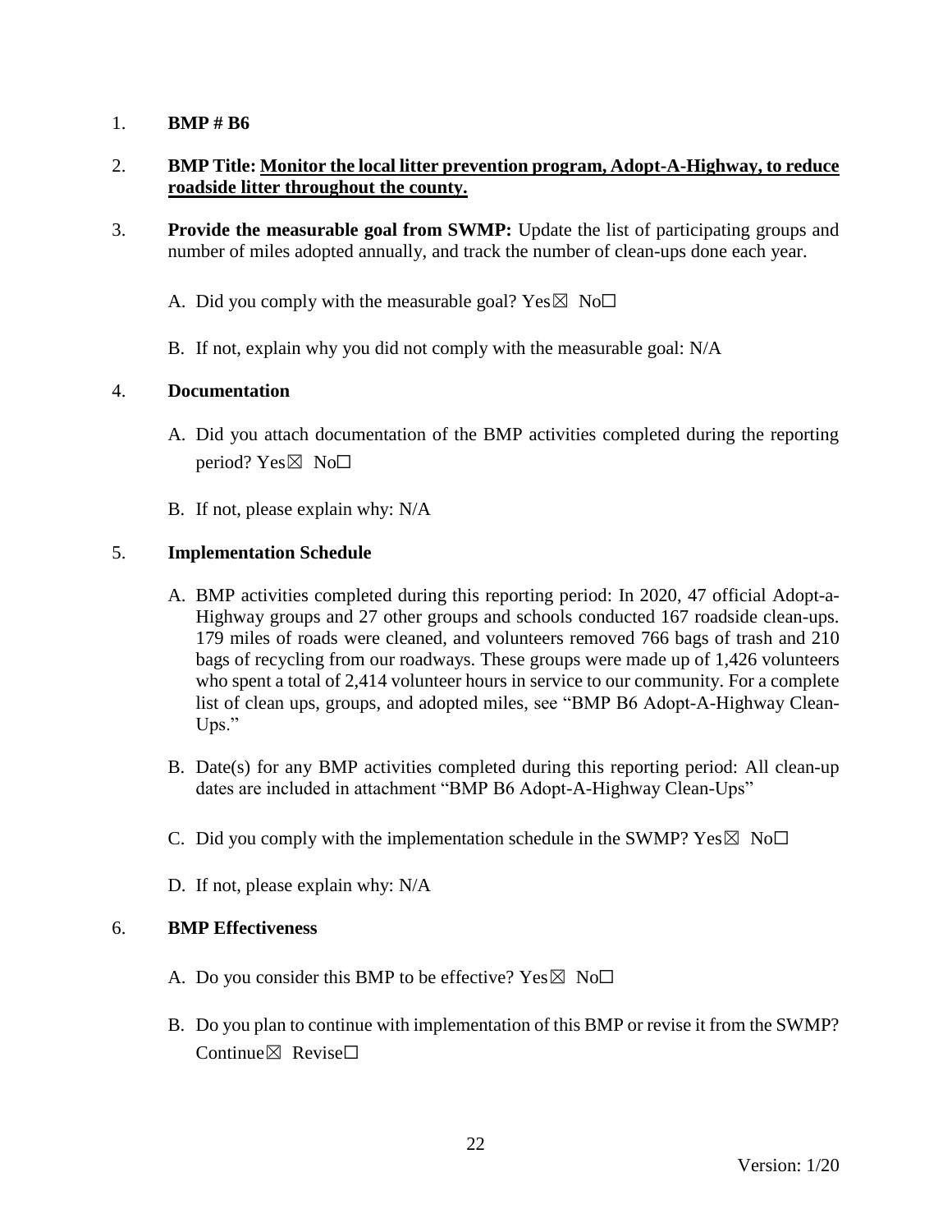1. **BMP # B6**

2. **BMP Title: <u>Monitor the local litter prevention program, Adopt-A-Highway, to reduce roadside litter throughout the county.</u>**

3. **Provide the measurable goal from SWMP:** Update the list of participating groups and number of miles adopted annually, and track the number of clean-ups done each year.

   A. Did you comply with the measurable goal? Yes☒ No☐

   B. If not, explain why you did not comply with the measurable goal: N/A

4. **Documentation**

   A. Did you attach documentation of the BMP activities completed during the reporting period? Yes☒ No☐

   B. If not, please explain why: N/A

5. **Implementation Schedule**

   A. BMP activities completed during this reporting period: In 2020, 47 official Adopt-a-Highway groups and 27 other groups and schools conducted 167 roadside clean-ups. 179 miles of roads were cleaned, and volunteers removed 766 bags of trash and 210 bags of recycling from our roadways. These groups were made up of 1,426 volunteers who spent a total of 2,414 volunteer hours in service to our community. For a complete list of clean ups, groups, and adopted miles, see "BMP B6 Adopt-A-Highway Clean-Ups."

   B. Date(s) for any BMP activities completed during this reporting period: All clean-up dates are included in attachment "BMP B6 Adopt-A-Highway Clean-Ups"

   C. Did you comply with the implementation schedule in the SWMP? Yes☒ No☐

   D. If not, please explain why: N/A

6. **BMP Effectiveness**

   A. Do you consider this BMP to be effective? Yes☒ No☐

   B. Do you plan to continue with implementation of this BMP or revise it from the SWMP? Continue☒ Revise☐

Version: 1/20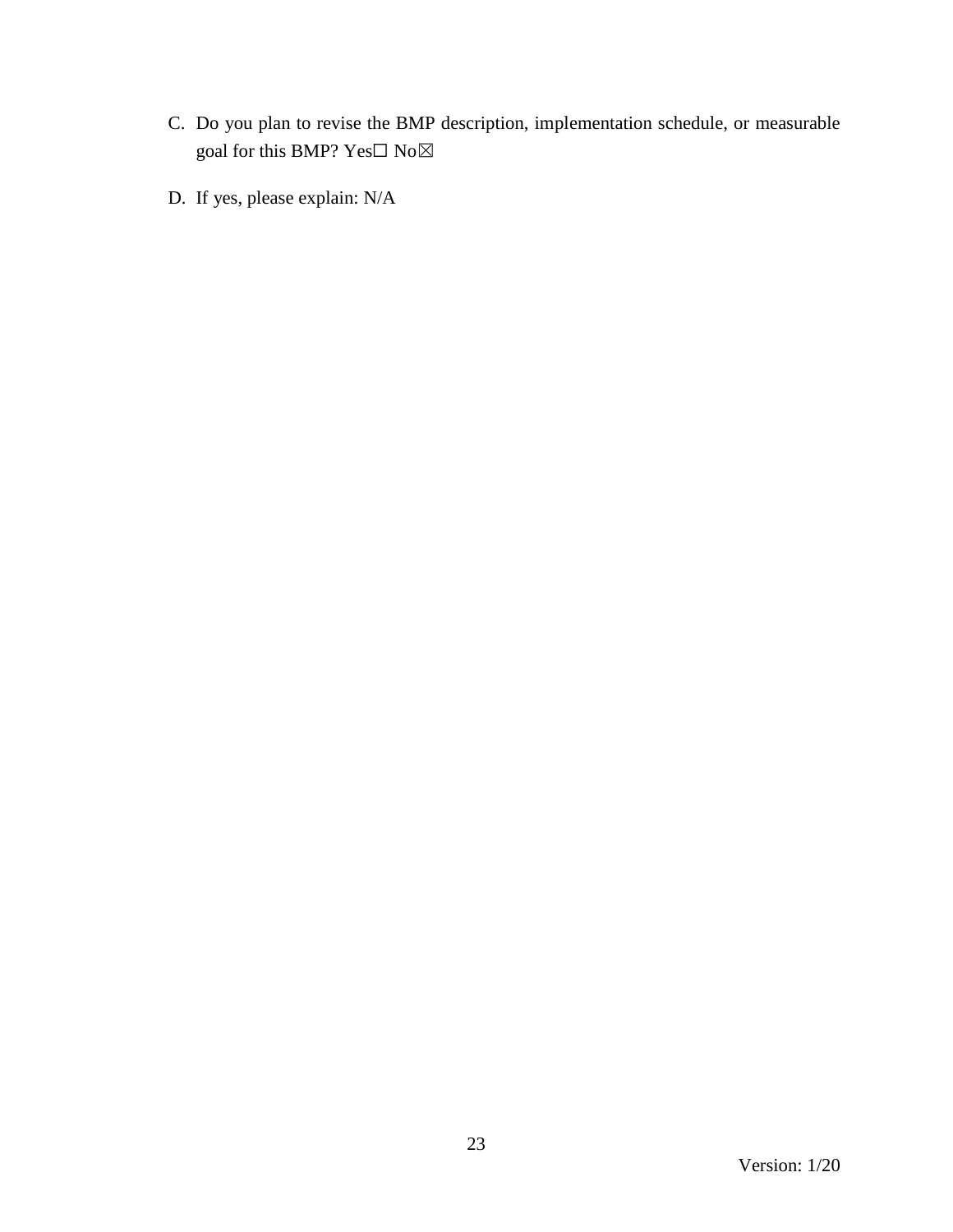C. Do you plan to revise the BMP description, implementation schedule, or measurable goal for this BMP? Yes☐ No☒

D. If yes, please explain: N/A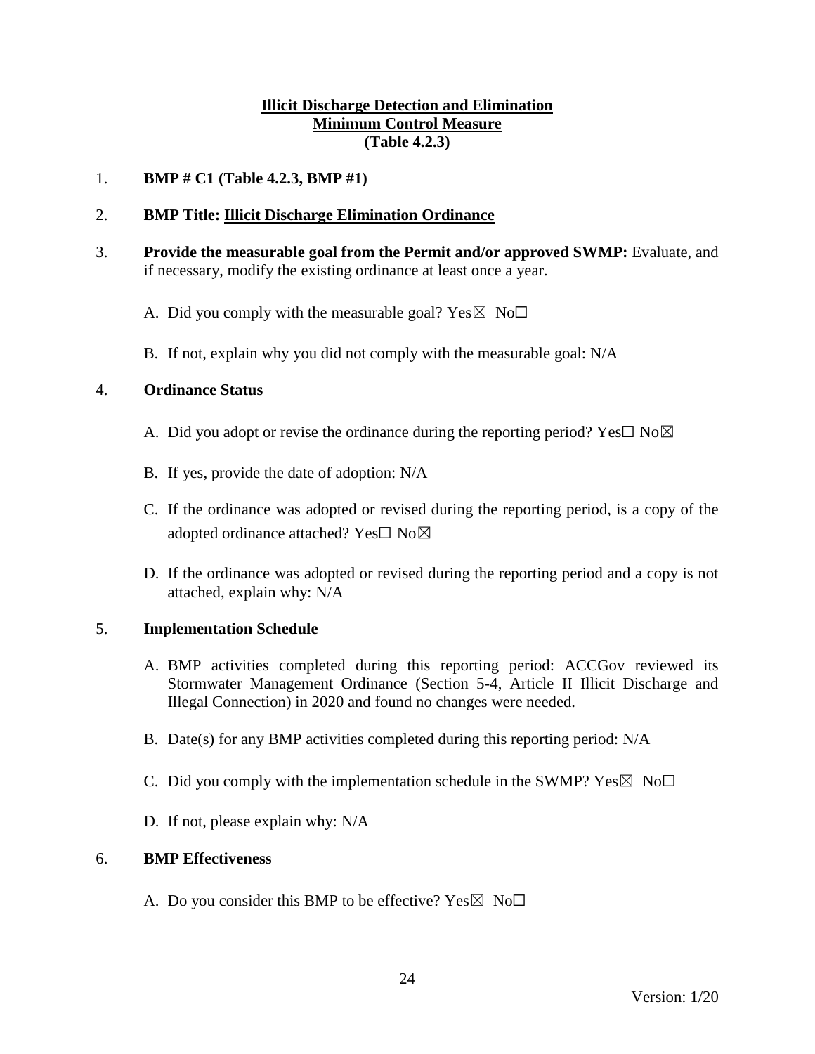**Illicit Discharge Detection and Elimination**
**Minimum Control Measure**
**(Table 4.2.3)**

1. **BMP # C1 (Table 4.2.3, BMP #1)**

2. **BMP Title: Illicit Discharge Elimination Ordinance**

3. **Provide the measurable goal from the Permit and/or approved SWMP:** Evaluate, and if necessary, modify the existing ordinance at least once a year.

   A. Did you comply with the measurable goal? Yes☒ No☐

   B. If not, explain why you did not comply with the measurable goal: N/A

4. **Ordinance Status**

   A. Did you adopt or revise the ordinance during the reporting period? Yes☐ No☒

   B. If yes, provide the date of adoption: N/A

   C. If the ordinance was adopted or revised during the reporting period, is a copy of the adopted ordinance attached? Yes☐ No☒

   D. If the ordinance was adopted or revised during the reporting period and a copy is not attached, explain why: N/A

5. **Implementation Schedule**

   A. BMP activities completed during this reporting period: ACCGov reviewed its Stormwater Management Ordinance (Section 5-4, Article II Illicit Discharge and Illegal Connection) in 2020 and found no changes were needed.

   B. Date(s) for any BMP activities completed during this reporting period: N/A

   C. Did you comply with the implementation schedule in the SWMP? Yes☒ No☐

   D. If not, please explain why: N/A

6. **BMP Effectiveness**

   A. Do you consider this BMP to be effective? Yes☒ No☐

Version: 1/20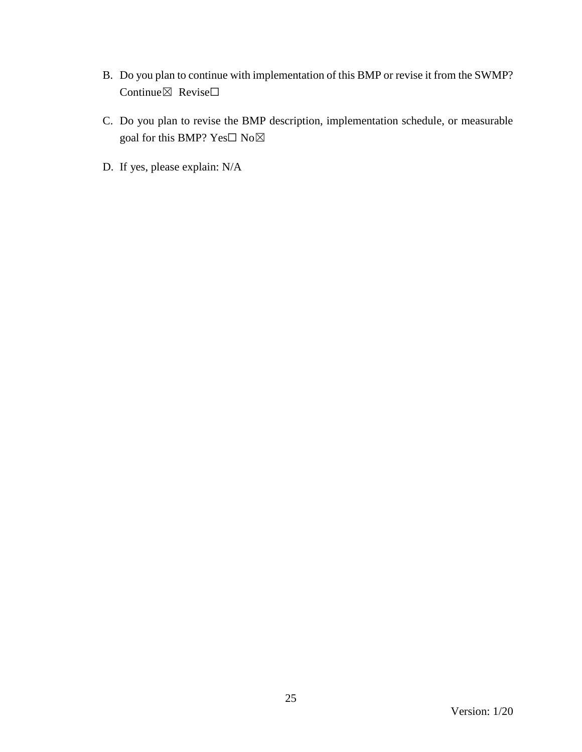B. Do you plan to continue with implementation of this BMP or revise it from the SWMP? Continue☒ Revise☐

C. Do you plan to revise the BMP description, implementation schedule, or measurable goal for this BMP? Yes☐ No☒

D. If yes, please explain: N/A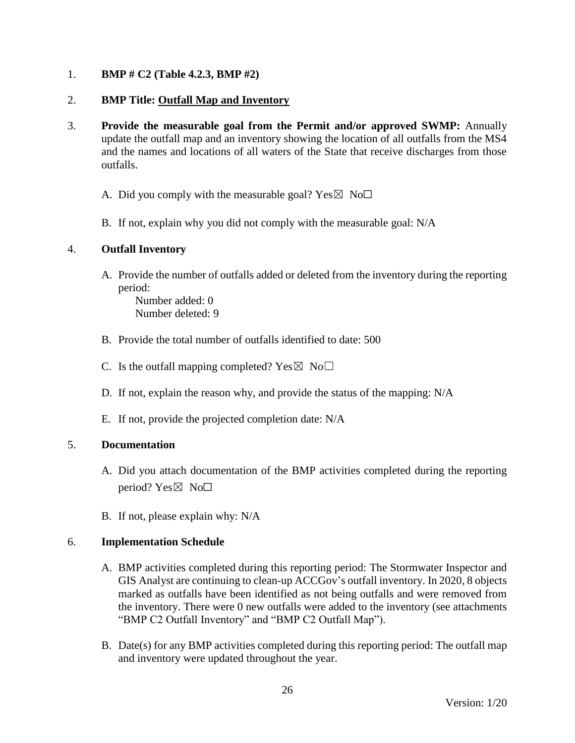1. **BMP # C2 (Table 4.2.3, BMP #2)**

2. **BMP Title: <u>Outfall Map and Inventory</u>**

3. **Provide the measurable goal from the Permit and/or approved SWMP:** Annually update the outfall map and an inventory showing the location of all outfalls from the MS4 and the names and locations of all waters of the State that receive discharges from those outfalls.

   A. Did you comply with the measurable goal? Yes☒ No☐

   B. If not, explain why you did not comply with the measurable goal: N/A

4. **Outfall Inventory**

   A. Provide the number of outfalls added or deleted from the inventory during the reporting period:
      Number added: 0
      Number deleted: 9

   B. Provide the total number of outfalls identified to date: 500

   C. Is the outfall mapping completed? Yes☒ No☐

   D. If not, explain the reason why, and provide the status of the mapping: N/A

   E. If not, provide the projected completion date: N/A

5. **Documentation**

   A. Did you attach documentation of the BMP activities completed during the reporting period? Yes☒ No☐

   B. If not, please explain why: N/A

6. **Implementation Schedule**

   A. BMP activities completed during this reporting period: The Stormwater Inspector and GIS Analyst are continuing to clean-up ACCGov's outfall inventory. In 2020, 8 objects marked as outfalls have been identified as not being outfalls and were removed from the inventory. There were 0 new outfalls were added to the inventory (see attachments "BMP C2 Outfall Inventory" and "BMP C2 Outfall Map").

   B. Date(s) for any BMP activities completed during this reporting period: The outfall map and inventory were updated throughout the year.

Version: 1/20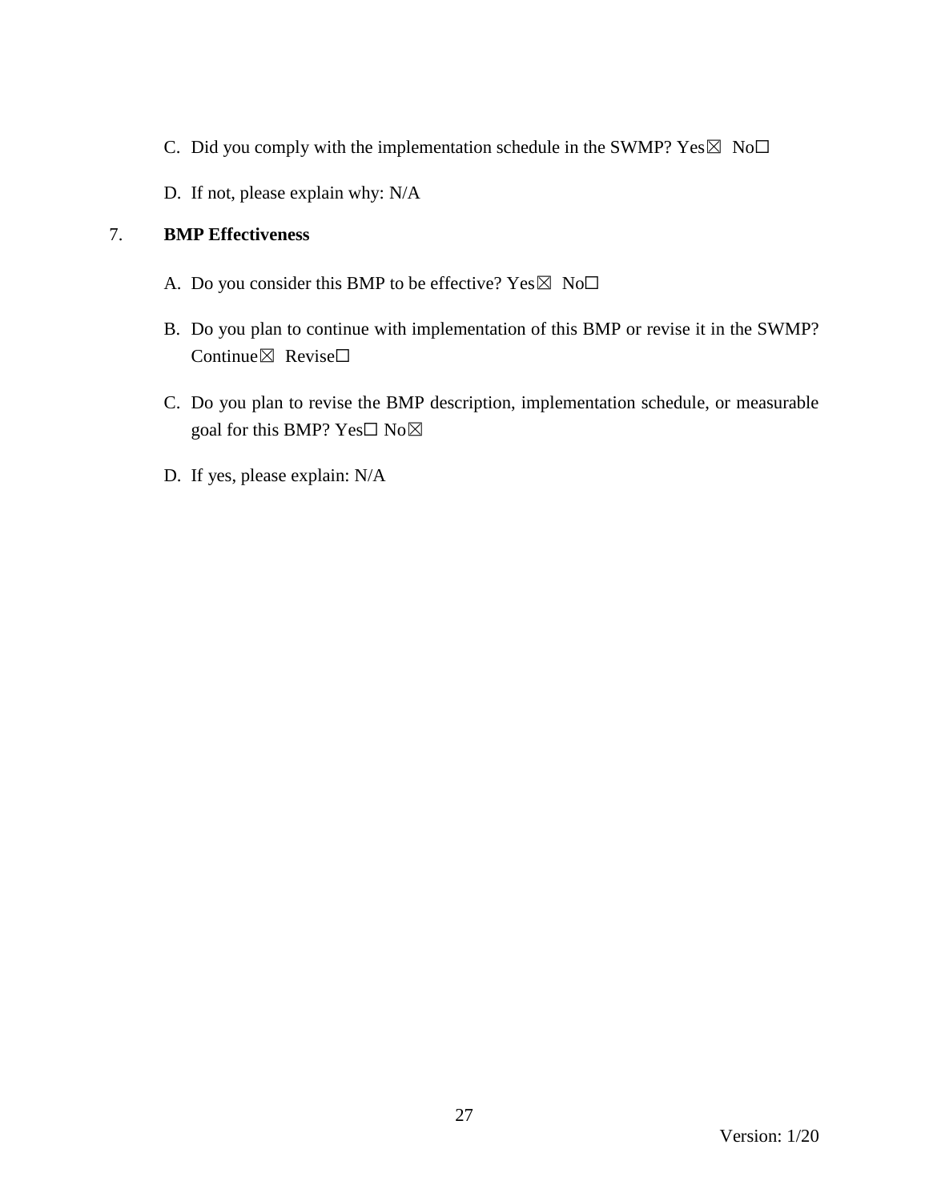C. Did you comply with the implementation schedule in the SWMP? Yes☒ No☐

D. If not, please explain why: N/A

7. **BMP Effectiveness**

A. Do you consider this BMP to be effective? Yes☒ No☐

B. Do you plan to continue with implementation of this BMP or revise it in the SWMP? Continue☒ Revise☐

C. Do you plan to revise the BMP description, implementation schedule, or measurable goal for this BMP? Yes☐ No☒

D. If yes, please explain: N/A

Version: 1/20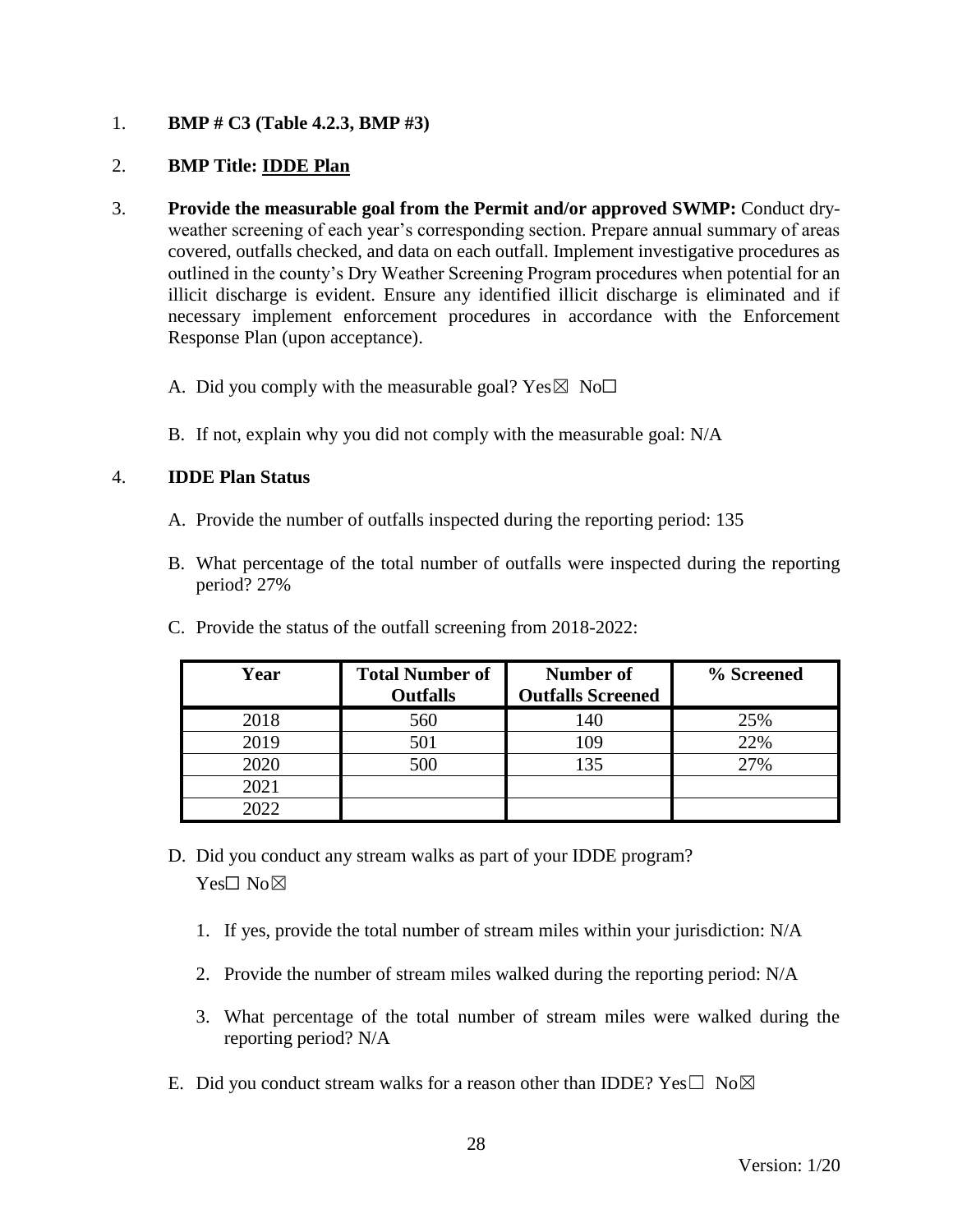1. **BMP # C3 (Table 4.2.3, BMP #3)**

2. **BMP Title: <u>IDDE Plan</u>**

3. **Provide the measurable goal from the Permit and/or approved SWMP:** Conduct dry-weather screening of each year's corresponding section. Prepare annual summary of areas covered, outfalls checked, and data on each outfall. Implement investigative procedures as outlined in the county's Dry Weather Screening Program procedures when potential for an illicit discharge is evident. Ensure any identified illicit discharge is eliminated and if necessary implement enforcement procedures in accordance with the Enforcement Response Plan (upon acceptance).

   A. Did you comply with the measurable goal? Yes☒ No☐

   B. If not, explain why you did not comply with the measurable goal: N/A

4. **IDDE Plan Status**

   A. Provide the number of outfalls inspected during the reporting period: 135

   B. What percentage of the total number of outfalls were inspected during the reporting period? 27%

   C. Provide the status of the outfall screening from 2018-2022:

| Year | Total Number of Outfalls | Number of Outfalls Screened | % Screened |
|---|---|---|---|
| 2018 | 560 | 140 | 25% |
| 2019 | 501 | 109 | 22% |
| 2020 | 500 | 135 | 27% |
| 2021 | | | |
| 2022 | | | |

   D. Did you conduct any stream walks as part of your IDDE program?
   Yes☐ No☒

      1. If yes, provide the total number of stream miles within your jurisdiction: N/A

      2. Provide the number of stream miles walked during the reporting period: N/A

      3. What percentage of the total number of stream miles were walked during the reporting period? N/A

   E. Did you conduct stream walks for a reason other than IDDE? Yes☐ No☒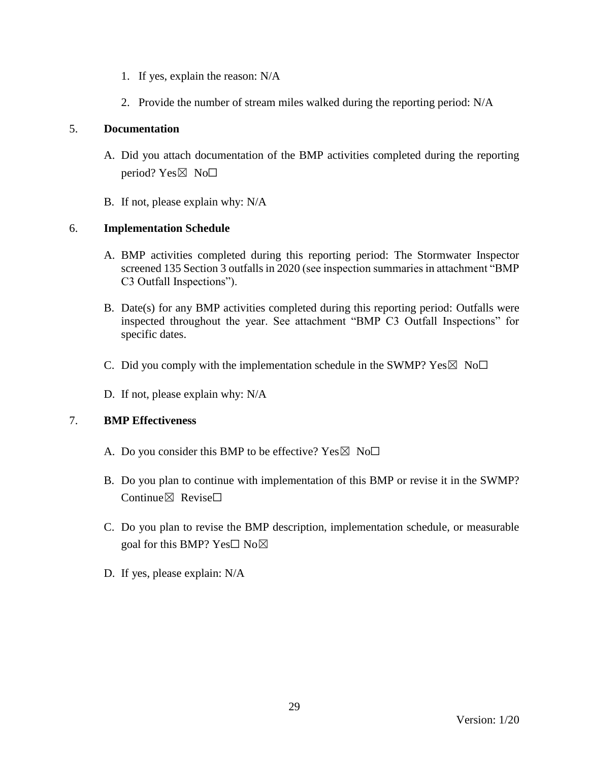1. If yes, explain the reason: N/A

2. Provide the number of stream miles walked during the reporting period: N/A

5. **Documentation**

A. Did you attach documentation of the BMP activities completed during the reporting period? Yes☒ No☐

B. If not, please explain why: N/A

6. **Implementation Schedule**

A. BMP activities completed during this reporting period: The Stormwater Inspector screened 135 Section 3 outfalls in 2020 (see inspection summaries in attachment "BMP C3 Outfall Inspections").

B. Date(s) for any BMP activities completed during this reporting period: Outfalls were inspected throughout the year. See attachment "BMP C3 Outfall Inspections" for specific dates.

C. Did you comply with the implementation schedule in the SWMP? Yes☒ No☐

D. If not, please explain why: N/A

7. **BMP Effectiveness**

A. Do you consider this BMP to be effective? Yes☒ No☐

B. Do you plan to continue with implementation of this BMP or revise it in the SWMP? Continue☒ Revise☐

C. Do you plan to revise the BMP description, implementation schedule, or measurable goal for this BMP? Yes☐ No☒

D. If yes, please explain: N/A

Version: 1/20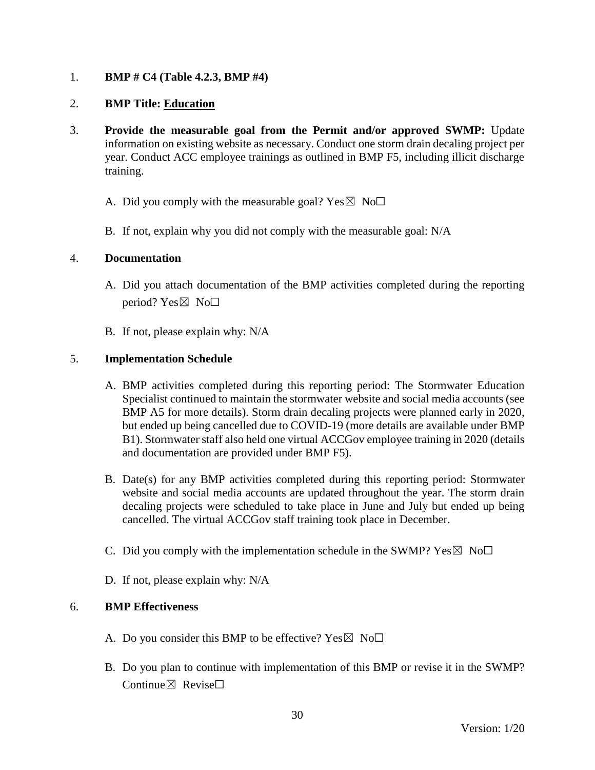1. **BMP # C4 (Table 4.2.3, BMP #4)**

2. **BMP Title: Education**

3. **Provide the measurable goal from the Permit and/or approved SWMP:** Update information on existing website as necessary. Conduct one storm drain decaling project per year. Conduct ACC employee trainings as outlined in BMP F5, including illicit discharge training.

   A. Did you comply with the measurable goal? Yes☒ No☐

   B. If not, explain why you did not comply with the measurable goal: N/A

4. **Documentation**

   A. Did you attach documentation of the BMP activities completed during the reporting period? Yes☒ No☐

   B. If not, please explain why: N/A

5. **Implementation Schedule**

   A. BMP activities completed during this reporting period: The Stormwater Education Specialist continued to maintain the stormwater website and social media accounts (see BMP A5 for more details). Storm drain decaling projects were planned early in 2020, but ended up being cancelled due to COVID-19 (more details are available under BMP B1). Stormwater staff also held one virtual ACCGov employee training in 2020 (details and documentation are provided under BMP F5).

   B. Date(s) for any BMP activities completed during this reporting period: Stormwater website and social media accounts are updated throughout the year. The storm drain decaling projects were scheduled to take place in June and July but ended up being cancelled. The virtual ACCGov staff training took place in December.

   C. Did you comply with the implementation schedule in the SWMP? Yes☒ No☐

   D. If not, please explain why: N/A

6. **BMP Effectiveness**

   A. Do you consider this BMP to be effective? Yes☒ No☐

   B. Do you plan to continue with implementation of this BMP or revise it in the SWMP? Continue☒ Revise☐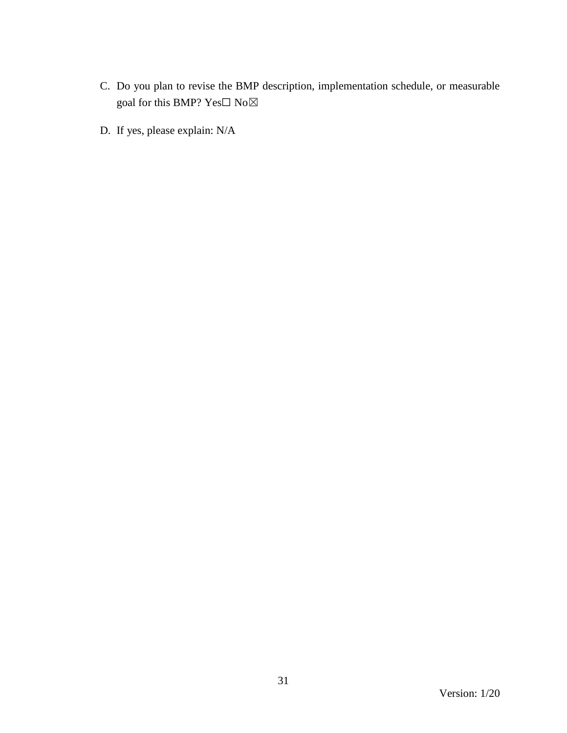C. Do you plan to revise the BMP description, implementation schedule, or measurable goal for this BMP? Yes☐ No☒

D. If yes, please explain: N/A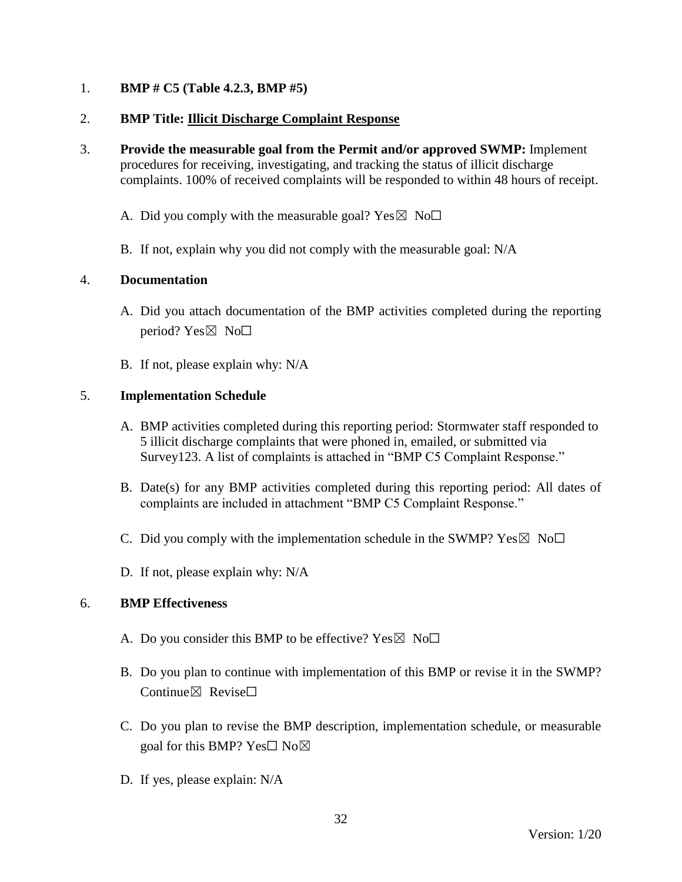1. **BMP # C5 (Table 4.2.3, BMP #5)**

2. **BMP Title: Illicit Discharge Complaint Response**

3. **Provide the measurable goal from the Permit and/or approved SWMP:** Implement procedures for receiving, investigating, and tracking the status of illicit discharge complaints. 100% of received complaints will be responded to within 48 hours of receipt.

   A. Did you comply with the measurable goal? Yes☒ No☐

   B. If not, explain why you did not comply with the measurable goal: N/A

4. **Documentation**

   A. Did you attach documentation of the BMP activities completed during the reporting period? Yes☒ No☐

   B. If not, please explain why: N/A

5. **Implementation Schedule**

   A. BMP activities completed during this reporting period: Stormwater staff responded to 5 illicit discharge complaints that were phoned in, emailed, or submitted via Survey123. A list of complaints is attached in "BMP C5 Complaint Response."

   B. Date(s) for any BMP activities completed during this reporting period: All dates of complaints are included in attachment "BMP C5 Complaint Response."

   C. Did you comply with the implementation schedule in the SWMP? Yes☒ No☐

   D. If not, please explain why: N/A

6. **BMP Effectiveness**

   A. Do you consider this BMP to be effective? Yes☒ No☐

   B. Do you plan to continue with implementation of this BMP or revise it in the SWMP? Continue☒ Revise☐

   C. Do you plan to revise the BMP description, implementation schedule, or measurable goal for this BMP? Yes☐ No☒

   D. If yes, please explain: N/A

Version: 1/20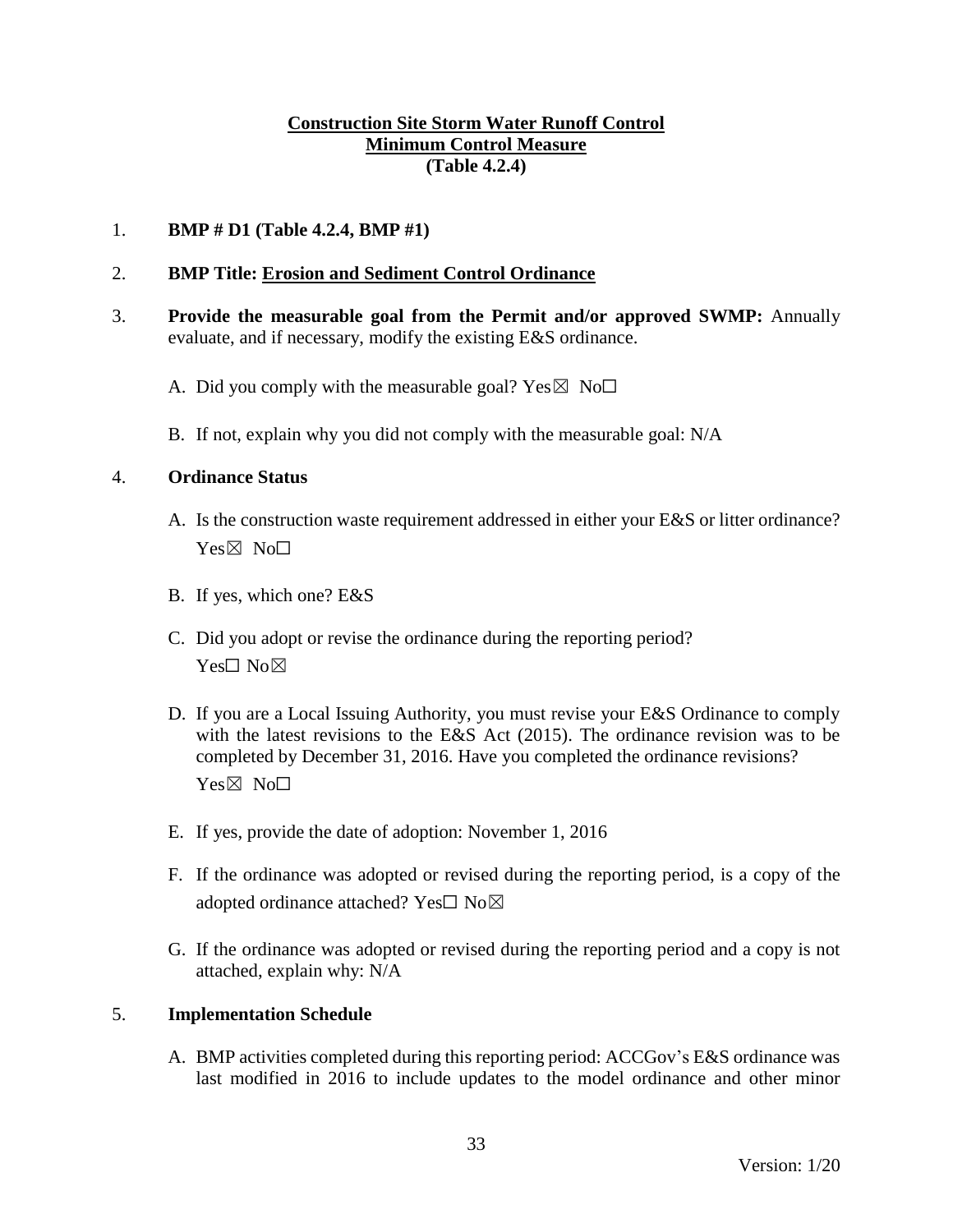**Construction Site Storm Water Runoff Control**
**Minimum Control Measure**
**(Table 4.2.4)**

1. **BMP # D1 (Table 4.2.4, BMP #1)**

2. **BMP Title: Erosion and Sediment Control Ordinance**

3. **Provide the measurable goal from the Permit and/or approved SWMP:** Annually evaluate, and if necessary, modify the existing E&S ordinance.

   A. Did you comply with the measurable goal? Yes☒ No☐

   B. If not, explain why you did not comply with the measurable goal: N/A

4. **Ordinance Status**

   A. Is the construction waste requirement addressed in either your E&S or litter ordinance? Yes☒ No☐

   B. If yes, which one? E&S

   C. Did you adopt or revise the ordinance during the reporting period? Yes☐ No☒

   D. If you are a Local Issuing Authority, you must revise your E&S Ordinance to comply with the latest revisions to the E&S Act (2015). The ordinance revision was to be completed by December 31, 2016. Have you completed the ordinance revisions? Yes☒ No☐

   E. If yes, provide the date of adoption: November 1, 2016

   F. If the ordinance was adopted or revised during the reporting period, is a copy of the adopted ordinance attached? Yes☐ No☒

   G. If the ordinance was adopted or revised during the reporting period and a copy is not attached, explain why: N/A

5. **Implementation Schedule**

   A. BMP activities completed during this reporting period: ACCGov's E&S ordinance was last modified in 2016 to include updates to the model ordinance and other minor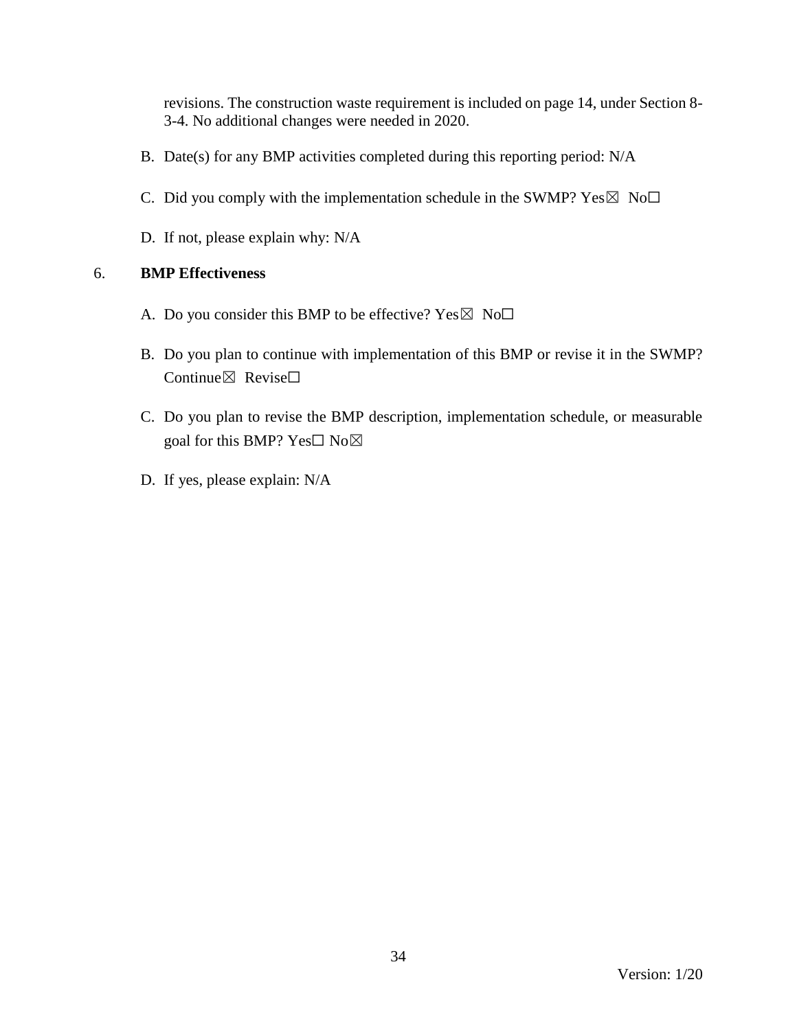revisions. The construction waste requirement is included on page 14, under Section 8-3-4. No additional changes were needed in 2020.

B. Date(s) for any BMP activities completed during this reporting period: N/A

C. Did you comply with the implementation schedule in the SWMP? Yes☒ No☐

D. If not, please explain why: N/A

6. **BMP Effectiveness**

A. Do you consider this BMP to be effective? Yes☒ No☐

B. Do you plan to continue with implementation of this BMP or revise it in the SWMP? Continue☒ Revise☐

C. Do you plan to revise the BMP description, implementation schedule, or measurable goal for this BMP? Yes☐ No☒

D. If yes, please explain: N/A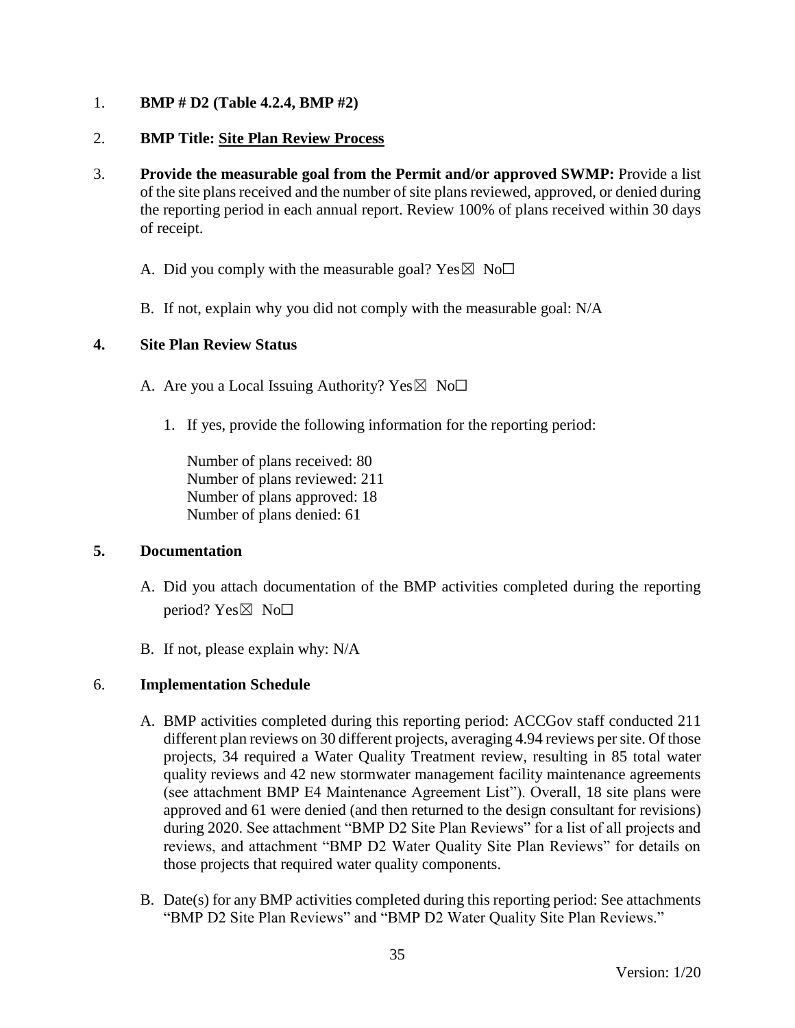1. **BMP # D2 (Table 4.2.4, BMP #2)**

2. **BMP Title: <u>Site Plan Review Process</u>**

3. **Provide the measurable goal from the Permit and/or approved SWMP:** Provide a list of the site plans received and the number of site plans reviewed, approved, or denied during the reporting period in each annual report. Review 100% of plans received within 30 days of receipt.

   A. Did you comply with the measurable goal? Yes☒ No☐

   B. If not, explain why you did not comply with the measurable goal: N/A

4. **Site Plan Review Status**

   A. Are you a Local Issuing Authority? Yes☒ No☐

      1. If yes, provide the following information for the reporting period:

         Number of plans received: 80
         Number of plans reviewed: 211
         Number of plans approved: 18
         Number of plans denied: 61

5. **Documentation**

   A. Did you attach documentation of the BMP activities completed during the reporting period? Yes☒ No☐

   B. If not, please explain why: N/A

6. **Implementation Schedule**

   A. BMP activities completed during this reporting period: ACCGov staff conducted 211 different plan reviews on 30 different projects, averaging 4.94 reviews per site. Of those projects, 34 required a Water Quality Treatment review, resulting in 85 total water quality reviews and 42 new stormwater management facility maintenance agreements (see attachment BMP E4 Maintenance Agreement List"). Overall, 18 site plans were approved and 61 were denied (and then returned to the design consultant for revisions) during 2020. See attachment "BMP D2 Site Plan Reviews" for a list of all projects and reviews, and attachment "BMP D2 Water Quality Site Plan Reviews" for details on those projects that required water quality components.

   B. Date(s) for any BMP activities completed during this reporting period: See attachments "BMP D2 Site Plan Reviews" and "BMP D2 Water Quality Site Plan Reviews."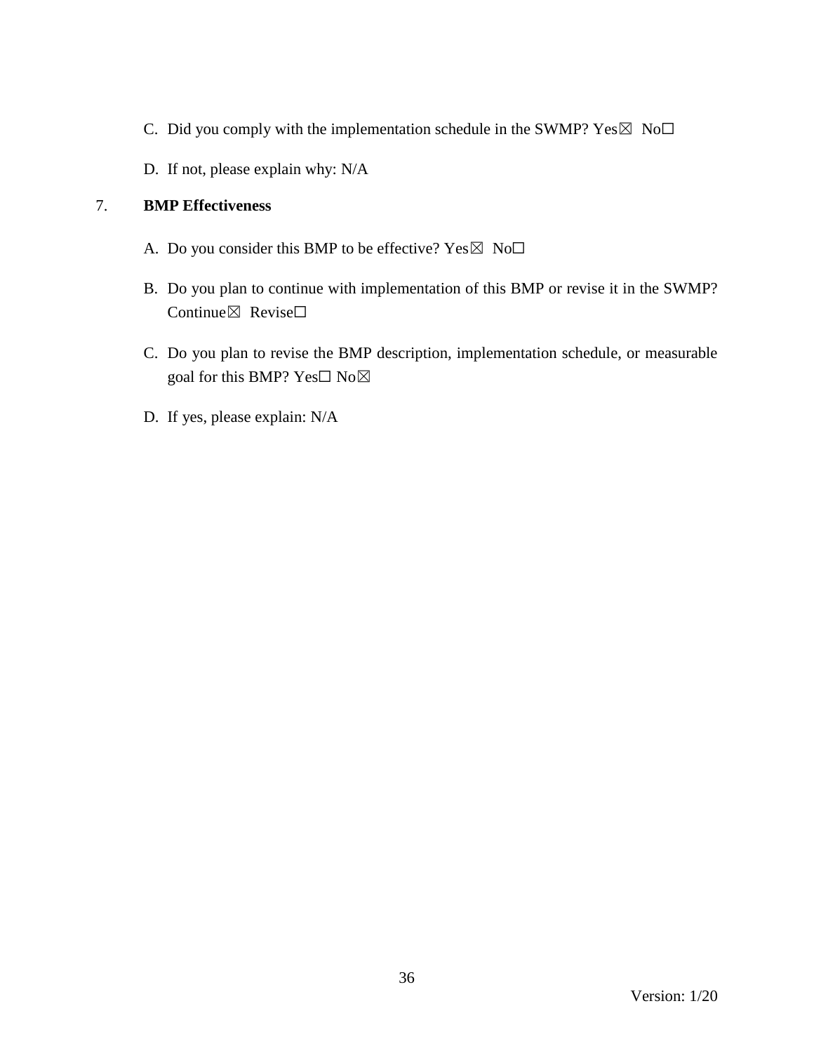C. Did you comply with the implementation schedule in the SWMP? Yes☒ No☐

D. If not, please explain why: N/A

7. **BMP Effectiveness**

A. Do you consider this BMP to be effective? Yes☒ No☐

B. Do you plan to continue with implementation of this BMP or revise it in the SWMP? Continue☒ Revise☐

C. Do you plan to revise the BMP description, implementation schedule, or measurable goal for this BMP? Yes☐ No☒

D. If yes, please explain: N/A

Version: 1/20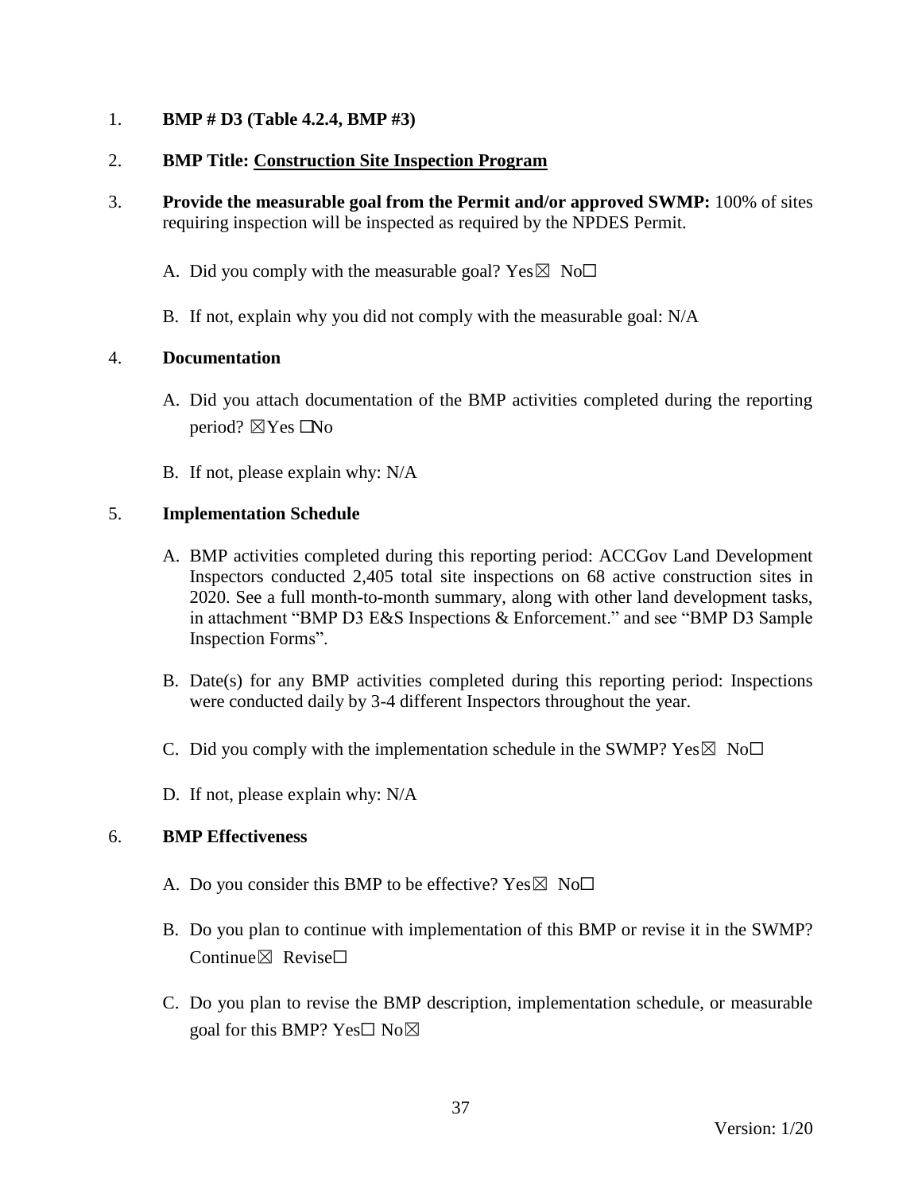1. **BMP # D3 (Table 4.2.4, BMP #3)**

2. **BMP Title: Construction Site Inspection Program**

3. **Provide the measurable goal from the Permit and/or approved SWMP:** 100% of sites requiring inspection will be inspected as required by the NPDES Permit.

   A. Did you comply with the measurable goal? Yes☒ No☐

   B. If not, explain why you did not comply with the measurable goal: N/A

4. **Documentation**

   A. Did you attach documentation of the BMP activities completed during the reporting period? ☒Yes ☐No

   B. If not, please explain why: N/A

5. **Implementation Schedule**

   A. BMP activities completed during this reporting period: ACCGov Land Development Inspectors conducted 2,405 total site inspections on 68 active construction sites in 2020. See a full month-to-month summary, along with other land development tasks, in attachment "BMP D3 E&S Inspections & Enforcement." and see "BMP D3 Sample Inspection Forms".

   B. Date(s) for any BMP activities completed during this reporting period: Inspections were conducted daily by 3-4 different Inspectors throughout the year.

   C. Did you comply with the implementation schedule in the SWMP? Yes☒ No☐

   D. If not, please explain why: N/A

6. **BMP Effectiveness**

   A. Do you consider this BMP to be effective? Yes☒ No☐

   B. Do you plan to continue with implementation of this BMP or revise it in the SWMP? Continue☒ Revise☐

   C. Do you plan to revise the BMP description, implementation schedule, or measurable goal for this BMP? Yes☐ No☒

Version: 1/20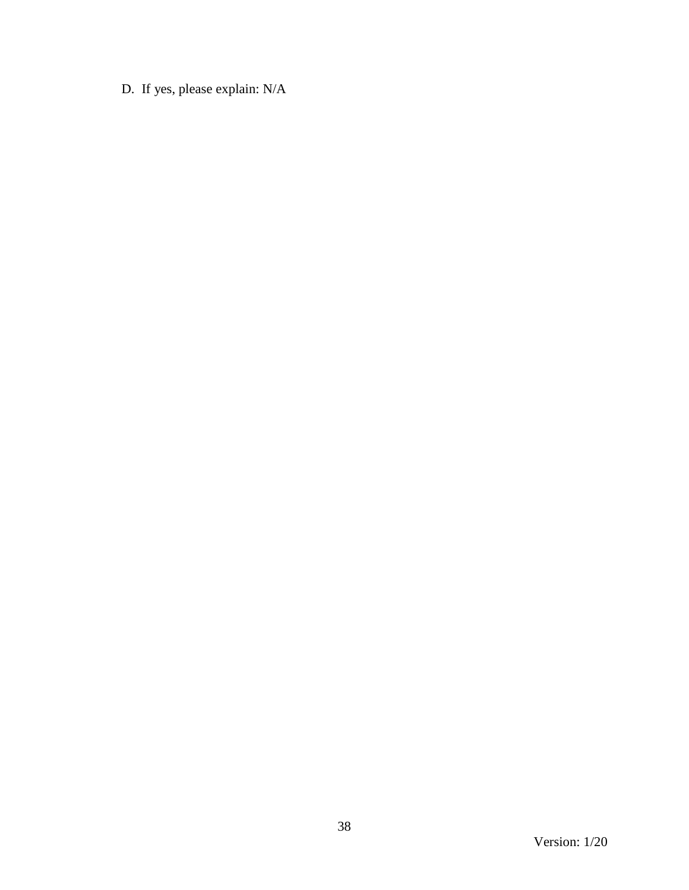D. If yes, please explain: N/A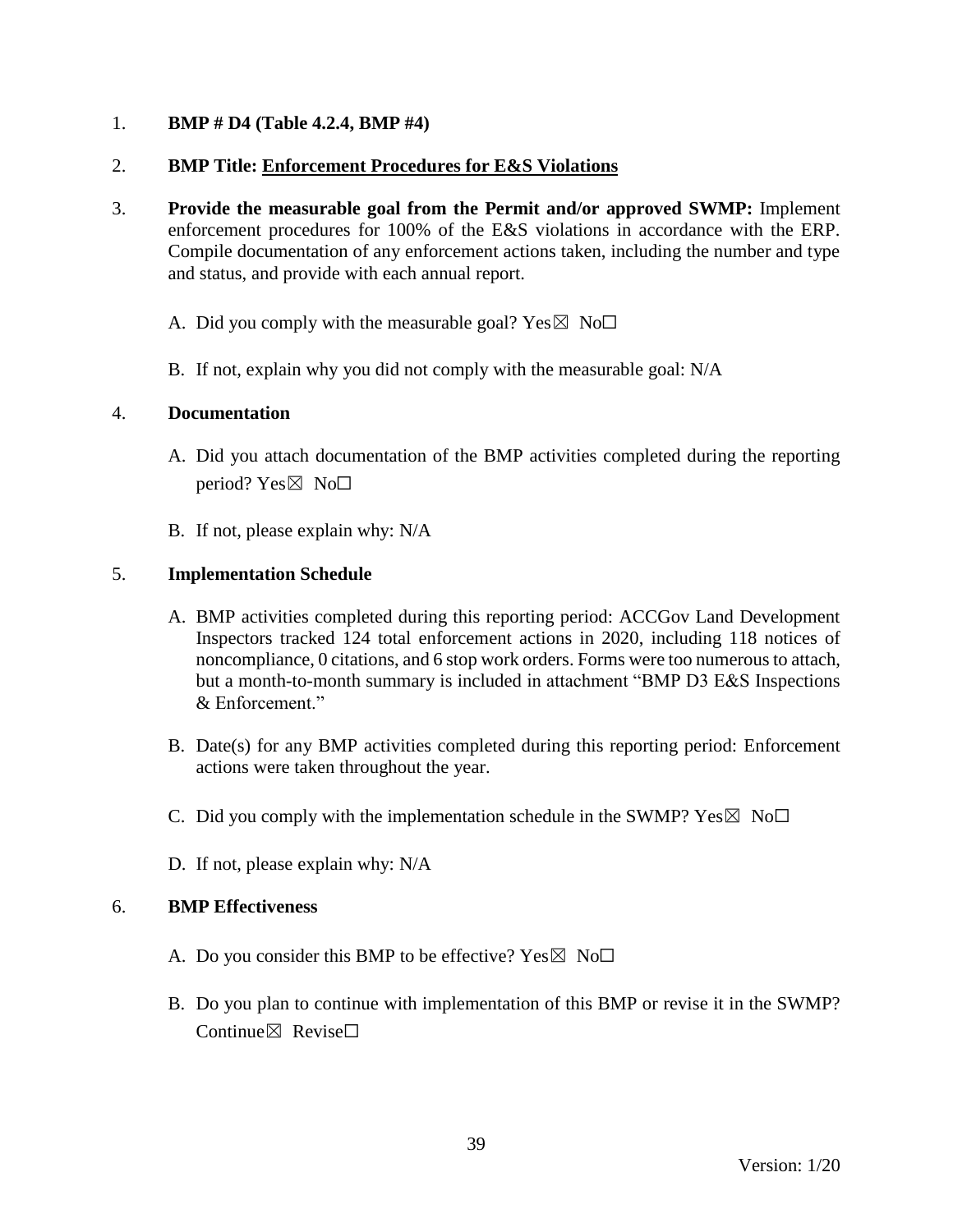1. **BMP # D4 (Table 4.2.4, BMP #4)**

2. **BMP Title: Enforcement Procedures for E&S Violations**

3. **Provide the measurable goal from the Permit and/or approved SWMP:** Implement enforcement procedures for 100% of the E&S violations in accordance with the ERP. Compile documentation of any enforcement actions taken, including the number and type and status, and provide with each annual report.

   A. Did you comply with the measurable goal? Yes☒ No☐

   B. If not, explain why you did not comply with the measurable goal: N/A

4. **Documentation**

   A. Did you attach documentation of the BMP activities completed during the reporting period? Yes☒ No☐

   B. If not, please explain why: N/A

5. **Implementation Schedule**

   A. BMP activities completed during this reporting period: ACCGov Land Development Inspectors tracked 124 total enforcement actions in 2020, including 118 notices of noncompliance, 0 citations, and 6 stop work orders. Forms were too numerous to attach, but a month-to-month summary is included in attachment "BMP D3 E&S Inspections & Enforcement."

   B. Date(s) for any BMP activities completed during this reporting period: Enforcement actions were taken throughout the year.

   C. Did you comply with the implementation schedule in the SWMP? Yes☒ No☐

   D. If not, please explain why: N/A

6. **BMP Effectiveness**

   A. Do you consider this BMP to be effective? Yes☒ No☐

   B. Do you plan to continue with implementation of this BMP or revise it in the SWMP? Continue☒ Revise☐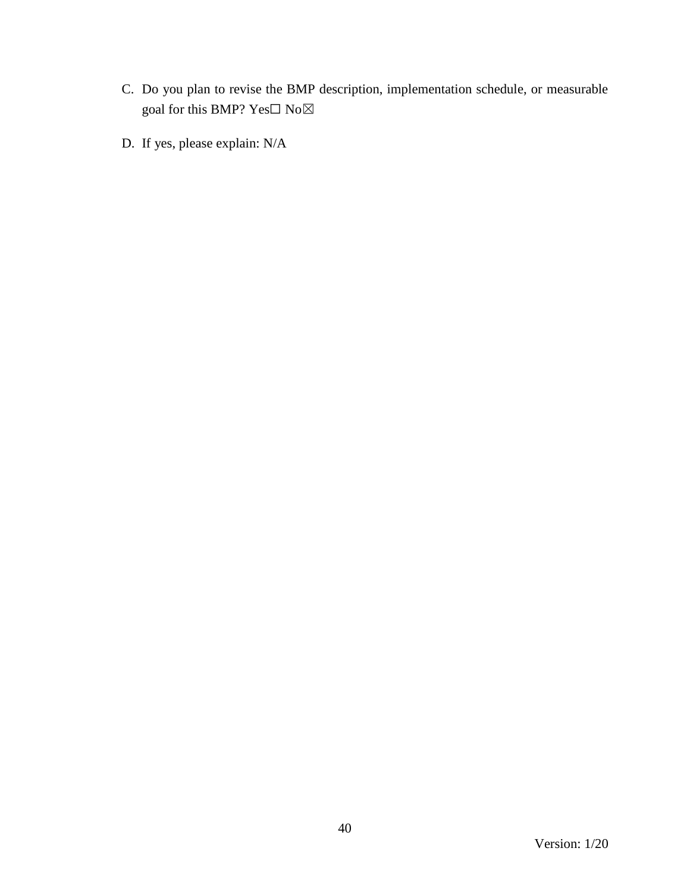C. Do you plan to revise the BMP description, implementation schedule, or measurable goal for this BMP? Yes☐ No☒

D. If yes, please explain: N/A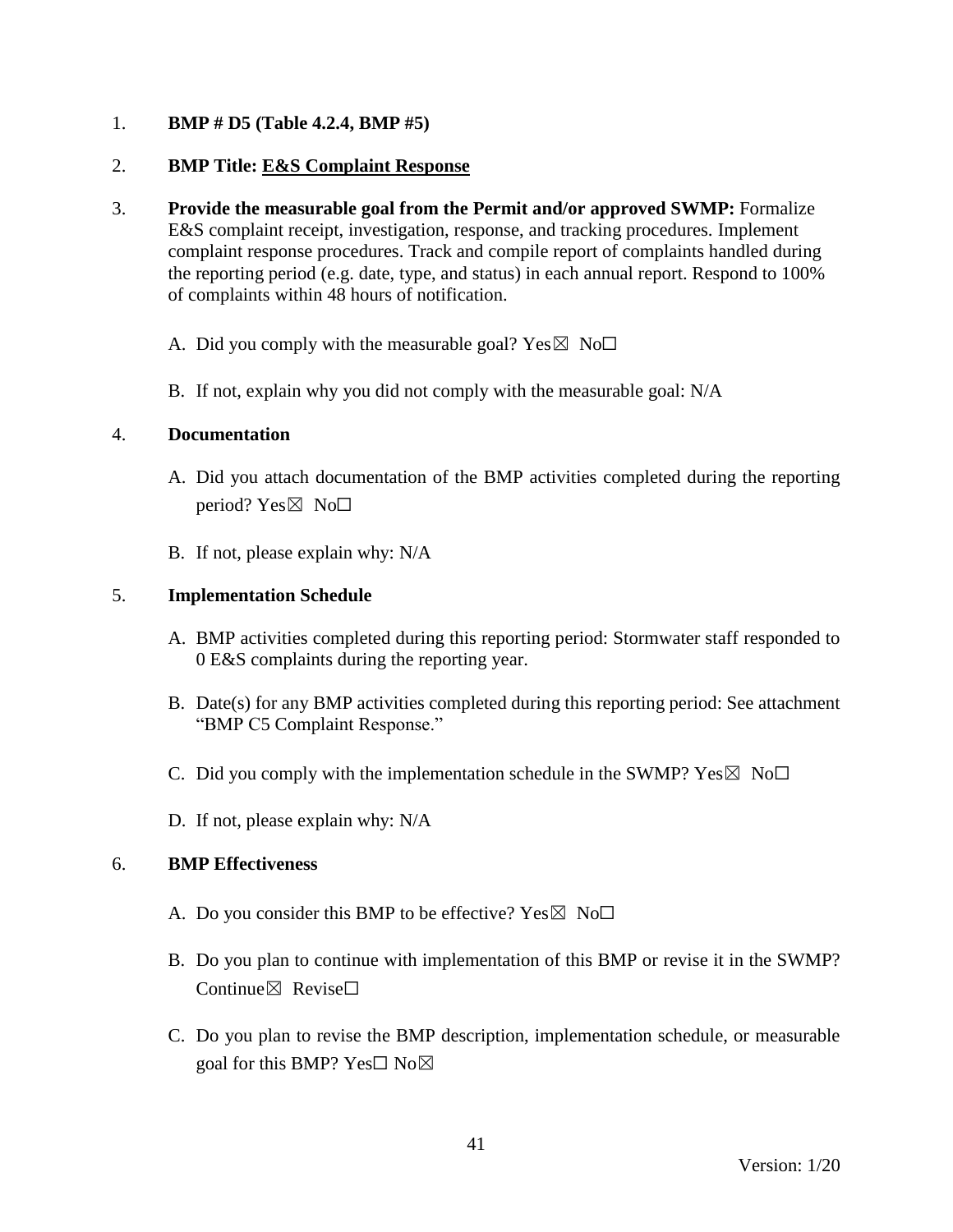1. **BMP # D5 (Table 4.2.4, BMP #5)**

2. **BMP Title: <u>E&S Complaint Response</u>**

3. **Provide the measurable goal from the Permit and/or approved SWMP:** Formalize E&S complaint receipt, investigation, response, and tracking procedures. Implement complaint response procedures. Track and compile report of complaints handled during the reporting period (e.g. date, type, and status) in each annual report. Respond to 100% of complaints within 48 hours of notification.

   A. Did you comply with the measurable goal? Yes☒ No☐

   B. If not, explain why you did not comply with the measurable goal: N/A

4. **Documentation**

   A. Did you attach documentation of the BMP activities completed during the reporting period? Yes☒ No☐

   B. If not, please explain why: N/A

5. **Implementation Schedule**

   A. BMP activities completed during this reporting period: Stormwater staff responded to 0 E&S complaints during the reporting year.

   B. Date(s) for any BMP activities completed during this reporting period: See attachment "BMP C5 Complaint Response."

   C. Did you comply with the implementation schedule in the SWMP? Yes☒ No☐

   D. If not, please explain why: N/A

6. **BMP Effectiveness**

   A. Do you consider this BMP to be effective? Yes☒ No☐

   B. Do you plan to continue with implementation of this BMP or revise it in the SWMP? Continue☒ Revise☐

   C. Do you plan to revise the BMP description, implementation schedule, or measurable goal for this BMP? Yes☐ No☒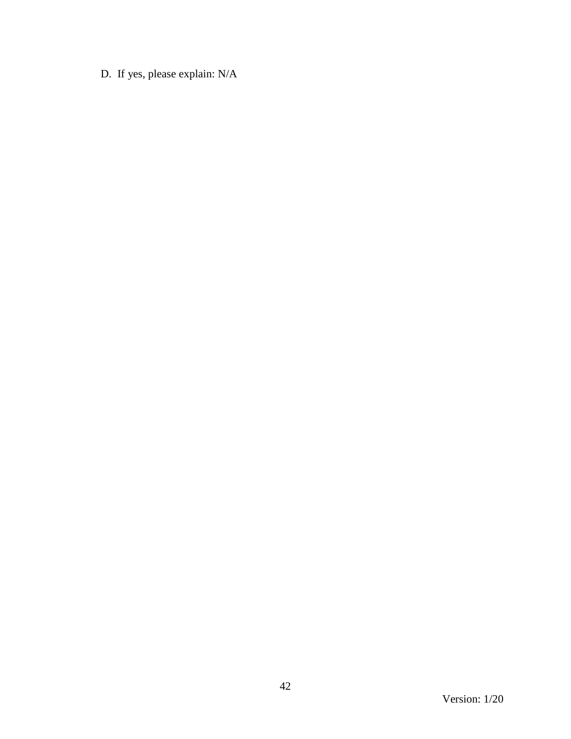D. If yes, please explain: N/A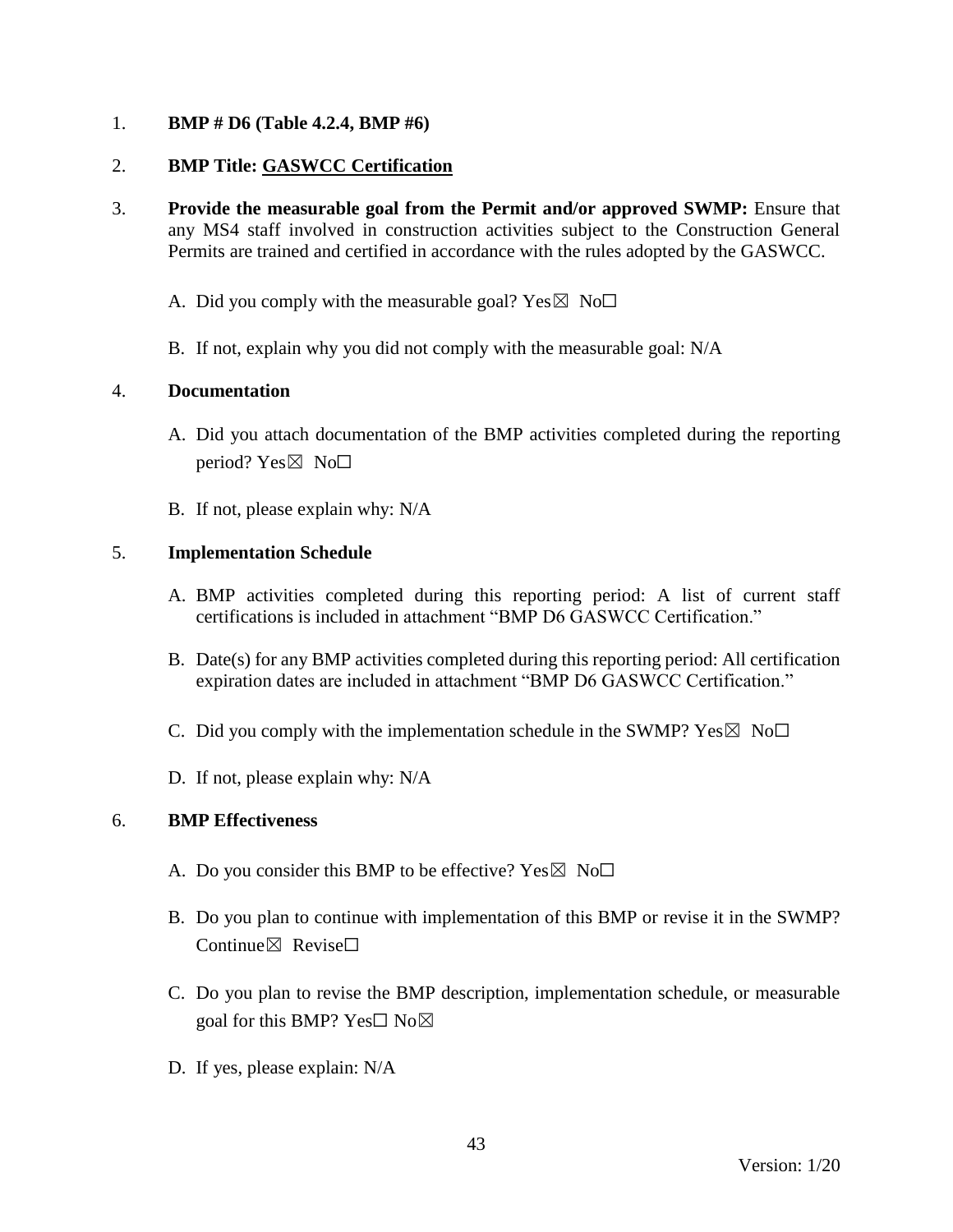1. **BMP # D6 (Table 4.2.4, BMP #6)**

2. **BMP Title: GASWCC Certification**

3. **Provide the measurable goal from the Permit and/or approved SWMP:** Ensure that any MS4 staff involved in construction activities subject to the Construction General Permits are trained and certified in accordance with the rules adopted by the GASWCC.

   A. Did you comply with the measurable goal? Yes☒ No☐

   B. If not, explain why you did not comply with the measurable goal: N/A

4. **Documentation**

   A. Did you attach documentation of the BMP activities completed during the reporting period? Yes☒ No☐

   B. If not, please explain why: N/A

5. **Implementation Schedule**

   A. BMP activities completed during this reporting period: A list of current staff certifications is included in attachment "BMP D6 GASWCC Certification."

   B. Date(s) for any BMP activities completed during this reporting period: All certification expiration dates are included in attachment "BMP D6 GASWCC Certification."

   C. Did you comply with the implementation schedule in the SWMP? Yes☒ No☐

   D. If not, please explain why: N/A

6. **BMP Effectiveness**

   A. Do you consider this BMP to be effective? Yes☒ No☐

   B. Do you plan to continue with implementation of this BMP or revise it in the SWMP? Continue☒ Revise☐

   C. Do you plan to revise the BMP description, implementation schedule, or measurable goal for this BMP? Yes☐ No☒

   D. If yes, please explain: N/A

Version: 1/20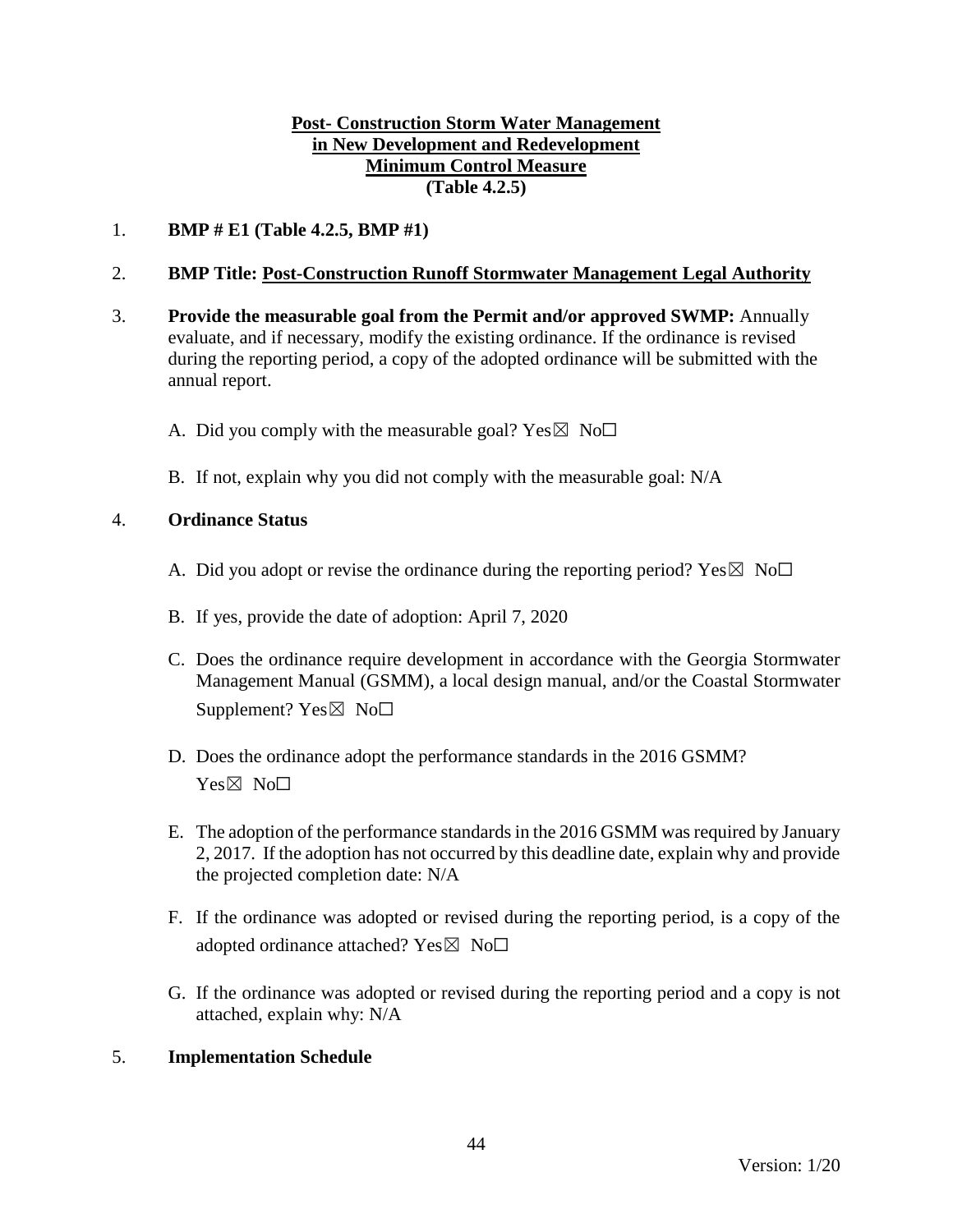**Post- Construction Storm Water Management**
**in New Development and Redevelopment**
**Minimum Control Measure**
**(Table 4.2.5)**

1. **BMP # E1 (Table 4.2.5, BMP #1)**

2. **BMP Title: Post-Construction Runoff Stormwater Management Legal Authority**

3. **Provide the measurable goal from the Permit and/or approved SWMP:** Annually evaluate, and if necessary, modify the existing ordinance. If the ordinance is revised during the reporting period, a copy of the adopted ordinance will be submitted with the annual report.

   A. Did you comply with the measurable goal? Yes☒ No☐

   B. If not, explain why you did not comply with the measurable goal: N/A

4. **Ordinance Status**

   A. Did you adopt or revise the ordinance during the reporting period? Yes☒ No☐

   B. If yes, provide the date of adoption: April 7, 2020

   C. Does the ordinance require development in accordance with the Georgia Stormwater Management Manual (GSMM), a local design manual, and/or the Coastal Stormwater Supplement? Yes☒ No☐

   D. Does the ordinance adopt the performance standards in the 2016 GSMM? Yes☒ No☐

   E. The adoption of the performance standards in the 2016 GSMM was required by January 2, 2017. If the adoption has not occurred by this deadline date, explain why and provide the projected completion date: N/A

   F. If the ordinance was adopted or revised during the reporting period, is a copy of the adopted ordinance attached? Yes☒ No☐

   G. If the ordinance was adopted or revised during the reporting period and a copy is not attached, explain why: N/A

5. **Implementation Schedule**

Version: 1/20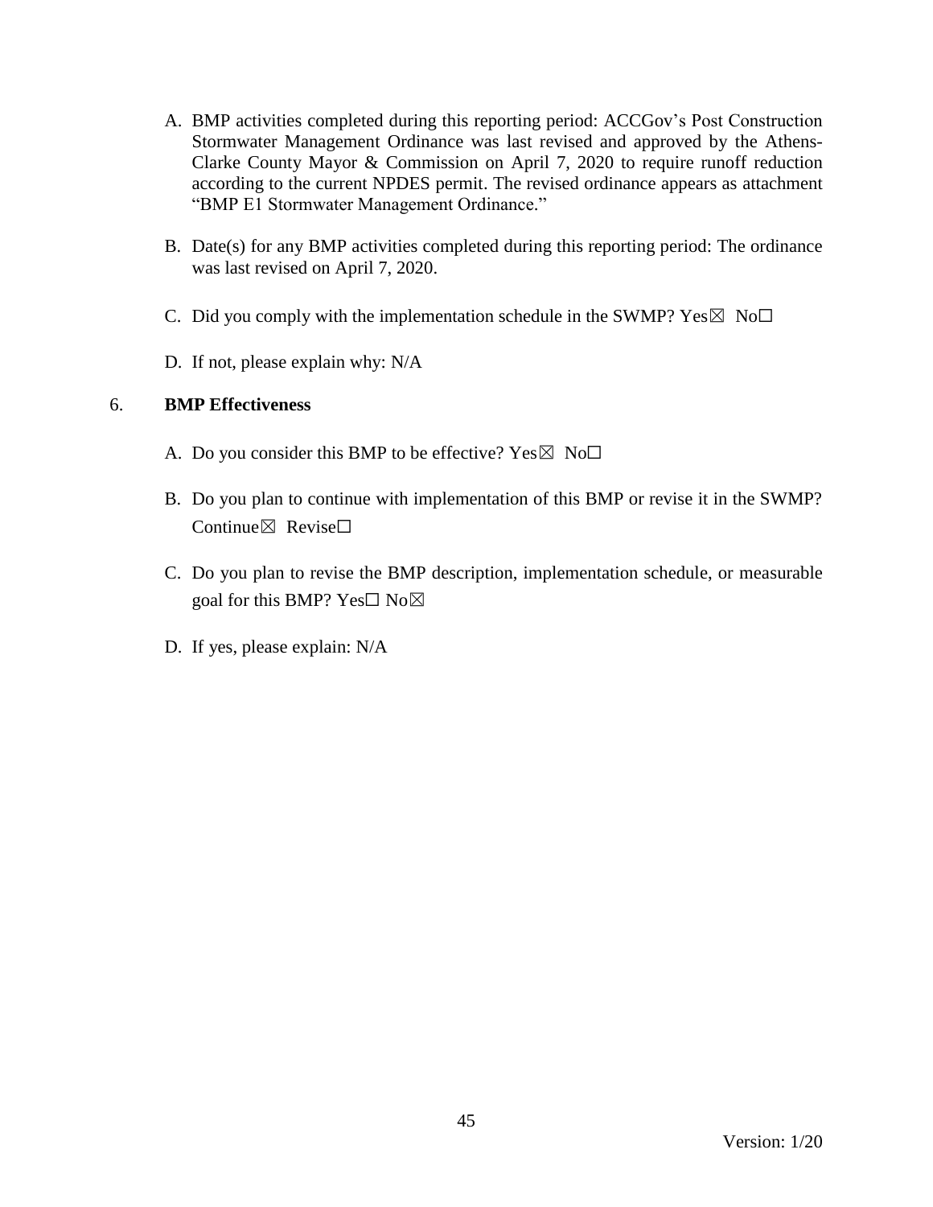A. BMP activities completed during this reporting period: ACCGov's Post Construction Stormwater Management Ordinance was last revised and approved by the Athens-Clarke County Mayor & Commission on April 7, 2020 to require runoff reduction according to the current NPDES permit. The revised ordinance appears as attachment "BMP E1 Stormwater Management Ordinance."

B. Date(s) for any BMP activities completed during this reporting period: The ordinance was last revised on April 7, 2020.

C. Did you comply with the implementation schedule in the SWMP? Yes☒ No☐

D. If not, please explain why: N/A

6. **BMP Effectiveness**

A. Do you consider this BMP to be effective? Yes☒ No☐

B. Do you plan to continue with implementation of this BMP or revise it in the SWMP? Continue☒ Revise☐

C. Do you plan to revise the BMP description, implementation schedule, or measurable goal for this BMP? Yes☐ No☒

D. If yes, please explain: N/A

Version: 1/20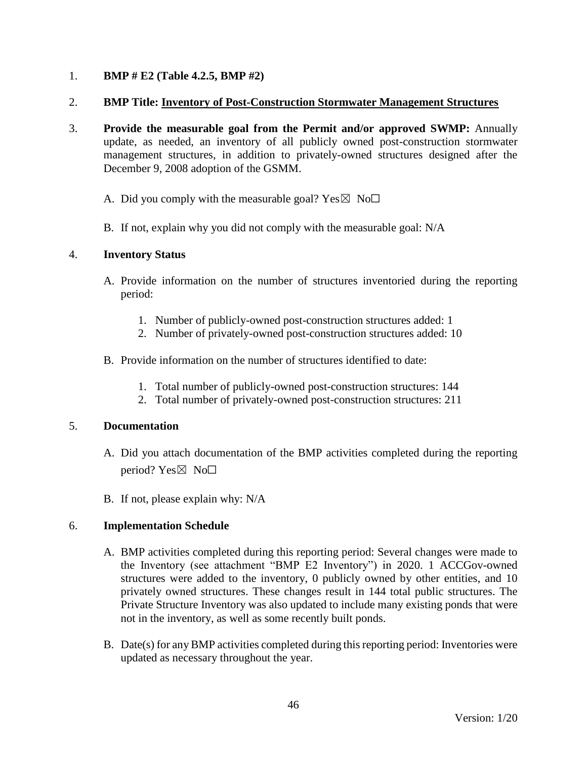1. **BMP # E2 (Table 4.2.5, BMP #2)**

2. **BMP Title: <u>Inventory of Post-Construction Stormwater Management Structures</u>**

3. **Provide the measurable goal from the Permit and/or approved SWMP:** Annually update, as needed, an inventory of all publicly owned post-construction stormwater management structures, in addition to privately-owned structures designed after the December 9, 2008 adoption of the GSMM.

   A. Did you comply with the measurable goal? Yes☒ No☐

   B. If not, explain why you did not comply with the measurable goal: N/A

4. **Inventory Status**

   A. Provide information on the number of structures inventoried during the reporting period:

      1. Number of publicly-owned post-construction structures added: 1
      2. Number of privately-owned post-construction structures added: 10

   B. Provide information on the number of structures identified to date:

      1. Total number of publicly-owned post-construction structures: 144
      2. Total number of privately-owned post-construction structures: 211

5. **Documentation**

   A. Did you attach documentation of the BMP activities completed during the reporting period? Yes☒ No☐

   B. If not, please explain why: N/A

6. **Implementation Schedule**

   A. BMP activities completed during this reporting period: Several changes were made to the Inventory (see attachment "BMP E2 Inventory") in 2020. 1 ACCGov-owned structures were added to the inventory, 0 publicly owned by other entities, and 10 privately owned structures. These changes result in 144 total public structures. The Private Structure Inventory was also updated to include many existing ponds that were not in the inventory, as well as some recently built ponds.

   B. Date(s) for any BMP activities completed during this reporting period: Inventories were updated as necessary throughout the year.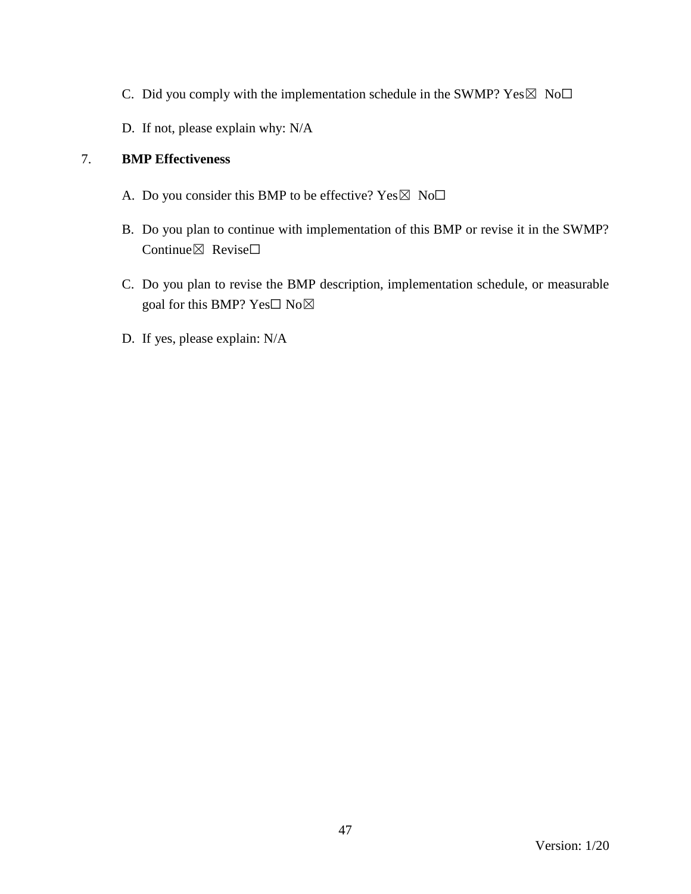C. Did you comply with the implementation schedule in the SWMP? Yes☒ No☐

D. If not, please explain why: N/A

7. **BMP Effectiveness**

A. Do you consider this BMP to be effective? Yes☒ No☐

B. Do you plan to continue with implementation of this BMP or revise it in the SWMP? Continue☒ Revise☐

C. Do you plan to revise the BMP description, implementation schedule, or measurable goal for this BMP? Yes☐ No☒

D. If yes, please explain: N/A

Version: 1/20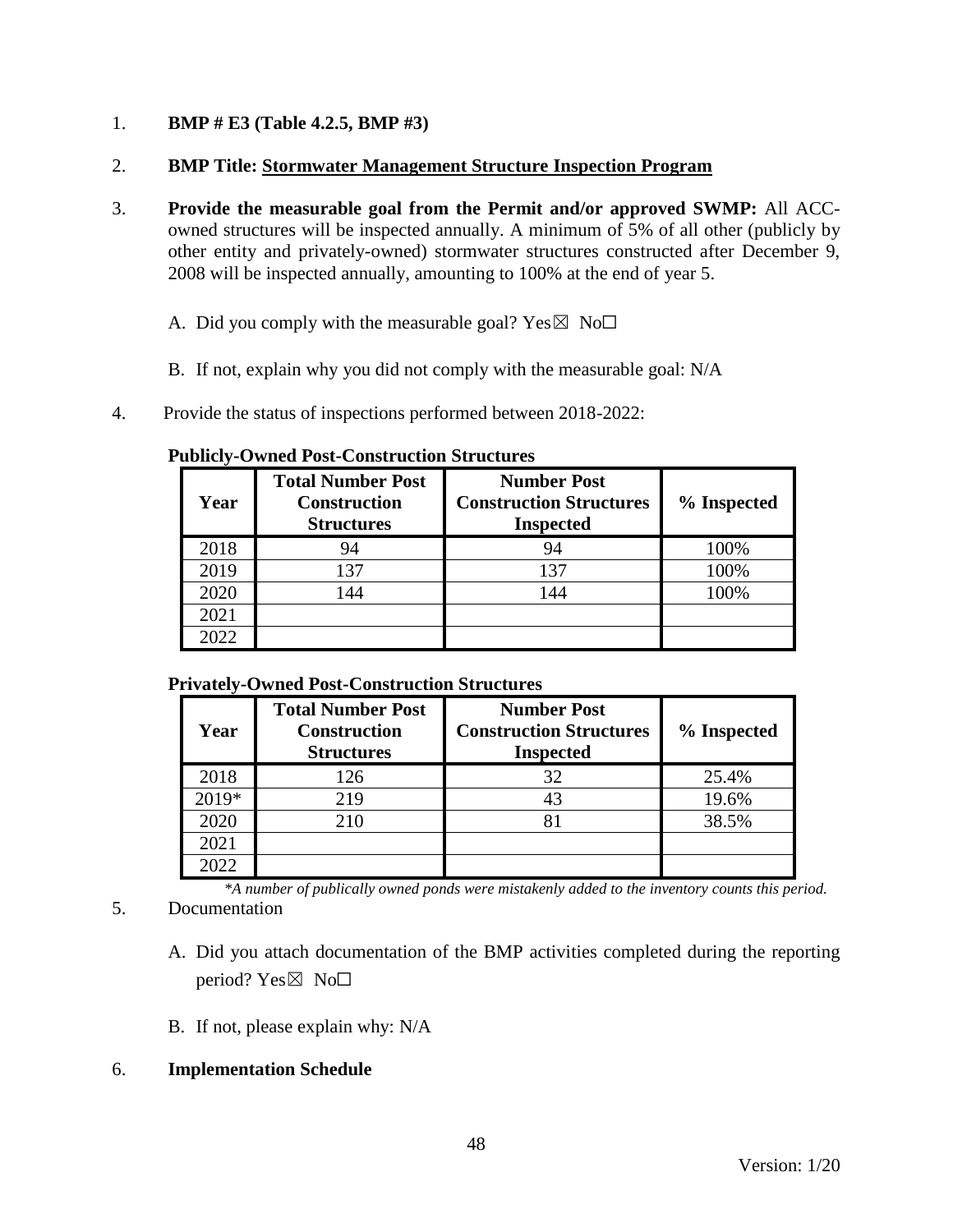1. **BMP # E3 (Table 4.2.5, BMP #3)**

2. **BMP Title: <u>Stormwater Management Structure Inspection Program</u>**

3. **Provide the measurable goal from the Permit and/or approved SWMP:** All ACC-owned structures will be inspected annually. A minimum of 5% of all other (publicly by other entity and privately-owned) stormwater structures constructed after December 9, 2008 will be inspected annually, amounting to 100% at the end of year 5.

   A. Did you comply with the measurable goal? Yes☒ No☐

   B. If not, explain why you did not comply with the measurable goal: N/A

4. Provide the status of inspections performed between 2018-2022:

**Publicly-Owned Post-Construction Structures**

| Year | Total Number Post Construction Structures | Number Post Construction Structures Inspected | % Inspected |
|---|---|---|---|
| 2018 | 94 | 94 | 100% |
| 2019 | 137 | 137 | 100% |
| 2020 | 144 | 144 | 100% |
| 2021 | | | |
| 2022 | | | |

**Privately-Owned Post-Construction Structures**

| Year | Total Number Post Construction Structures | Number Post Construction Structures Inspected | % Inspected |
|---|---|---|---|
| 2018 | 126 | 32 | 25.4% |
| 2019* | 219 | 43 | 19.6% |
| 2020 | 210 | 81 | 38.5% |
| 2021 | | | |
| 2022 | | | |

*\*A number of publically owned ponds were mistakenly added to the inventory counts this period.*

5. Documentation

   A. Did you attach documentation of the BMP activities completed during the reporting period? Yes☒ No☐

   B. If not, please explain why: N/A

6. **Implementation Schedule**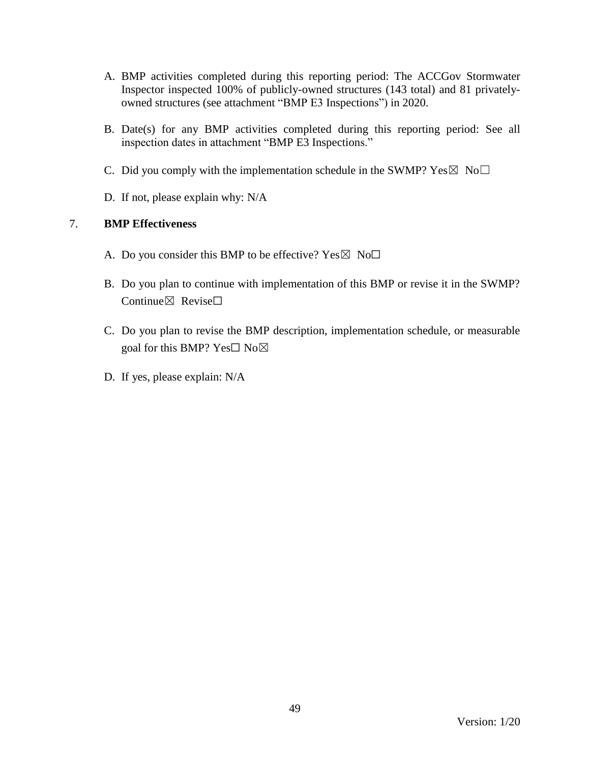A. BMP activities completed during this reporting period: The ACCGov Stormwater Inspector inspected 100% of publicly-owned structures (143 total) and 81 privately-owned structures (see attachment "BMP E3 Inspections") in 2020.

B. Date(s) for any BMP activities completed during this reporting period: See all inspection dates in attachment "BMP E3 Inspections."

C. Did you comply with the implementation schedule in the SWMP? Yes☒ No☐

D. If not, please explain why: N/A

7. **BMP Effectiveness**

A. Do you consider this BMP to be effective? Yes☒ No☐

B. Do you plan to continue with implementation of this BMP or revise it in the SWMP? Continue☒ Revise☐

C. Do you plan to revise the BMP description, implementation schedule, or measurable goal for this BMP? Yes☐ No☒

D. If yes, please explain: N/A

Version: 1/20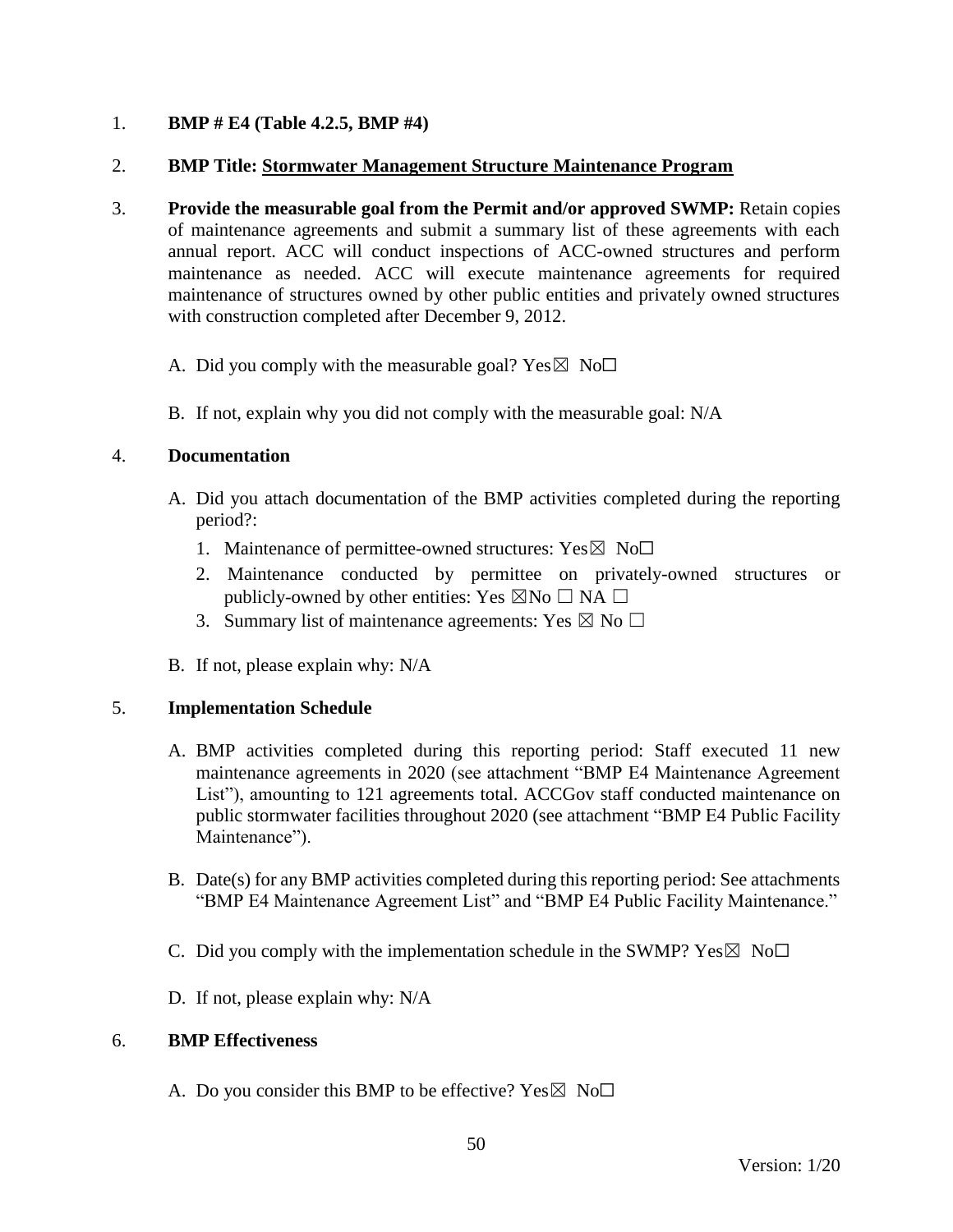1. **BMP # E4 (Table 4.2.5, BMP #4)**

2. **BMP Title: Stormwater Management Structure Maintenance Program**

3. **Provide the measurable goal from the Permit and/or approved SWMP:** Retain copies of maintenance agreements and submit a summary list of these agreements with each annual report. ACC will conduct inspections of ACC-owned structures and perform maintenance as needed. ACC will execute maintenance agreements for required maintenance of structures owned by other public entities and privately owned structures with construction completed after December 9, 2012.

   A. Did you comply with the measurable goal? Yes☒ No☐

   B. If not, explain why you did not comply with the measurable goal: N/A

4. **Documentation**

   A. Did you attach documentation of the BMP activities completed during the reporting period?:

      1. Maintenance of permittee-owned structures: Yes☒ No☐
      2. Maintenance conducted by permittee on privately-owned structures or publicly-owned by other entities: Yes ☒No ☐ NA ☐
      3. Summary list of maintenance agreements: Yes ☒ No ☐

   B. If not, please explain why: N/A

5. **Implementation Schedule**

   A. BMP activities completed during this reporting period: Staff executed 11 new maintenance agreements in 2020 (see attachment "BMP E4 Maintenance Agreement List"), amounting to 121 agreements total. ACCGov staff conducted maintenance on public stormwater facilities throughout 2020 (see attachment "BMP E4 Public Facility Maintenance").

   B. Date(s) for any BMP activities completed during this reporting period: See attachments "BMP E4 Maintenance Agreement List" and "BMP E4 Public Facility Maintenance."

   C. Did you comply with the implementation schedule in the SWMP? Yes☒ No☐

   D. If not, please explain why: N/A

6. **BMP Effectiveness**

   A. Do you consider this BMP to be effective? Yes☒ No☐

Version: 1/20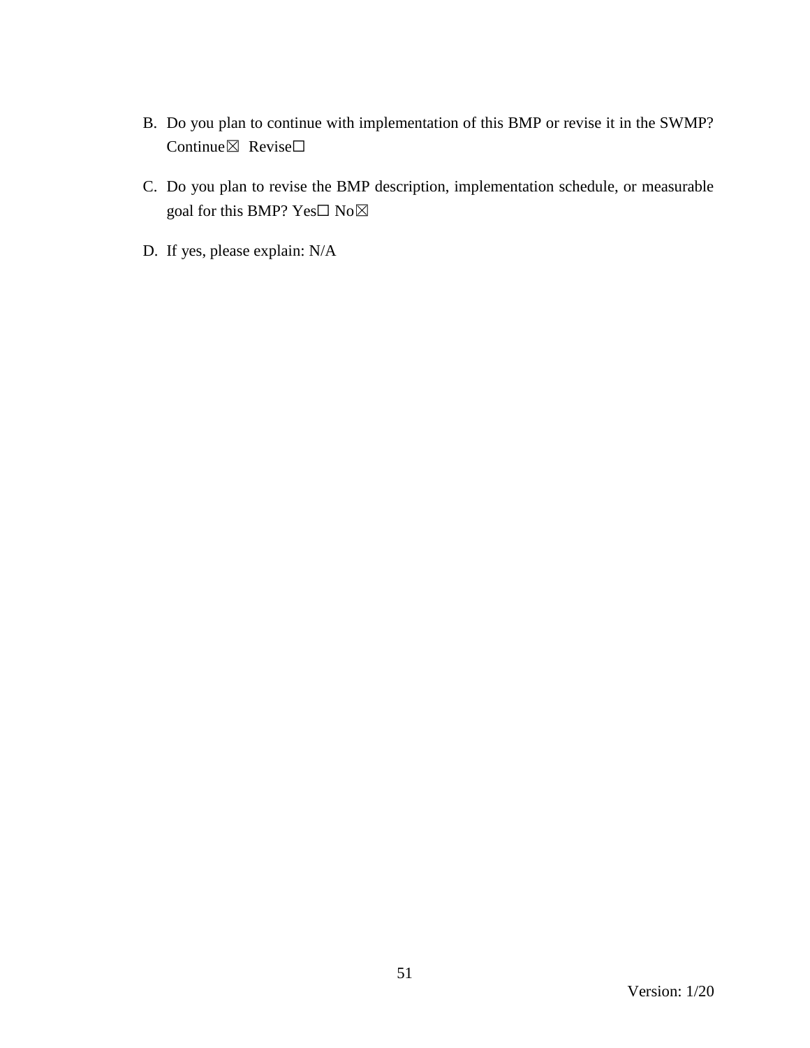B. Do you plan to continue with implementation of this BMP or revise it in the SWMP? Continue☒ Revise☐

C. Do you plan to revise the BMP description, implementation schedule, or measurable goal for this BMP? Yes☐ No☒

D. If yes, please explain: N/A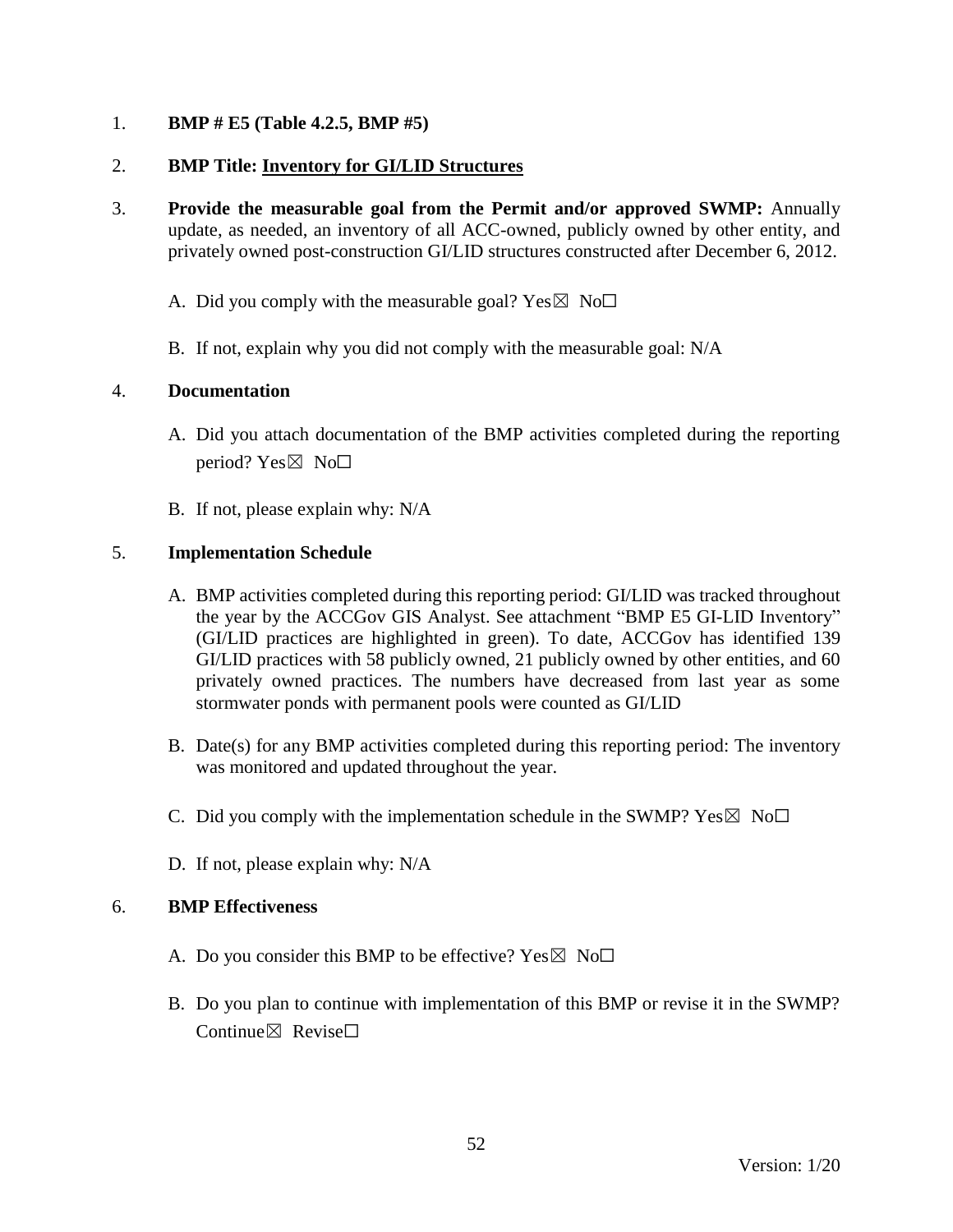1. **BMP # E5 (Table 4.2.5, BMP #5)**

2. **BMP Title: <u>Inventory for GI/LID Structures</u>**

3. **Provide the measurable goal from the Permit and/or approved SWMP:** Annually update, as needed, an inventory of all ACC-owned, publicly owned by other entity, and privately owned post-construction GI/LID structures constructed after December 6, 2012.

   A. Did you comply with the measurable goal? Yes☒ No☐

   B. If not, explain why you did not comply with the measurable goal: N/A

4. **Documentation**

   A. Did you attach documentation of the BMP activities completed during the reporting period? Yes☒ No☐

   B. If not, please explain why: N/A

5. **Implementation Schedule**

   A. BMP activities completed during this reporting period: GI/LID was tracked throughout the year by the ACCGov GIS Analyst. See attachment "BMP E5 GI-LID Inventory" (GI/LID practices are highlighted in green). To date, ACCGov has identified 139 GI/LID practices with 58 publicly owned, 21 publicly owned by other entities, and 60 privately owned practices. The numbers have decreased from last year as some stormwater ponds with permanent pools were counted as GI/LID

   B. Date(s) for any BMP activities completed during this reporting period: The inventory was monitored and updated throughout the year.

   C. Did you comply with the implementation schedule in the SWMP? Yes☒ No☐

   D. If not, please explain why: N/A

6. **BMP Effectiveness**

   A. Do you consider this BMP to be effective? Yes☒ No☐

   B. Do you plan to continue with implementation of this BMP or revise it in the SWMP? Continue☒ Revise☐

Version: 1/20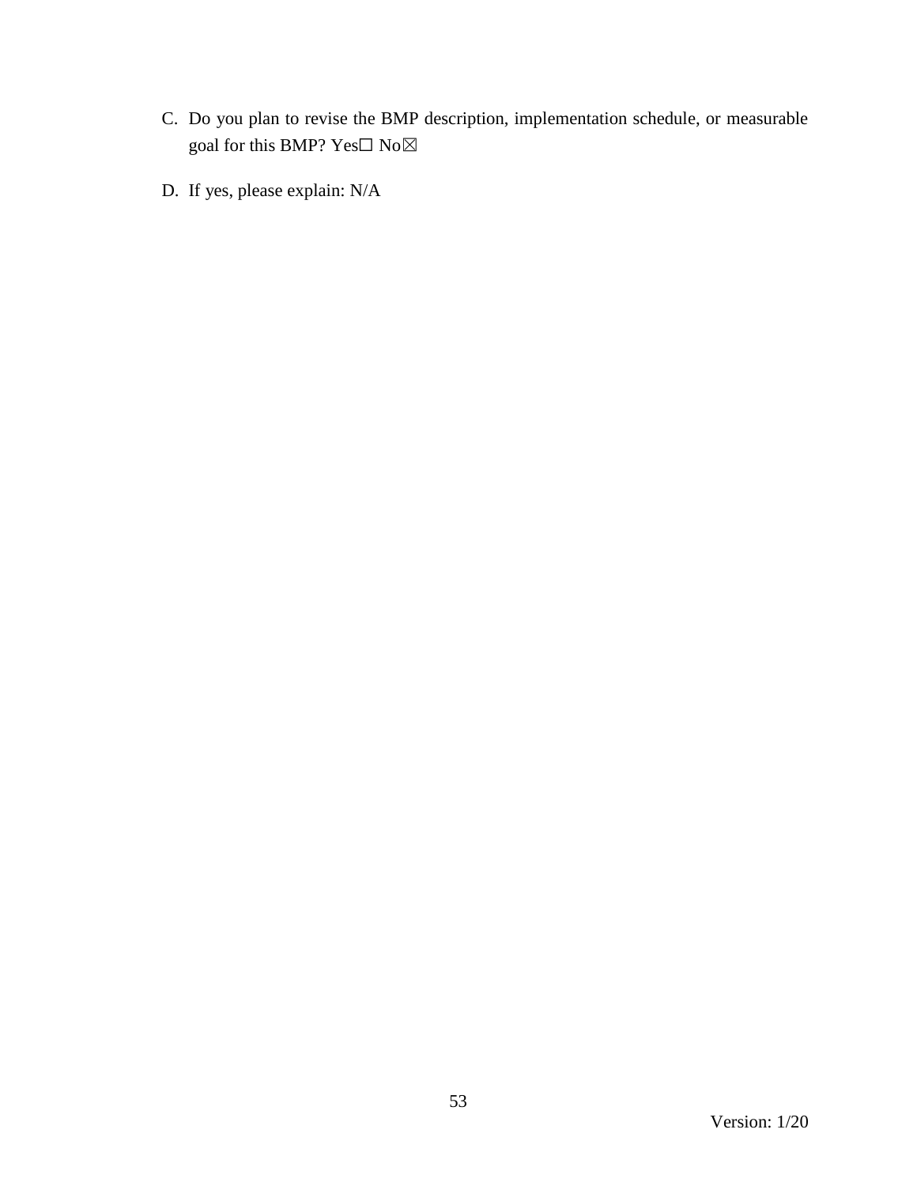C. Do you plan to revise the BMP description, implementation schedule, or measurable goal for this BMP? Yes☐ No☒

D. If yes, please explain: N/A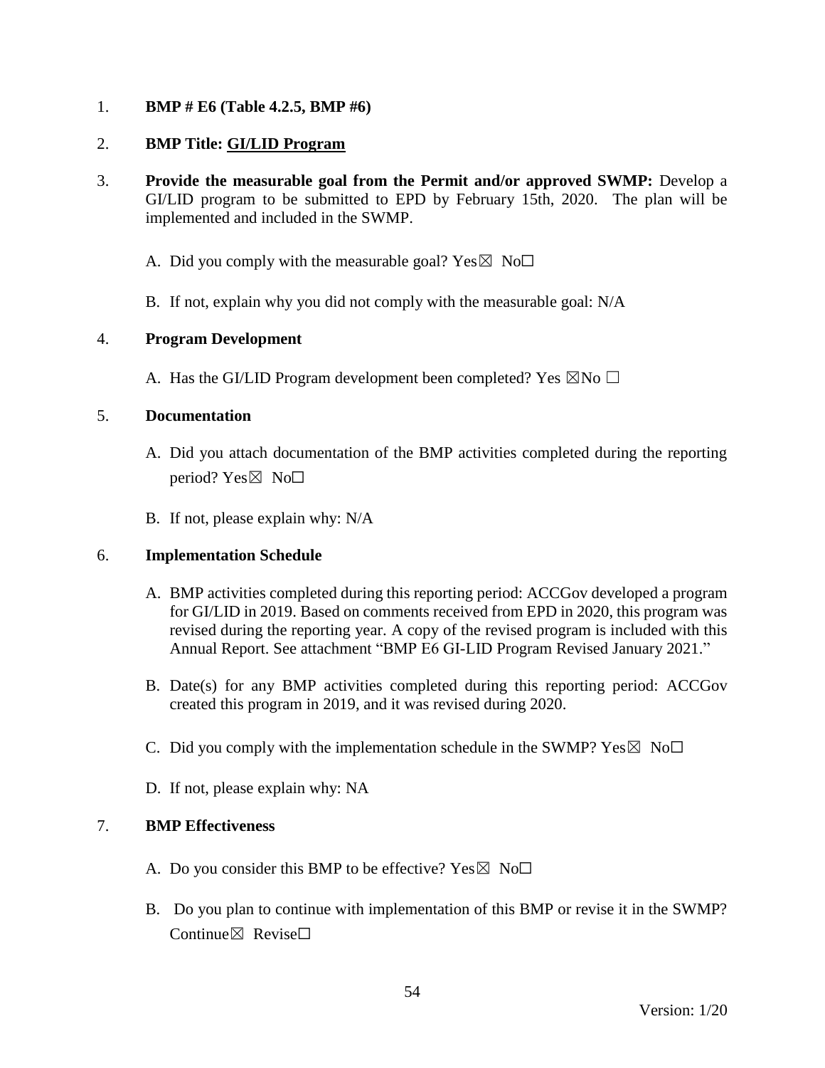1. **BMP # E6 (Table 4.2.5, BMP #6)**

2. **BMP Title: <u>GI/LID Program</u>**

3. **Provide the measurable goal from the Permit and/or approved SWMP:** Develop a GI/LID program to be submitted to EPD by February 15th, 2020. The plan will be implemented and included in the SWMP.

   A. Did you comply with the measurable goal? Yes☒ No☐

   B. If not, explain why you did not comply with the measurable goal: N/A

4. **Program Development**

   A. Has the GI/LID Program development been completed? Yes ☒No ☐

5. **Documentation**

   A. Did you attach documentation of the BMP activities completed during the reporting period? Yes☒ No☐

   B. If not, please explain why: N/A

6. **Implementation Schedule**

   A. BMP activities completed during this reporting period: ACCGov developed a program for GI/LID in 2019. Based on comments received from EPD in 2020, this program was revised during the reporting year. A copy of the revised program is included with this Annual Report. See attachment "BMP E6 GI-LID Program Revised January 2021."

   B. Date(s) for any BMP activities completed during this reporting period: ACCGov created this program in 2019, and it was revised during 2020.

   C. Did you comply with the implementation schedule in the SWMP? Yes☒ No☐

   D. If not, please explain why: NA

7. **BMP Effectiveness**

   A. Do you consider this BMP to be effective? Yes☒ No☐

   B. Do you plan to continue with implementation of this BMP or revise it in the SWMP? Continue☒ Revise☐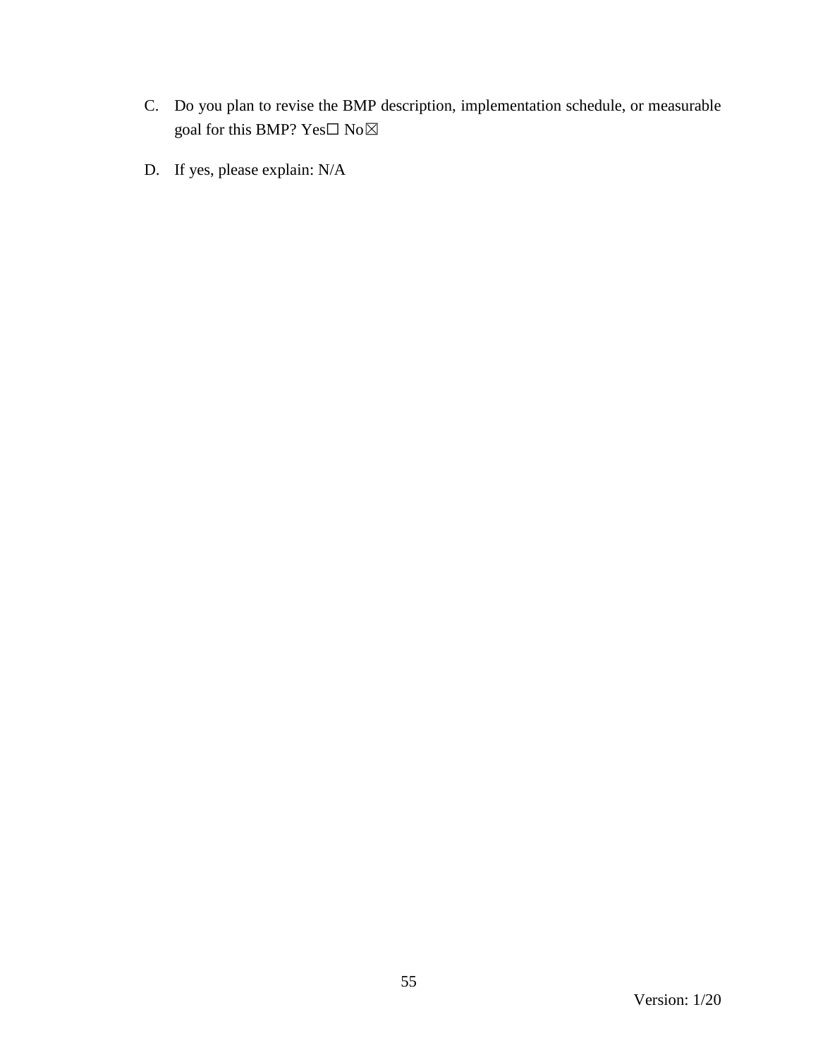C. Do you plan to revise the BMP description, implementation schedule, or measurable goal for this BMP? Yes☐ No☒

D. If yes, please explain: N/A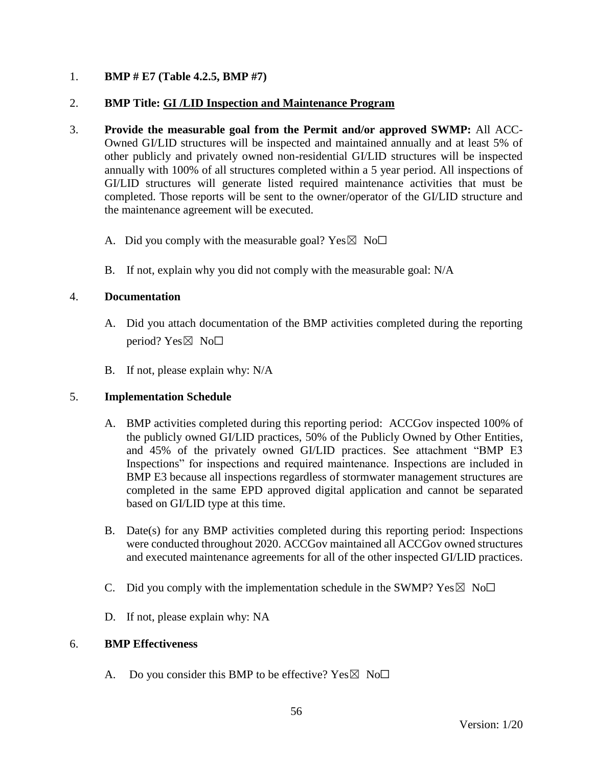1. **BMP # E7 (Table 4.2.5, BMP #7)**

2. **BMP Title: <u>GI /LID Inspection and Maintenance Program</u>**

3. **Provide the measurable goal from the Permit and/or approved SWMP:** All ACC-Owned GI/LID structures will be inspected and maintained annually and at least 5% of other publicly and privately owned non-residential GI/LID structures will be inspected annually with 100% of all structures completed within a 5 year period. All inspections of GI/LID structures will generate listed required maintenance activities that must be completed. Those reports will be sent to the owner/operator of the GI/LID structure and the maintenance agreement will be executed.

   A. Did you comply with the measurable goal? Yes☒ No☐

   B. If not, explain why you did not comply with the measurable goal: N/A

4. **Documentation**

   A. Did you attach documentation of the BMP activities completed during the reporting period? Yes☒ No☐

   B. If not, please explain why: N/A

5. **Implementation Schedule**

   A. BMP activities completed during this reporting period: ACCGov inspected 100% of the publicly owned GI/LID practices, 50% of the Publicly Owned by Other Entities, and 45% of the privately owned GI/LID practices. See attachment "BMP E3 Inspections" for inspections and required maintenance. Inspections are included in BMP E3 because all inspections regardless of stormwater management structures are completed in the same EPD approved digital application and cannot be separated based on GI/LID type at this time.

   B. Date(s) for any BMP activities completed during this reporting period: Inspections were conducted throughout 2020. ACCGov maintained all ACCGov owned structures and executed maintenance agreements for all of the other inspected GI/LID practices.

   C. Did you comply with the implementation schedule in the SWMP? Yes☒ No☐

   D. If not, please explain why: NA

6. **BMP Effectiveness**

   A. Do you consider this BMP to be effective? Yes☒ No☐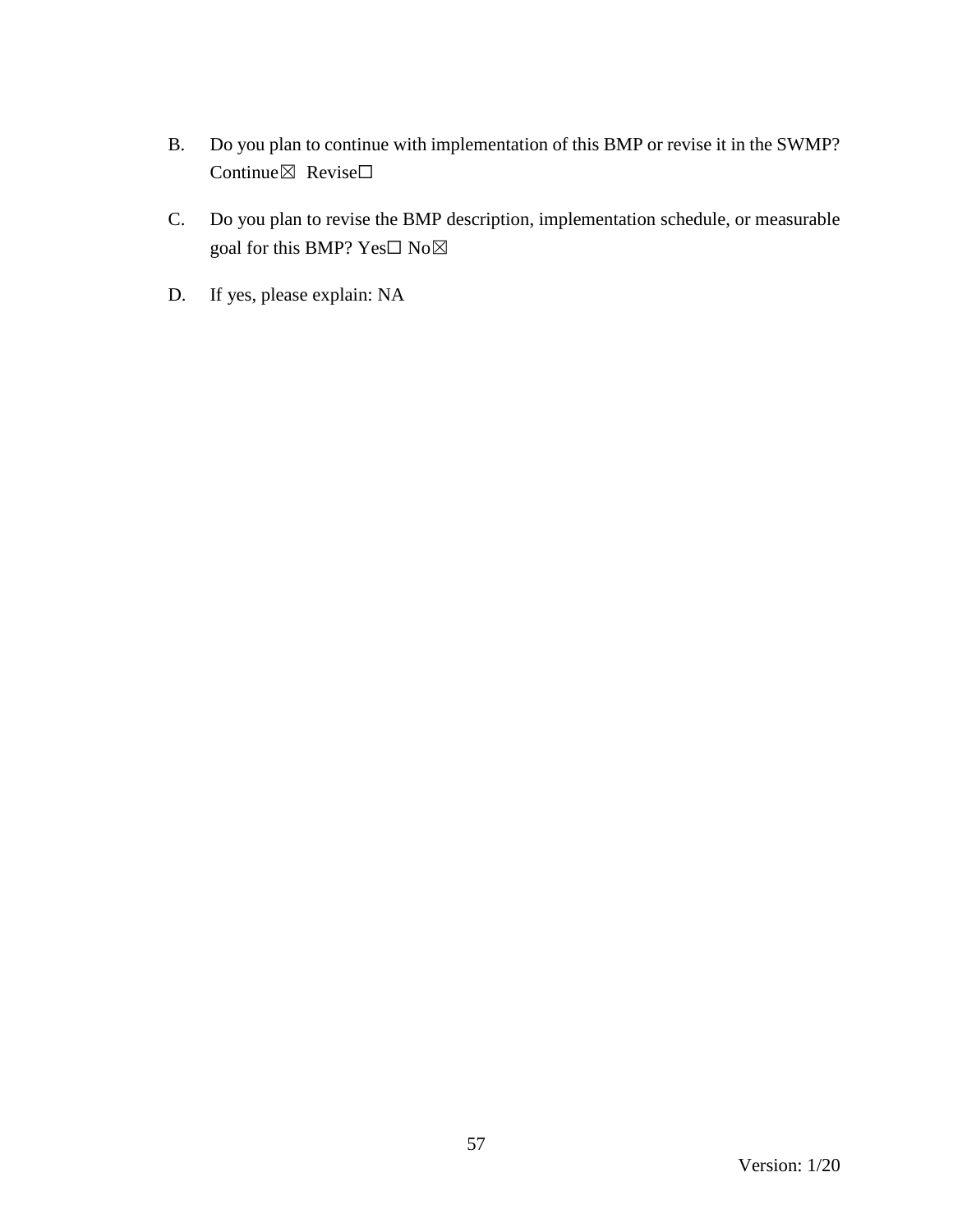B. Do you plan to continue with implementation of this BMP or revise it in the SWMP? Continue☒ Revise☐

C. Do you plan to revise the BMP description, implementation schedule, or measurable goal for this BMP? Yes☐ No☒

D. If yes, please explain: NA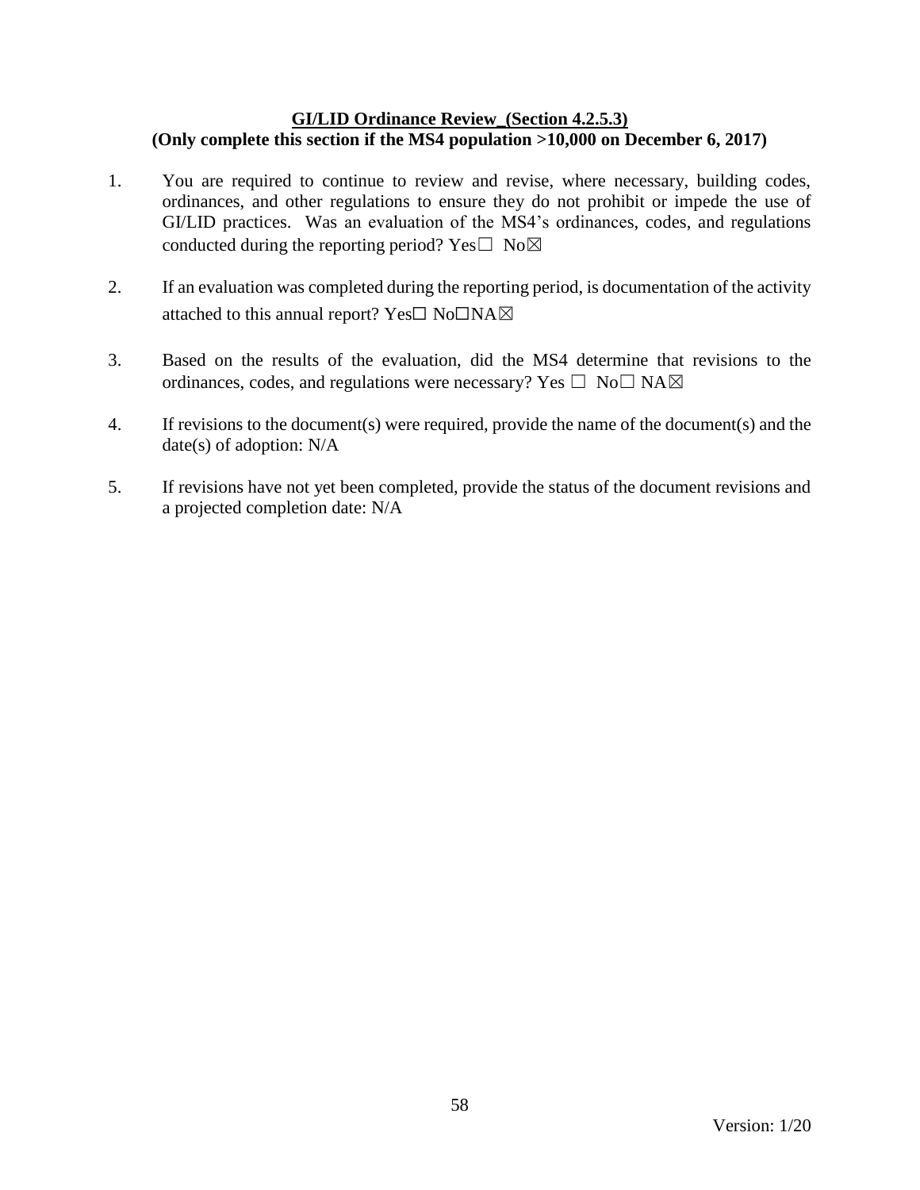**GI/LID Ordinance Review_(Section 4.2.5.3)**
**(Only complete this section if the MS4 population >10,000 on December 6, 2017)**

1. You are required to continue to review and revise, where necessary, building codes, ordinances, and other regulations to ensure they do not prohibit or impede the use of GI/LID practices. Was an evaluation of the MS4's ordinances, codes, and regulations conducted during the reporting period? Yes☐ No☒

2. If an evaluation was completed during the reporting period, is documentation of the activity attached to this annual report? Yes☐ No☐NA☒

3. Based on the results of the evaluation, did the MS4 determine that revisions to the ordinances, codes, and regulations were necessary? Yes ☐ No☐ NA☒

4. If revisions to the document(s) were required, provide the name of the document(s) and the date(s) of adoption: N/A

5. If revisions have not yet been completed, provide the status of the document revisions and a projected completion date: N/A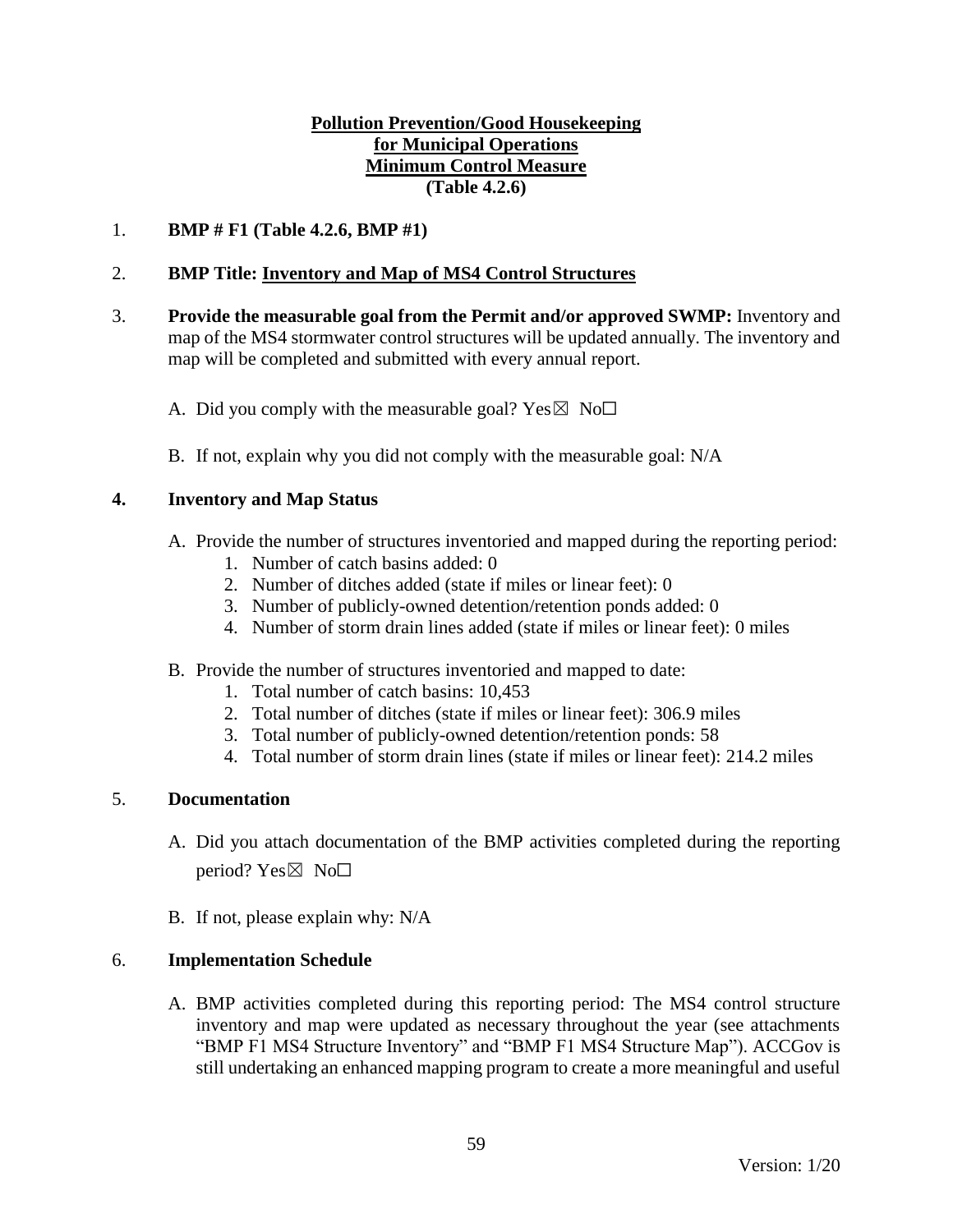**Pollution Prevention/Good Housekeeping**
**for Municipal Operations**
**Minimum Control Measure**
**(Table 4.2.6)**

1. **BMP # F1 (Table 4.2.6, BMP #1)**

2. **BMP Title: Inventory and Map of MS4 Control Structures**

3. **Provide the measurable goal from the Permit and/or approved SWMP:** Inventory and map of the MS4 stormwater control structures will be updated annually. The inventory and map will be completed and submitted with every annual report.

   A. Did you comply with the measurable goal? Yes☒ No☐

   B. If not, explain why you did not comply with the measurable goal: N/A

4. **Inventory and Map Status**

   A. Provide the number of structures inventoried and mapped during the reporting period:
      1. Number of catch basins added: 0
      2. Number of ditches added (state if miles or linear feet): 0
      3. Number of publicly-owned detention/retention ponds added: 0
      4. Number of storm drain lines added (state if miles or linear feet): 0 miles

   B. Provide the number of structures inventoried and mapped to date:
      1. Total number of catch basins: 10,453
      2. Total number of ditches (state if miles or linear feet): 306.9 miles
      3. Total number of publicly-owned detention/retention ponds: 58
      4. Total number of storm drain lines (state if miles or linear feet): 214.2 miles

5. **Documentation**

   A. Did you attach documentation of the BMP activities completed during the reporting period? Yes☒ No☐

   B. If not, please explain why: N/A

6. **Implementation Schedule**

   A. BMP activities completed during this reporting period: The MS4 control structure inventory and map were updated as necessary throughout the year (see attachments "BMP F1 MS4 Structure Inventory" and "BMP F1 MS4 Structure Map"). ACCGov is still undertaking an enhanced mapping program to create a more meaningful and useful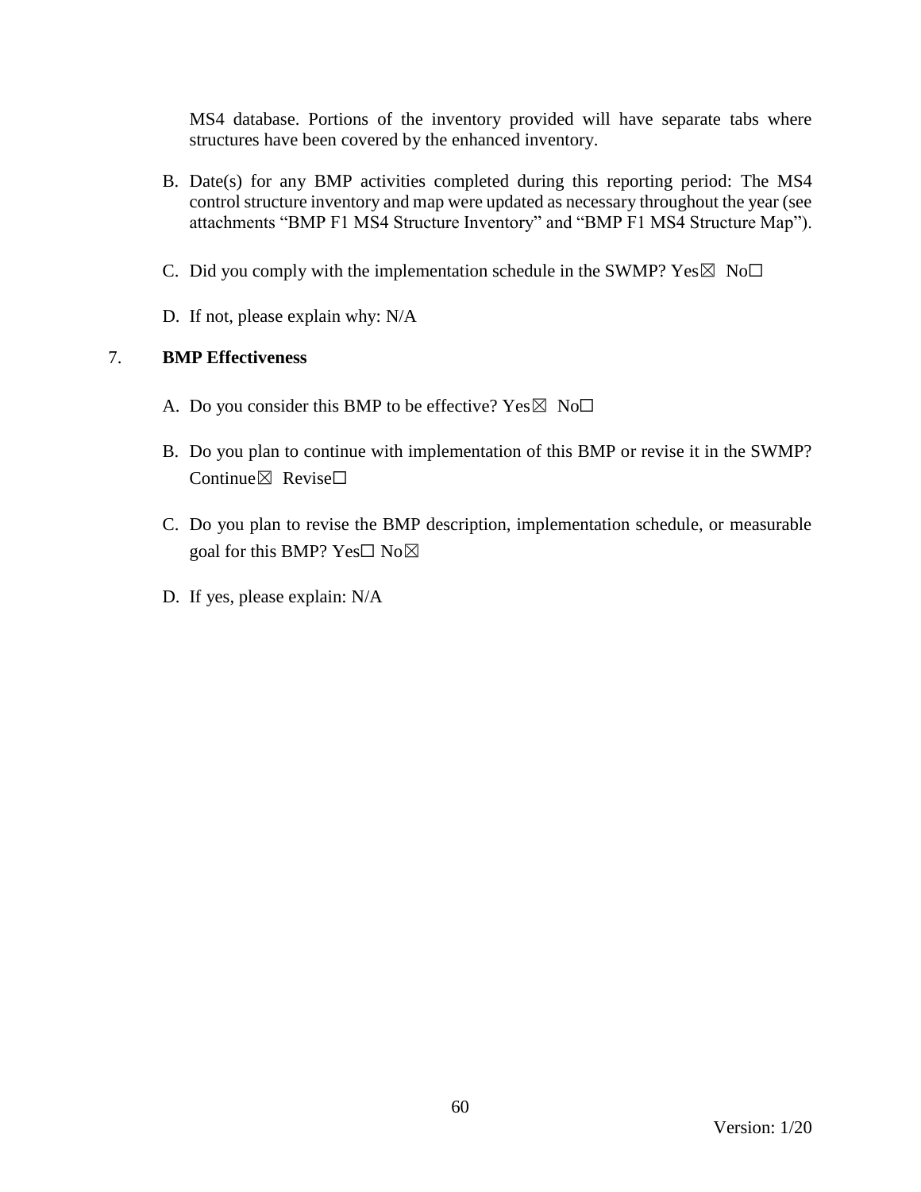MS4 database. Portions of the inventory provided will have separate tabs where structures have been covered by the enhanced inventory.

B. Date(s) for any BMP activities completed during this reporting period: The MS4 control structure inventory and map were updated as necessary throughout the year (see attachments "BMP F1 MS4 Structure Inventory" and "BMP F1 MS4 Structure Map").

C. Did you comply with the implementation schedule in the SWMP? Yes☒ No☐

D. If not, please explain why: N/A

7. **BMP Effectiveness**

A. Do you consider this BMP to be effective? Yes☒ No☐

B. Do you plan to continue with implementation of this BMP or revise it in the SWMP? Continue☒ Revise☐

C. Do you plan to revise the BMP description, implementation schedule, or measurable goal for this BMP? Yes☐ No☒

D. If yes, please explain: N/A

Version: 1/20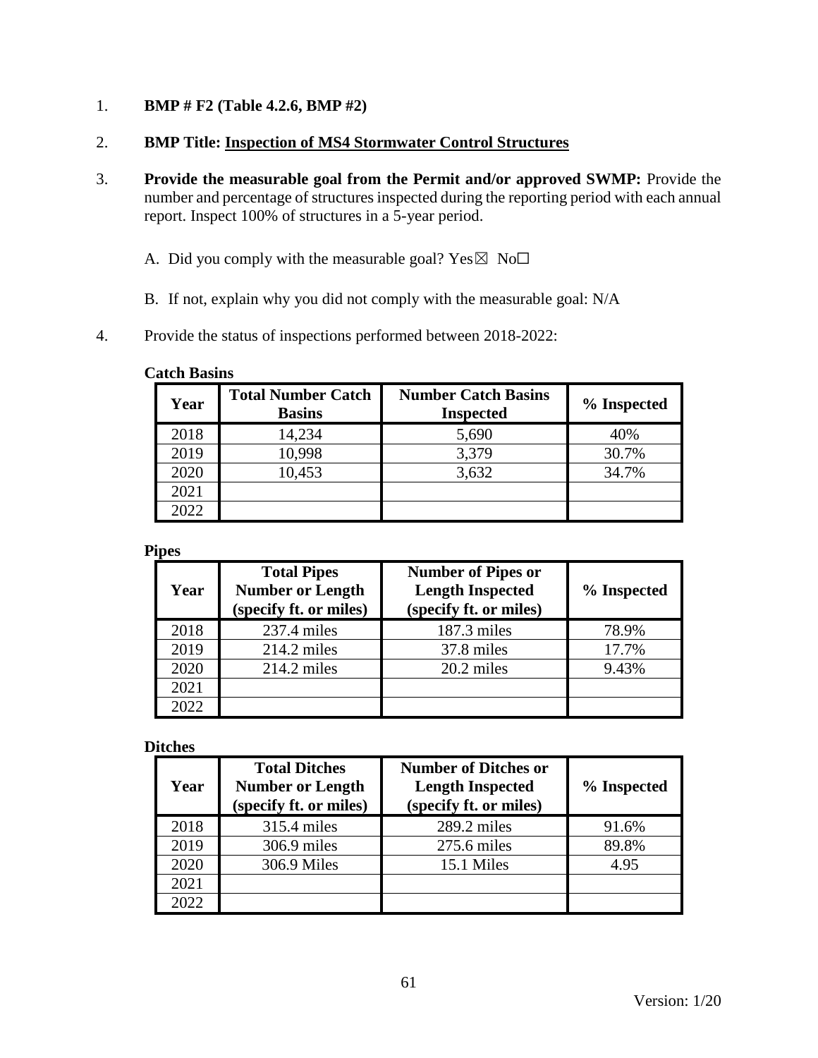1. **BMP # F2 (Table 4.2.6, BMP #2)**

2. **BMP Title: Inspection of MS4 Stormwater Control Structures**

3. **Provide the measurable goal from the Permit and/or approved SWMP:** Provide the number and percentage of structures inspected during the reporting period with each annual report. Inspect 100% of structures in a 5-year period.

   A. Did you comply with the measurable goal? Yes☒ No☐

   B. If not, explain why you did not comply with the measurable goal: N/A

4. Provide the status of inspections performed between 2018-2022:

**Catch Basins**

| Year | Total Number Catch Basins | Number Catch Basins Inspected | % Inspected |
|---|---|---|---|
| 2018 | 14,234 | 5,690 | 40% |
| 2019 | 10,998 | 3,379 | 30.7% |
| 2020 | 10,453 | 3,632 | 34.7% |
| 2021 | | | |
| 2022 | | | |

**Pipes**

| Year | Total Pipes Number or Length (specify ft. or miles) | Number of Pipes or Length Inspected (specify ft. or miles) | % Inspected |
|---|---|---|---|
| 2018 | 237.4 miles | 187.3 miles | 78.9% |
| 2019 | 214.2 miles | 37.8 miles | 17.7% |
| 2020 | 214.2 miles | 20.2 miles | 9.43% |
| 2021 | | | |
| 2022 | | | |

**Ditches**

| Year | Total Ditches Number or Length (specify ft. or miles) | Number of Ditches or Length Inspected (specify ft. or miles) | % Inspected |
|---|---|---|---|
| 2018 | 315.4 miles | 289.2 miles | 91.6% |
| 2019 | 306.9 miles | 275.6 miles | 89.8% |
| 2020 | 306.9 Miles | 15.1 Miles | 4.95 |
| 2021 | | | |
| 2022 | | | |

Version: 1/20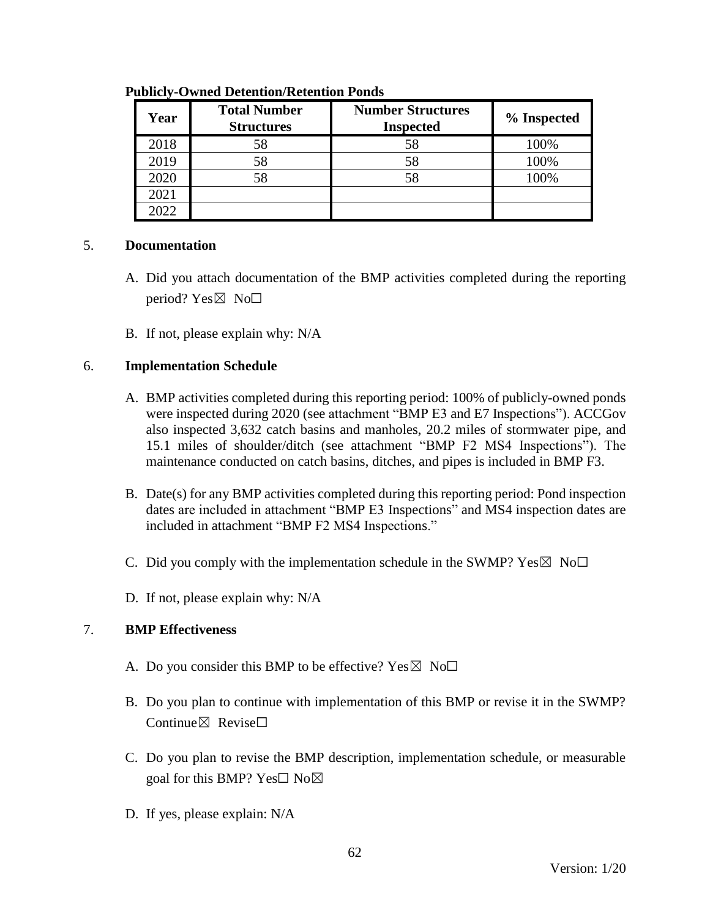**Publicly-Owned Detention/Retention Ponds**

| Year | Total Number Structures | Number Structures Inspected | % Inspected |
|---|---|---|---|
| 2018 | 58 | 58 | 100% |
| 2019 | 58 | 58 | 100% |
| 2020 | 58 | 58 | 100% |
| 2021 | | | |
| 2022 | | | |

5. **Documentation**

   A. Did you attach documentation of the BMP activities completed during the reporting period? Yes☒ No☐

   B. If not, please explain why: N/A

6. **Implementation Schedule**

   A. BMP activities completed during this reporting period: 100% of publicly-owned ponds were inspected during 2020 (see attachment "BMP E3 and E7 Inspections"). ACCGov also inspected 3,632 catch basins and manholes, 20.2 miles of stormwater pipe, and 15.1 miles of shoulder/ditch (see attachment "BMP F2 MS4 Inspections"). The maintenance conducted on catch basins, ditches, and pipes is included in BMP F3.

   B. Date(s) for any BMP activities completed during this reporting period: Pond inspection dates are included in attachment "BMP E3 Inspections" and MS4 inspection dates are included in attachment "BMP F2 MS4 Inspections."

   C. Did you comply with the implementation schedule in the SWMP? Yes☒ No☐

   D. If not, please explain why: N/A

7. **BMP Effectiveness**

   A. Do you consider this BMP to be effective? Yes☒ No☐

   B. Do you plan to continue with implementation of this BMP or revise it in the SWMP? Continue☒ Revise☐

   C. Do you plan to revise the BMP description, implementation schedule, or measurable goal for this BMP? Yes☐ No☒

   D. If yes, please explain: N/A

Version: 1/20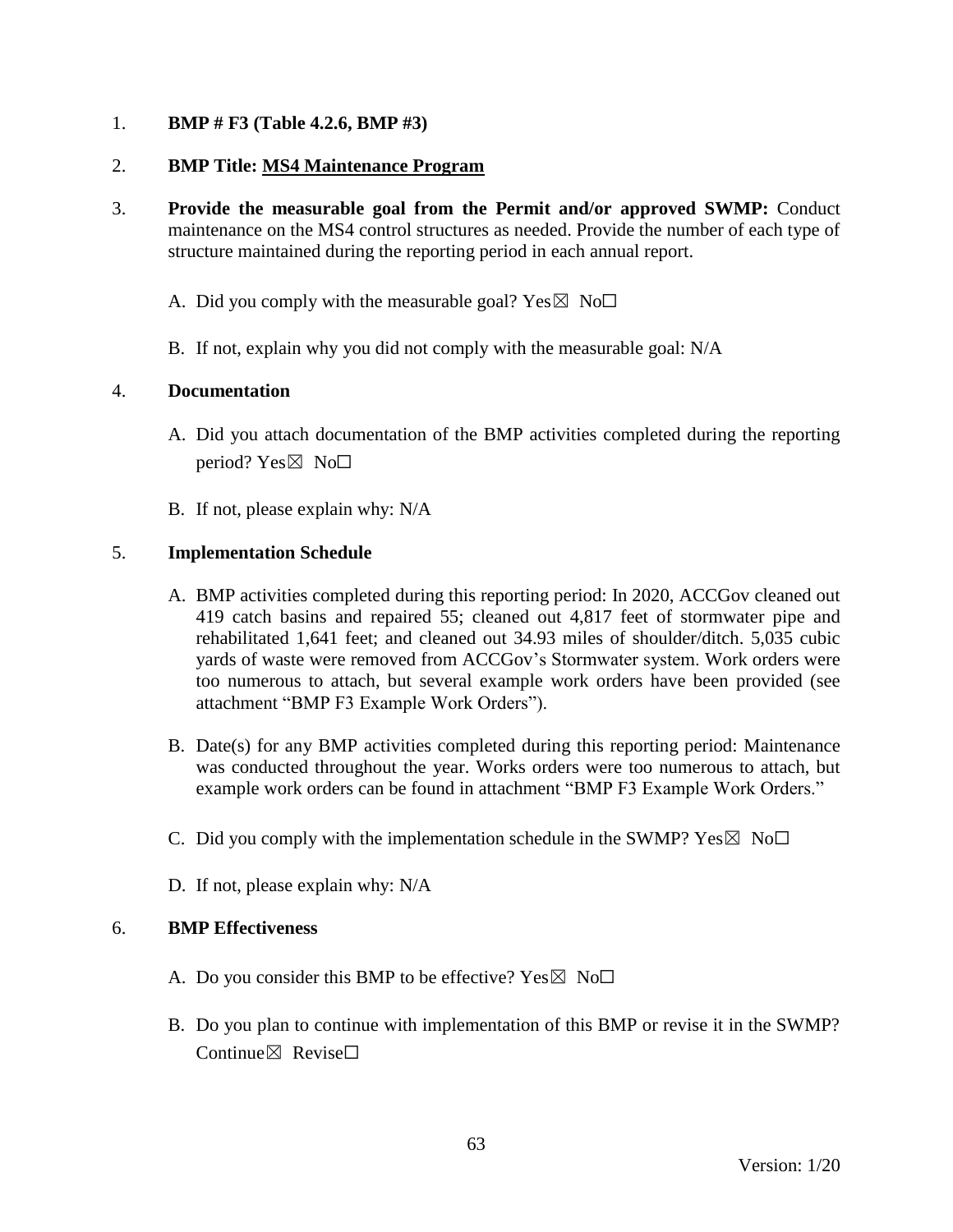1. **BMP # F3 (Table 4.2.6, BMP #3)**

2. **BMP Title: MS4 Maintenance Program**

3. **Provide the measurable goal from the Permit and/or approved SWMP:** Conduct maintenance on the MS4 control structures as needed. Provide the number of each type of structure maintained during the reporting period in each annual report.

   A. Did you comply with the measurable goal? Yes☒ No☐

   B. If not, explain why you did not comply with the measurable goal: N/A

4. **Documentation**

   A. Did you attach documentation of the BMP activities completed during the reporting period? Yes☒ No☐

   B. If not, please explain why: N/A

5. **Implementation Schedule**

   A. BMP activities completed during this reporting period: In 2020, ACCGov cleaned out 419 catch basins and repaired 55; cleaned out 4,817 feet of stormwater pipe and rehabilitated 1,641 feet; and cleaned out 34.93 miles of shoulder/ditch. 5,035 cubic yards of waste were removed from ACCGov's Stormwater system. Work orders were too numerous to attach, but several example work orders have been provided (see attachment "BMP F3 Example Work Orders").

   B. Date(s) for any BMP activities completed during this reporting period: Maintenance was conducted throughout the year. Works orders were too numerous to attach, but example work orders can be found in attachment "BMP F3 Example Work Orders."

   C. Did you comply with the implementation schedule in the SWMP? Yes☒ No☐

   D. If not, please explain why: N/A

6. **BMP Effectiveness**

   A. Do you consider this BMP to be effective? Yes☒ No☐

   B. Do you plan to continue with implementation of this BMP or revise it in the SWMP? Continue☒ Revise☐

Version: 1/20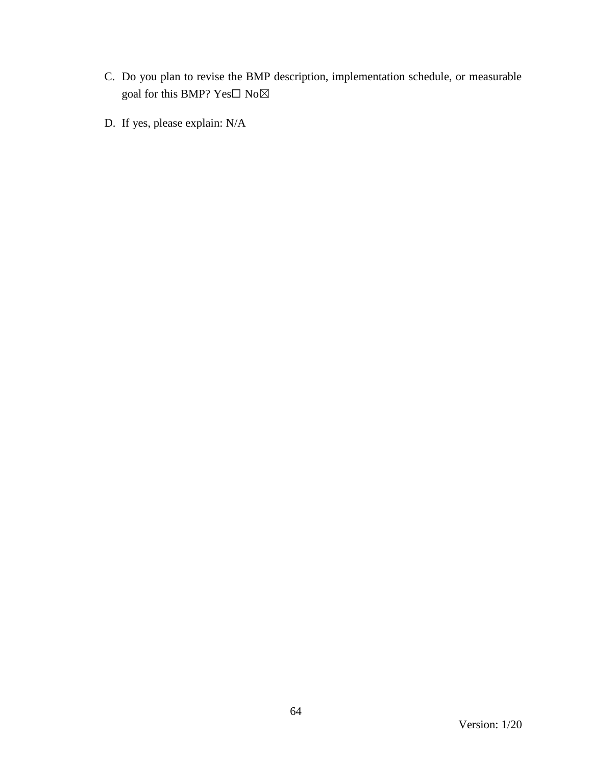C. Do you plan to revise the BMP description, implementation schedule, or measurable goal for this BMP? Yes☐ No☒

D. If yes, please explain: N/A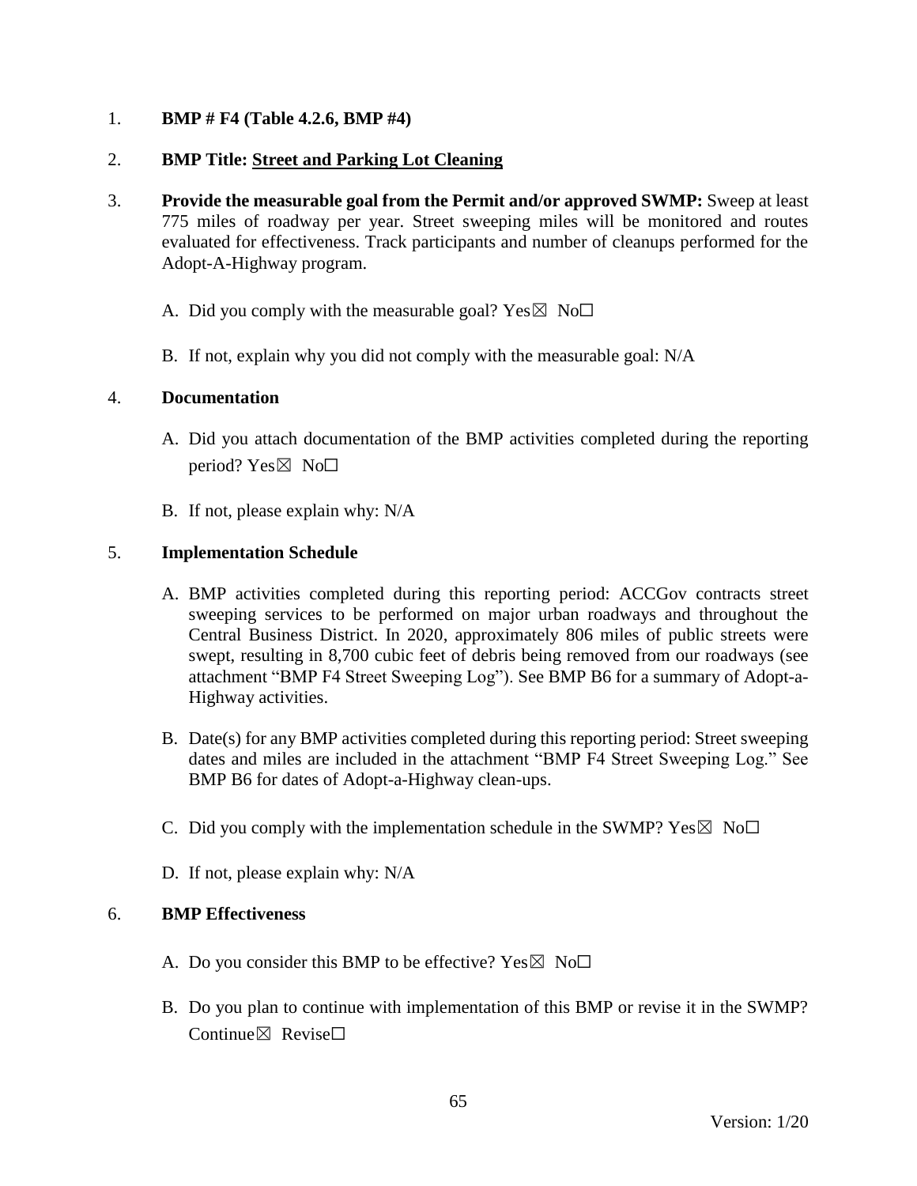1. **BMP # F4 (Table 4.2.6, BMP #4)**

2. **BMP Title: <u>Street and Parking Lot Cleaning</u>**

3. **Provide the measurable goal from the Permit and/or approved SWMP:** Sweep at least 775 miles of roadway per year. Street sweeping miles will be monitored and routes evaluated for effectiveness. Track participants and number of cleanups performed for the Adopt-A-Highway program.

   A. Did you comply with the measurable goal? Yes☒ No☐

   B. If not, explain why you did not comply with the measurable goal: N/A

4. **Documentation**

   A. Did you attach documentation of the BMP activities completed during the reporting period? Yes☒ No☐

   B. If not, please explain why: N/A

5. **Implementation Schedule**

   A. BMP activities completed during this reporting period: ACCGov contracts street sweeping services to be performed on major urban roadways and throughout the Central Business District. In 2020, approximately 806 miles of public streets were swept, resulting in 8,700 cubic feet of debris being removed from our roadways (see attachment "BMP F4 Street Sweeping Log"). See BMP B6 for a summary of Adopt-a-Highway activities.

   B. Date(s) for any BMP activities completed during this reporting period: Street sweeping dates and miles are included in the attachment "BMP F4 Street Sweeping Log." See BMP B6 for dates of Adopt-a-Highway clean-ups.

   C. Did you comply with the implementation schedule in the SWMP? Yes☒ No☐

   D. If not, please explain why: N/A

6. **BMP Effectiveness**

   A. Do you consider this BMP to be effective? Yes☒ No☐

   B. Do you plan to continue with implementation of this BMP or revise it in the SWMP? Continue☒ Revise☐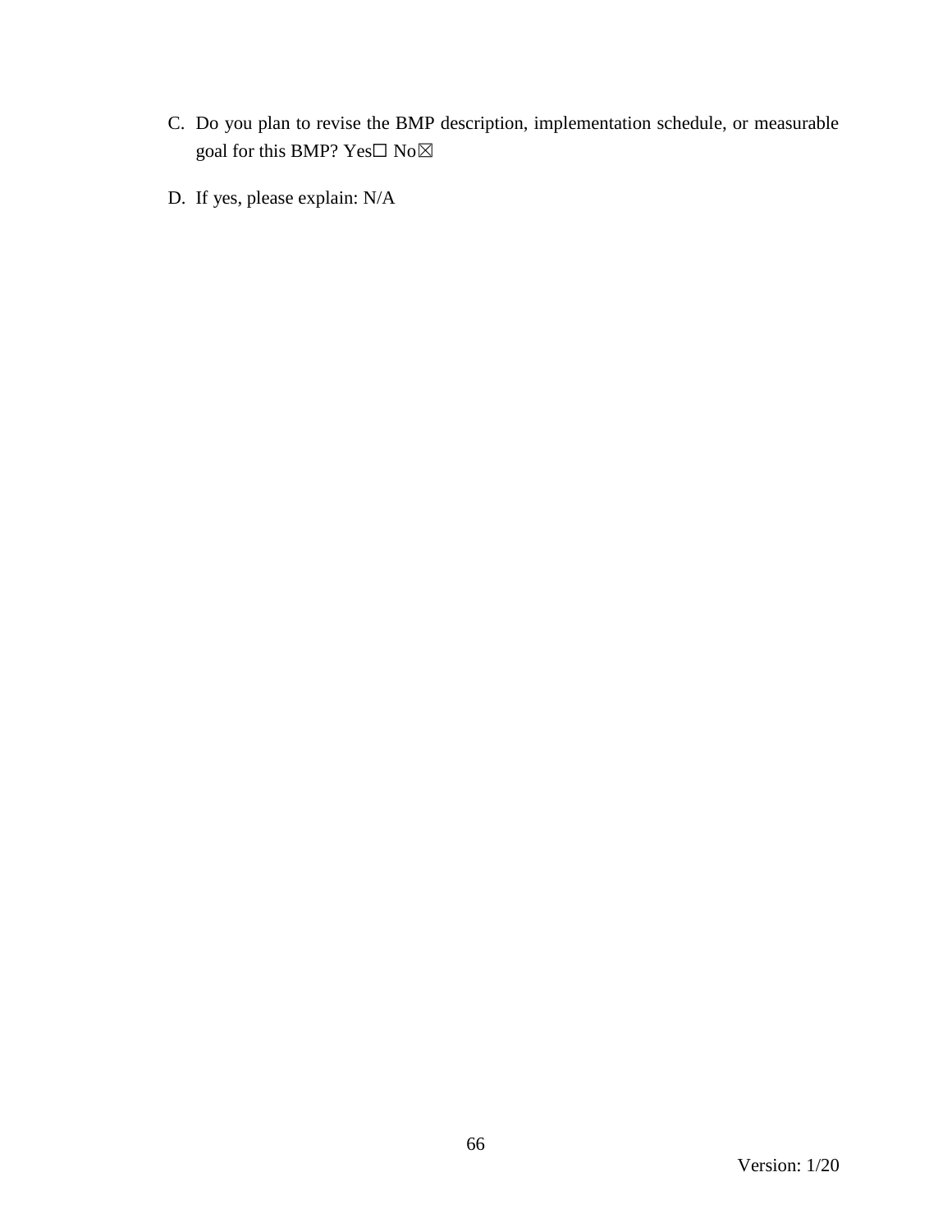C. Do you plan to revise the BMP description, implementation schedule, or measurable goal for this BMP? Yes☐ No☒

D. If yes, please explain: N/A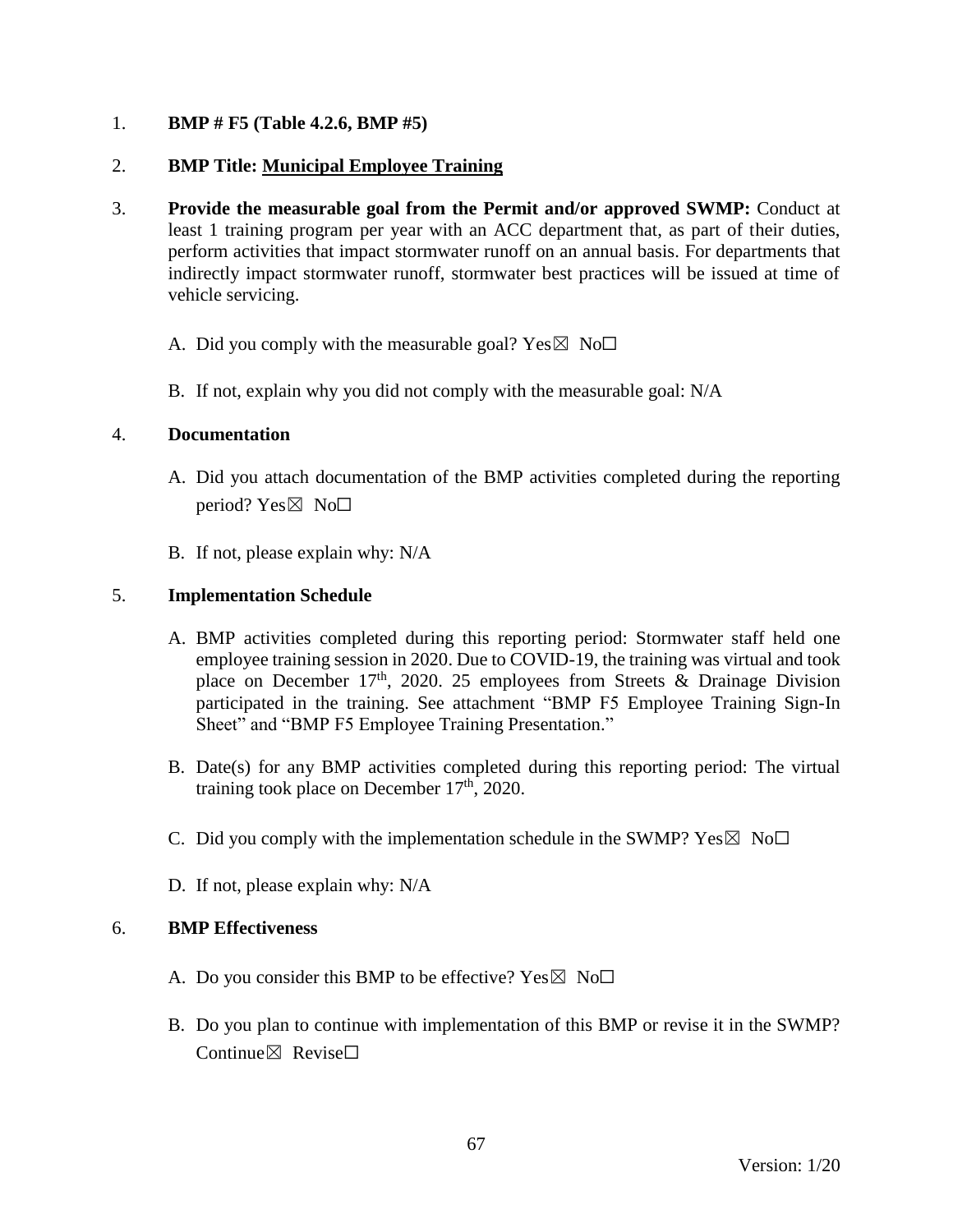1. **BMP # F5 (Table 4.2.6, BMP #5)**

2. **BMP Title: Municipal Employee Training**

3. **Provide the measurable goal from the Permit and/or approved SWMP:** Conduct at least 1 training program per year with an ACC department that, as part of their duties, perform activities that impact stormwater runoff on an annual basis. For departments that indirectly impact stormwater runoff, stormwater best practices will be issued at time of vehicle servicing.

   A. Did you comply with the measurable goal? Yes☒ No☐

   B. If not, explain why you did not comply with the measurable goal: N/A

4. **Documentation**

   A. Did you attach documentation of the BMP activities completed during the reporting period? Yes☒ No☐

   B. If not, please explain why: N/A

5. **Implementation Schedule**

   A. BMP activities completed during this reporting period: Stormwater staff held one employee training session in 2020. Due to COVID-19, the training was virtual and took place on December 17th, 2020. 25 employees from Streets & Drainage Division participated in the training. See attachment "BMP F5 Employee Training Sign-In Sheet" and "BMP F5 Employee Training Presentation."

   B. Date(s) for any BMP activities completed during this reporting period: The virtual training took place on December 17th, 2020.

   C. Did you comply with the implementation schedule in the SWMP? Yes☒ No☐

   D. If not, please explain why: N/A

6. **BMP Effectiveness**

   A. Do you consider this BMP to be effective? Yes☒ No☐

   B. Do you plan to continue with implementation of this BMP or revise it in the SWMP? Continue☒ Revise☐

Version: 1/20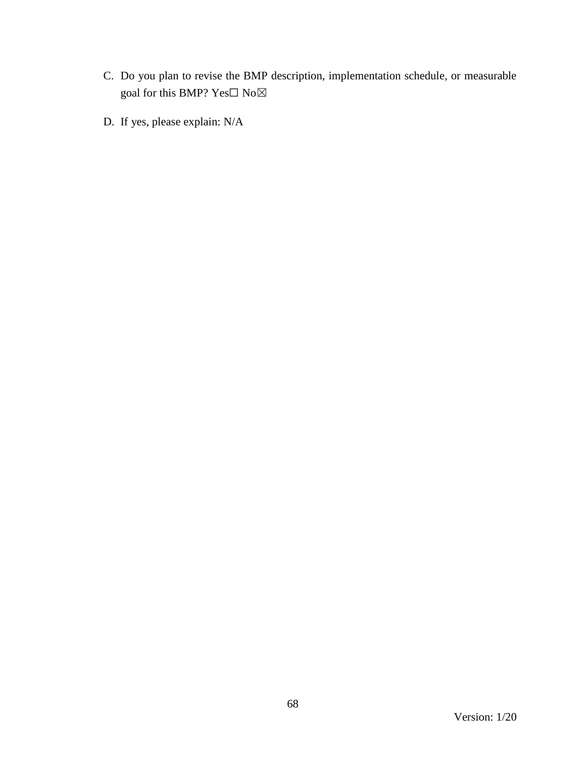C. Do you plan to revise the BMP description, implementation schedule, or measurable goal for this BMP? Yes☐ No☒

D. If yes, please explain: N/A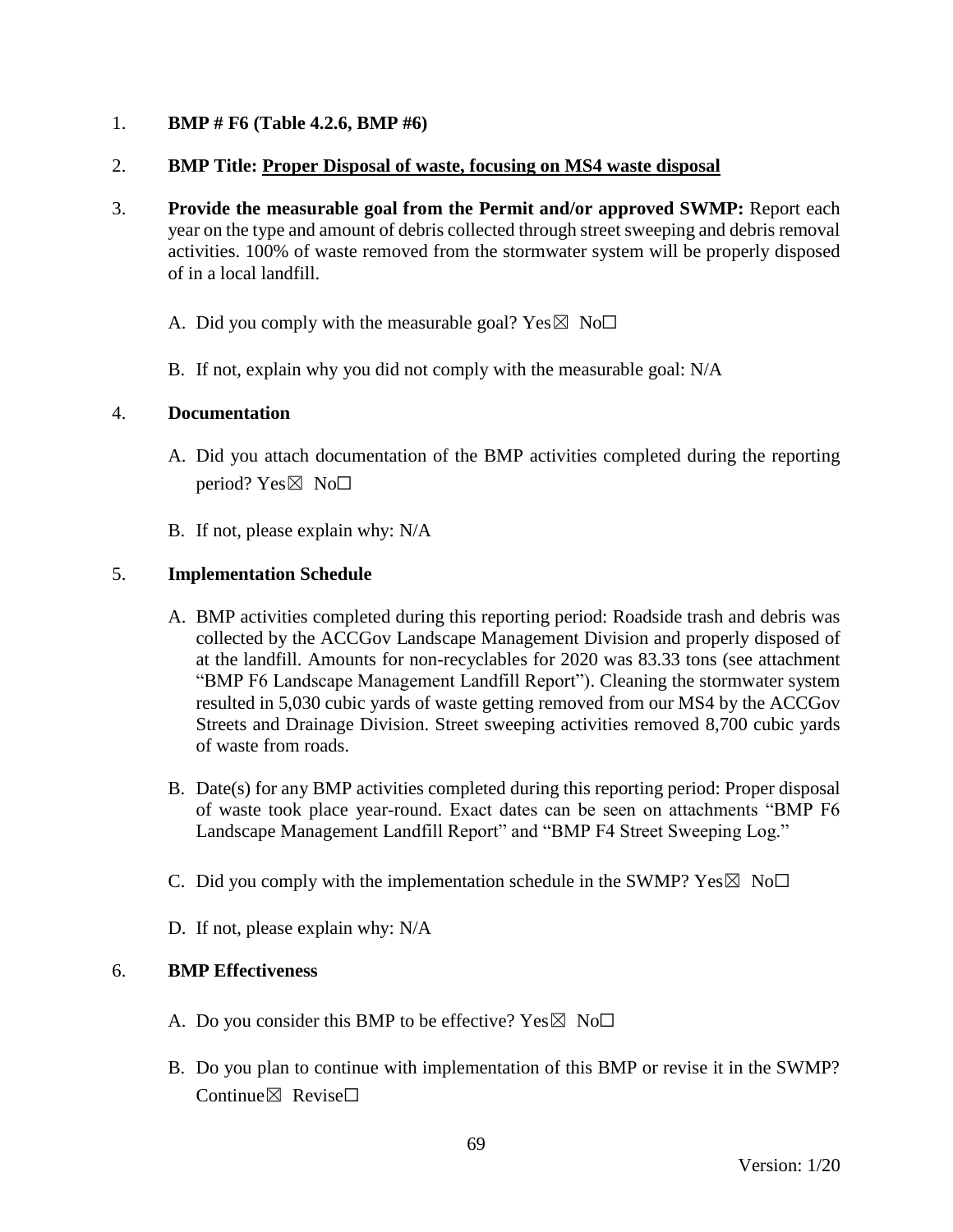1. **BMP # F6 (Table 4.2.6, BMP #6)**

2. **BMP Title: Proper Disposal of waste, focusing on MS4 waste disposal**

3. **Provide the measurable goal from the Permit and/or approved SWMP:** Report each year on the type and amount of debris collected through street sweeping and debris removal activities. 100% of waste removed from the stormwater system will be properly disposed of in a local landfill.

   A. Did you comply with the measurable goal? Yes☒ No☐

   B. If not, explain why you did not comply with the measurable goal: N/A

4. **Documentation**

   A. Did you attach documentation of the BMP activities completed during the reporting period? Yes☒ No☐

   B. If not, please explain why: N/A

5. **Implementation Schedule**

   A. BMP activities completed during this reporting period: Roadside trash and debris was collected by the ACCGov Landscape Management Division and properly disposed of at the landfill. Amounts for non-recyclables for 2020 was 83.33 tons (see attachment "BMP F6 Landscape Management Landfill Report"). Cleaning the stormwater system resulted in 5,030 cubic yards of waste getting removed from our MS4 by the ACCGov Streets and Drainage Division. Street sweeping activities removed 8,700 cubic yards of waste from roads.

   B. Date(s) for any BMP activities completed during this reporting period: Proper disposal of waste took place year-round. Exact dates can be seen on attachments "BMP F6 Landscape Management Landfill Report" and "BMP F4 Street Sweeping Log."

   C. Did you comply with the implementation schedule in the SWMP? Yes☒ No☐

   D. If not, please explain why: N/A

6. **BMP Effectiveness**

   A. Do you consider this BMP to be effective? Yes☒ No☐

   B. Do you plan to continue with implementation of this BMP or revise it in the SWMP? Continue☒ Revise☐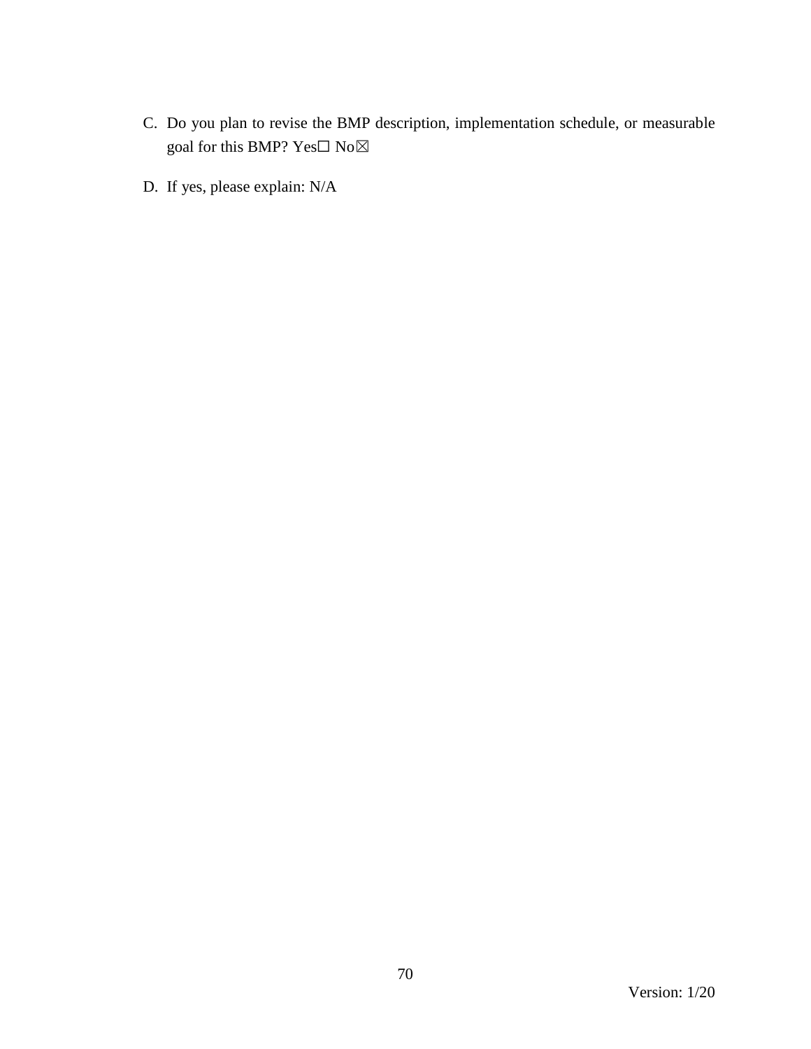C. Do you plan to revise the BMP description, implementation schedule, or measurable goal for this BMP? Yes☐ No☒

D. If yes, please explain: N/A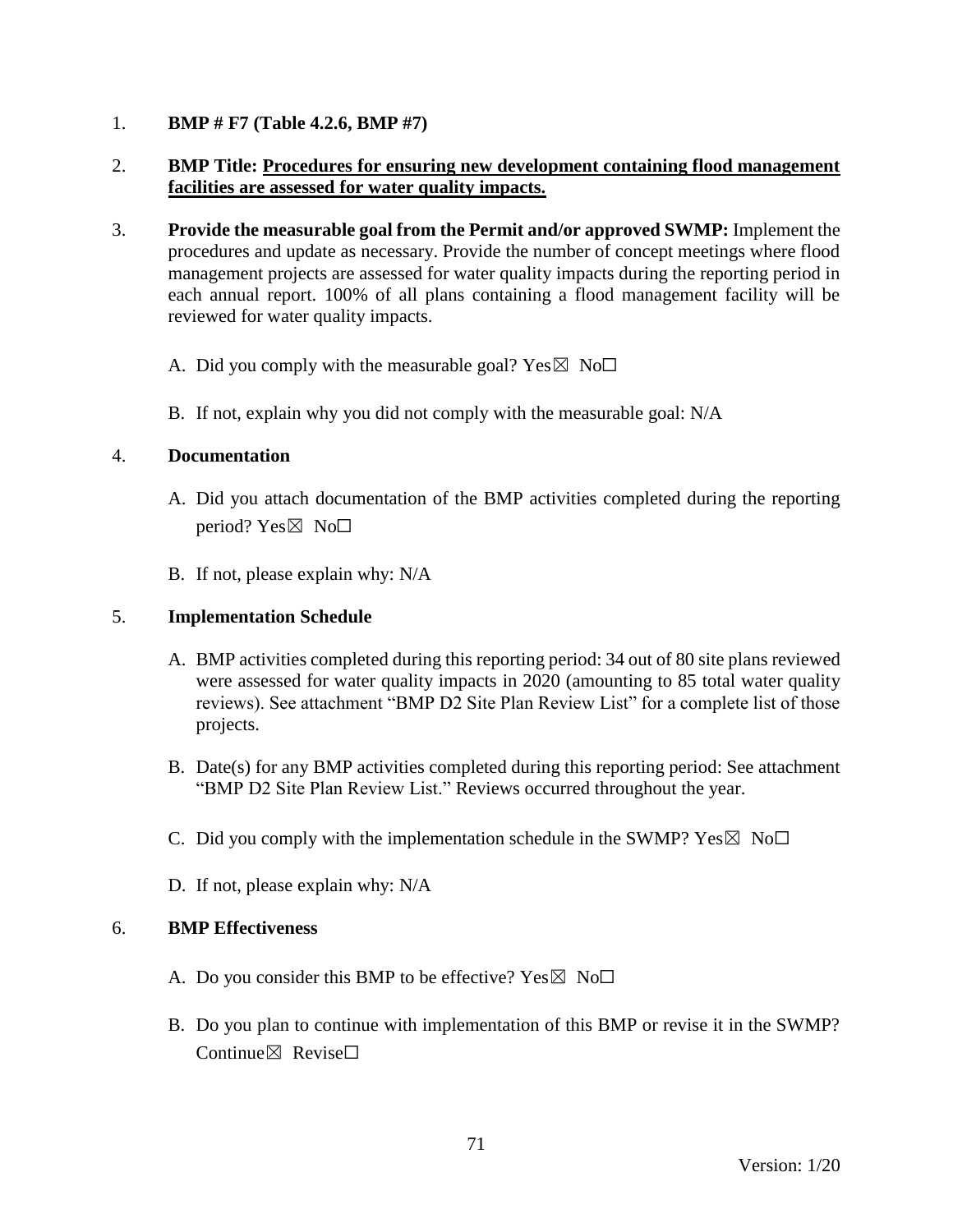1. **BMP # F7 (Table 4.2.6, BMP #7)**

2. **BMP Title: <u>Procedures for ensuring new development containing flood management facilities are assessed for water quality impacts.</u>**

3. **Provide the measurable goal from the Permit and/or approved SWMP:** Implement the procedures and update as necessary. Provide the number of concept meetings where flood management projects are assessed for water quality impacts during the reporting period in each annual report. 100% of all plans containing a flood management facility will be reviewed for water quality impacts.

   A. Did you comply with the measurable goal? Yes☒ No☐

   B. If not, explain why you did not comply with the measurable goal: N/A

4. **Documentation**

   A. Did you attach documentation of the BMP activities completed during the reporting period? Yes☒ No☐

   B. If not, please explain why: N/A

5. **Implementation Schedule**

   A. BMP activities completed during this reporting period: 34 out of 80 site plans reviewed were assessed for water quality impacts in 2020 (amounting to 85 total water quality reviews). See attachment "BMP D2 Site Plan Review List" for a complete list of those projects.

   B. Date(s) for any BMP activities completed during this reporting period: See attachment "BMP D2 Site Plan Review List." Reviews occurred throughout the year.

   C. Did you comply with the implementation schedule in the SWMP? Yes☒ No☐

   D. If not, please explain why: N/A

6. **BMP Effectiveness**

   A. Do you consider this BMP to be effective? Yes☒ No☐

   B. Do you plan to continue with implementation of this BMP or revise it in the SWMP? Continue☒ Revise☐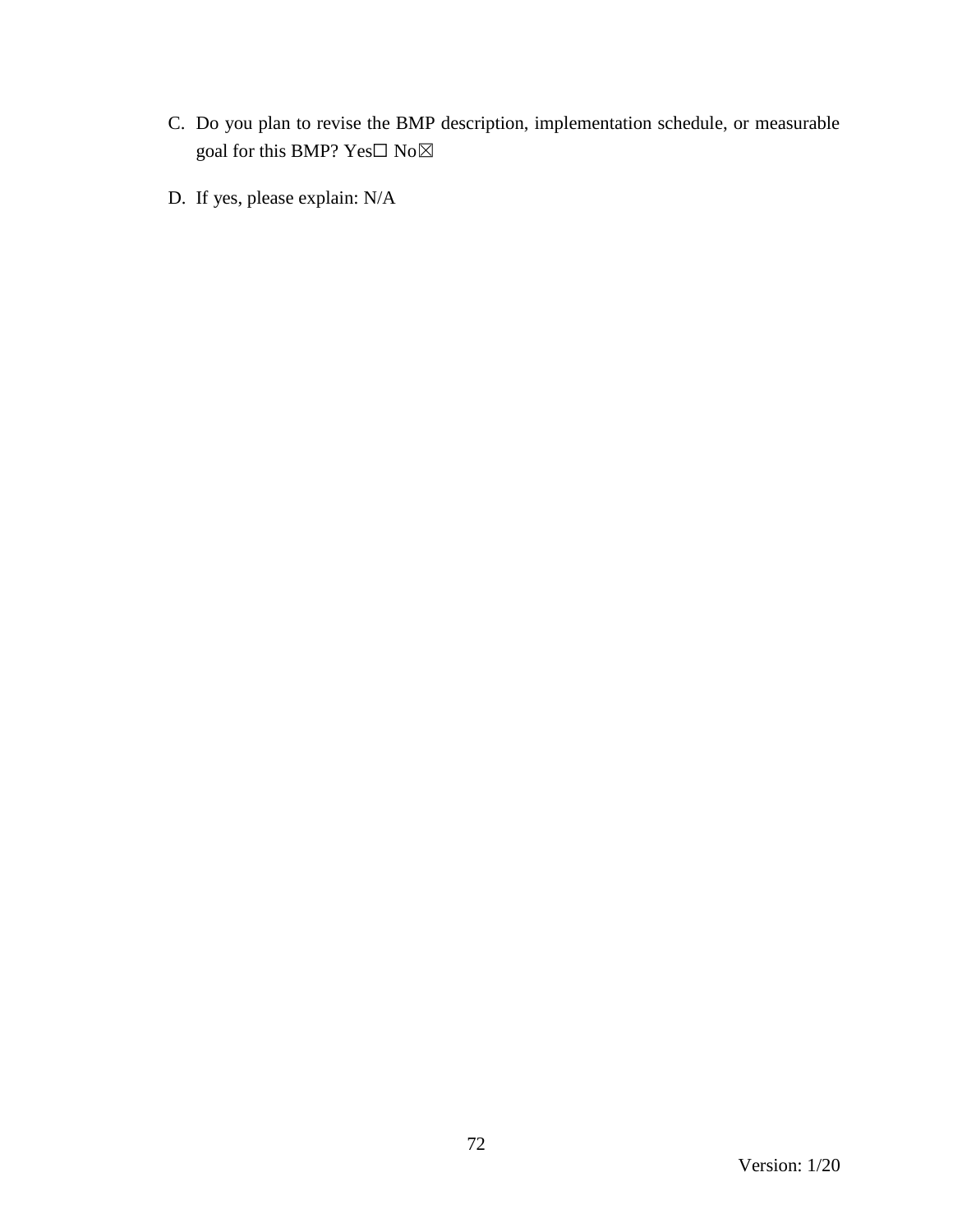C. Do you plan to revise the BMP description, implementation schedule, or measurable goal for this BMP? Yes☐ No☒

D. If yes, please explain: N/A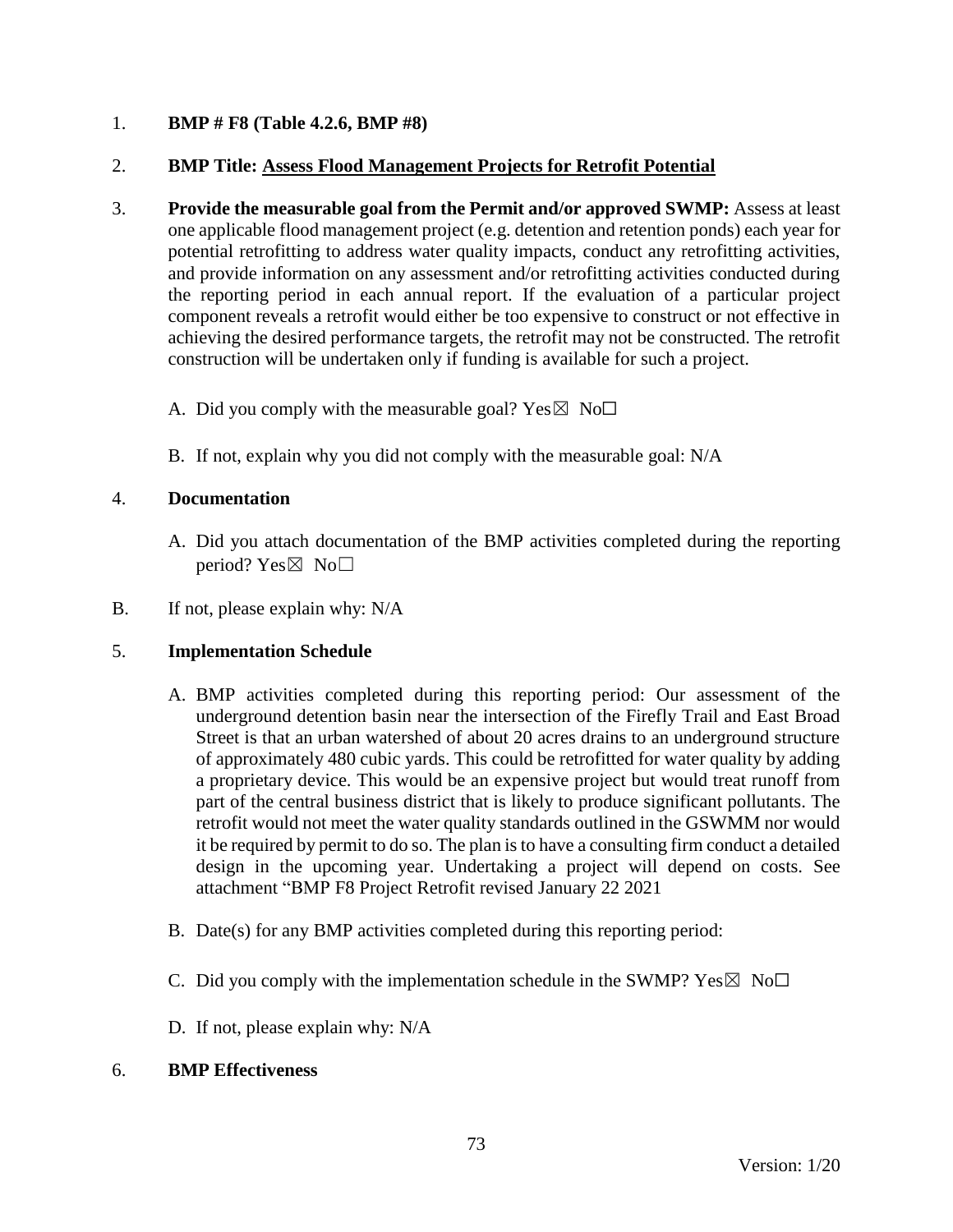1. **BMP # F8 (Table 4.2.6, BMP #8)**

2. **BMP Title:** **Assess Flood Management Projects for Retrofit Potential**

3. **Provide the measurable goal from the Permit and/or approved SWMP:** Assess at least one applicable flood management project (e.g. detention and retention ponds) each year for potential retrofitting to address water quality impacts, conduct any retrofitting activities, and provide information on any assessment and/or retrofitting activities conducted during the reporting period in each annual report. If the evaluation of a particular project component reveals a retrofit would either be too expensive to construct or not effective in achieving the desired performance targets, the retrofit may not be constructed. The retrofit construction will be undertaken only if funding is available for such a project.

   A. Did you comply with the measurable goal? Yes☒ No☐

   B. If not, explain why you did not comply with the measurable goal: N/A

4. **Documentation**

   A. Did you attach documentation of the BMP activities completed during the reporting period? Yes☒ No☐

B. If not, please explain why: N/A

5. **Implementation Schedule**

   A. BMP activities completed during this reporting period: Our assessment of the underground detention basin near the intersection of the Firefly Trail and East Broad Street is that an urban watershed of about 20 acres drains to an underground structure of approximately 480 cubic yards. This could be retrofitted for water quality by adding a proprietary device. This would be an expensive project but would treat runoff from part of the central business district that is likely to produce significant pollutants. The retrofit would not meet the water quality standards outlined in the GSWMM nor would it be required by permit to do so. The plan is to have a consulting firm conduct a detailed design in the upcoming year. Undertaking a project will depend on costs. See attachment "BMP F8 Project Retrofit revised January 22 2021

   B. Date(s) for any BMP activities completed during this reporting period:

   C. Did you comply with the implementation schedule in the SWMP? Yes☒ No☐

   D. If not, please explain why: N/A

6. **BMP Effectiveness**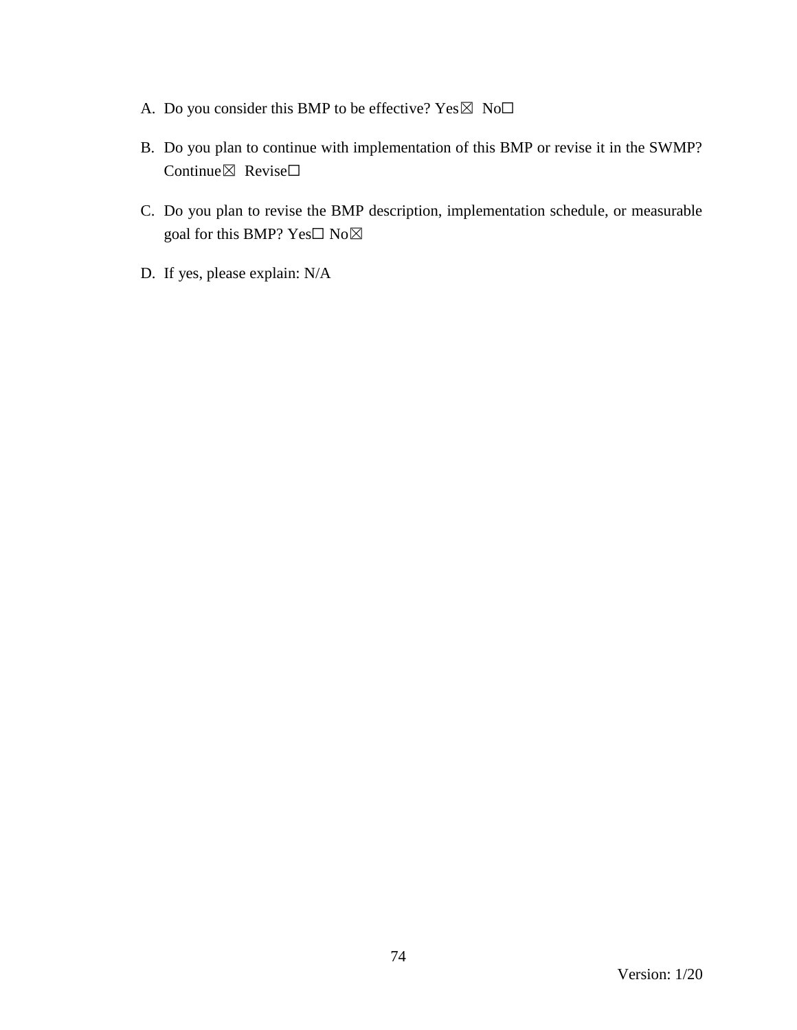A. Do you consider this BMP to be effective? Yes☒ No☐

B. Do you plan to continue with implementation of this BMP or revise it in the SWMP? Continue☒ Revise☐

C. Do you plan to revise the BMP description, implementation schedule, or measurable goal for this BMP? Yes☐ No☒

D. If yes, please explain: N/A

Version: 1/20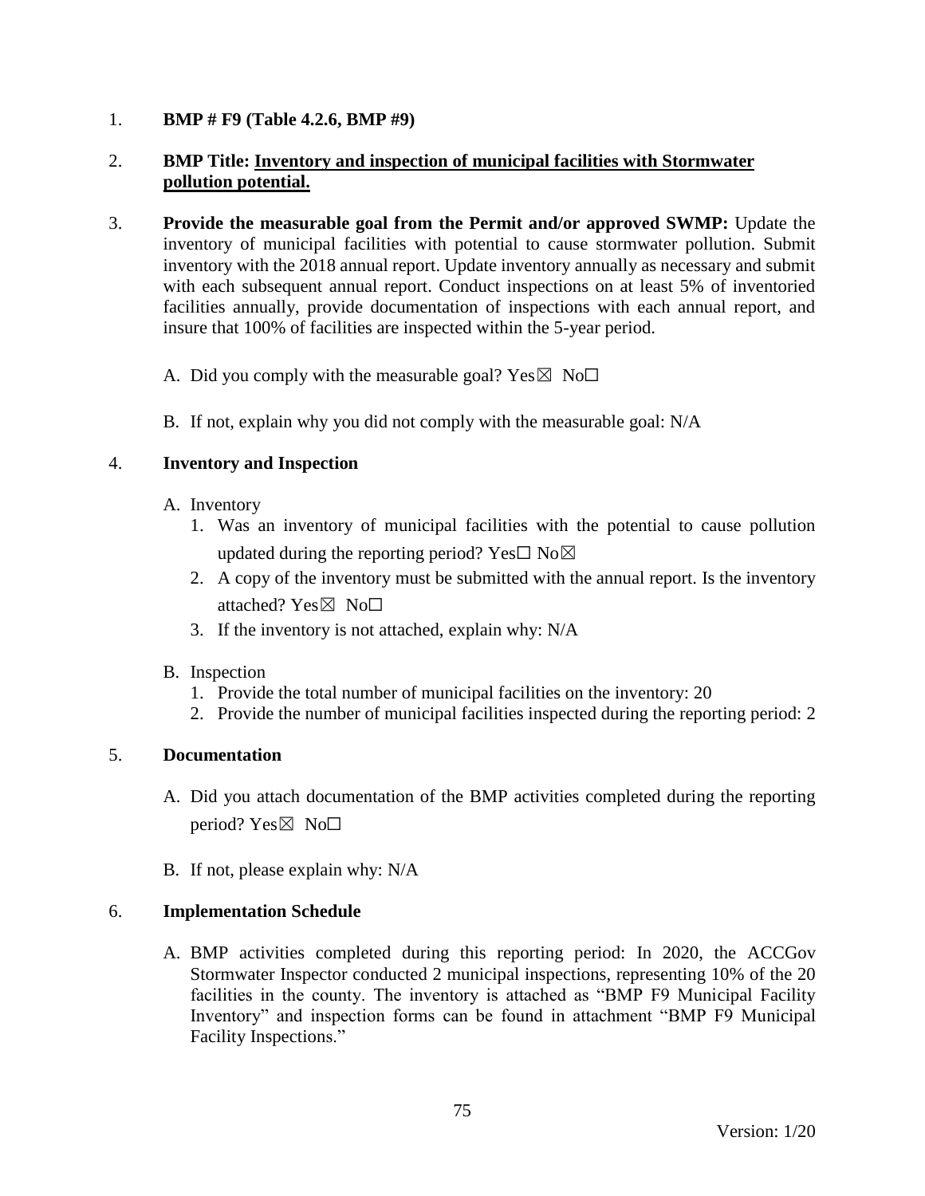1. **BMP # F9 (Table 4.2.6, BMP #9)**

2. **BMP Title: <u>Inventory and inspection of municipal facilities with Stormwater pollution potential.</u>**

3. **Provide the measurable goal from the Permit and/or approved SWMP:** Update the inventory of municipal facilities with potential to cause stormwater pollution. Submit inventory with the 2018 annual report. Update inventory annually as necessary and submit with each subsequent annual report. Conduct inspections on at least 5% of inventoried facilities annually, provide documentation of inspections with each annual report, and insure that 100% of facilities are inspected within the 5-year period.

   A. Did you comply with the measurable goal? Yes☒ No☐

   B. If not, explain why you did not comply with the measurable goal: N/A

4. **Inventory and Inspection**

   A. Inventory
      1. Was an inventory of municipal facilities with the potential to cause pollution updated during the reporting period? Yes☐ No☒
      2. A copy of the inventory must be submitted with the annual report. Is the inventory attached? Yes☒ No☐
      3. If the inventory is not attached, explain why: N/A

   B. Inspection
      1. Provide the total number of municipal facilities on the inventory: 20
      2. Provide the number of municipal facilities inspected during the reporting period: 2

5. **Documentation**

   A. Did you attach documentation of the BMP activities completed during the reporting period? Yes☒ No☐

   B. If not, please explain why: N/A

6. **Implementation Schedule**

   A. BMP activities completed during this reporting period: In 2020, the ACCGov Stormwater Inspector conducted 2 municipal inspections, representing 10% of the 20 facilities in the county. The inventory is attached as "BMP F9 Municipal Facility Inventory" and inspection forms can be found in attachment "BMP F9 Municipal Facility Inspections."

Version: 1/20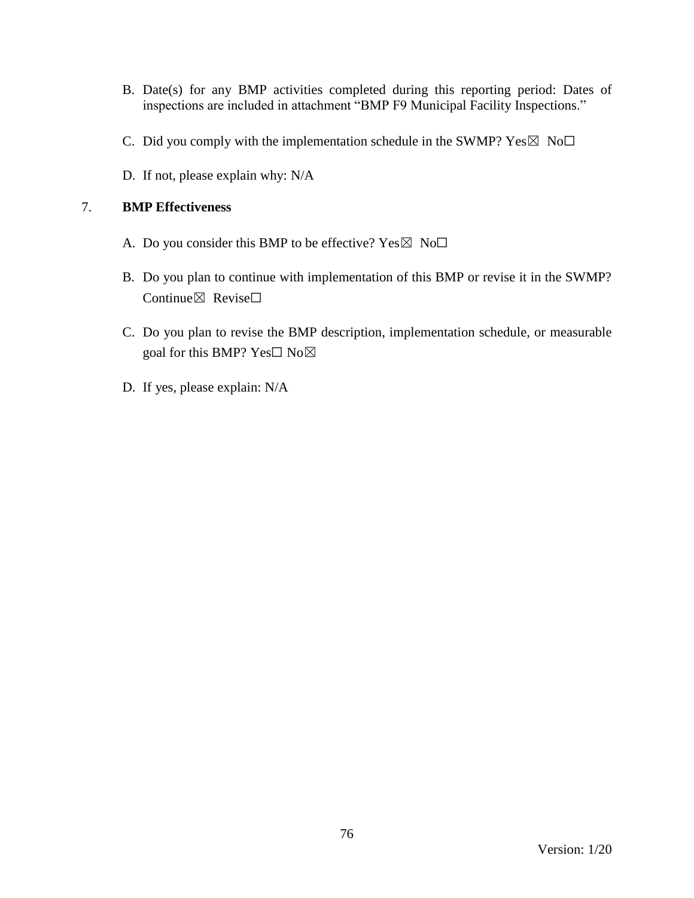B. Date(s) for any BMP activities completed during this reporting period: Dates of inspections are included in attachment "BMP F9 Municipal Facility Inspections."

C. Did you comply with the implementation schedule in the SWMP? Yes☒ No☐

D. If not, please explain why: N/A

7. **BMP Effectiveness**

A. Do you consider this BMP to be effective? Yes☒ No☐

B. Do you plan to continue with implementation of this BMP or revise it in the SWMP? Continue☒ Revise☐

C. Do you plan to revise the BMP description, implementation schedule, or measurable goal for this BMP? Yes☐ No☒

D. If yes, please explain: N/A

Version: 1/20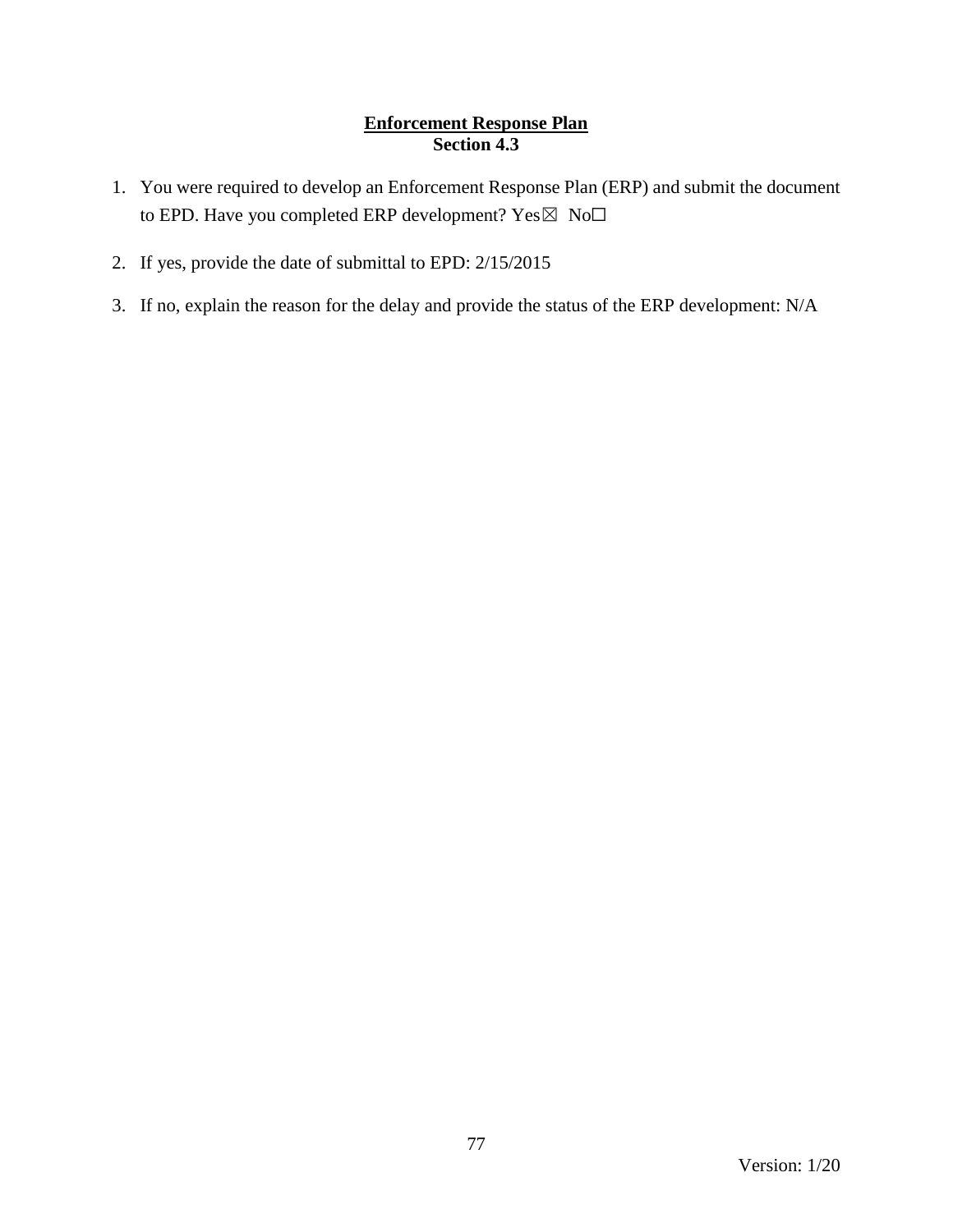## Enforcement Response Plan
**Section 4.3**

1. You were required to develop an Enforcement Response Plan (ERP) and submit the document to EPD. Have you completed ERP development? Yes☒ No☐
2. If yes, provide the date of submittal to EPD: 2/15/2015
3. If no, explain the reason for the delay and provide the status of the ERP development: N/A

Version: 1/20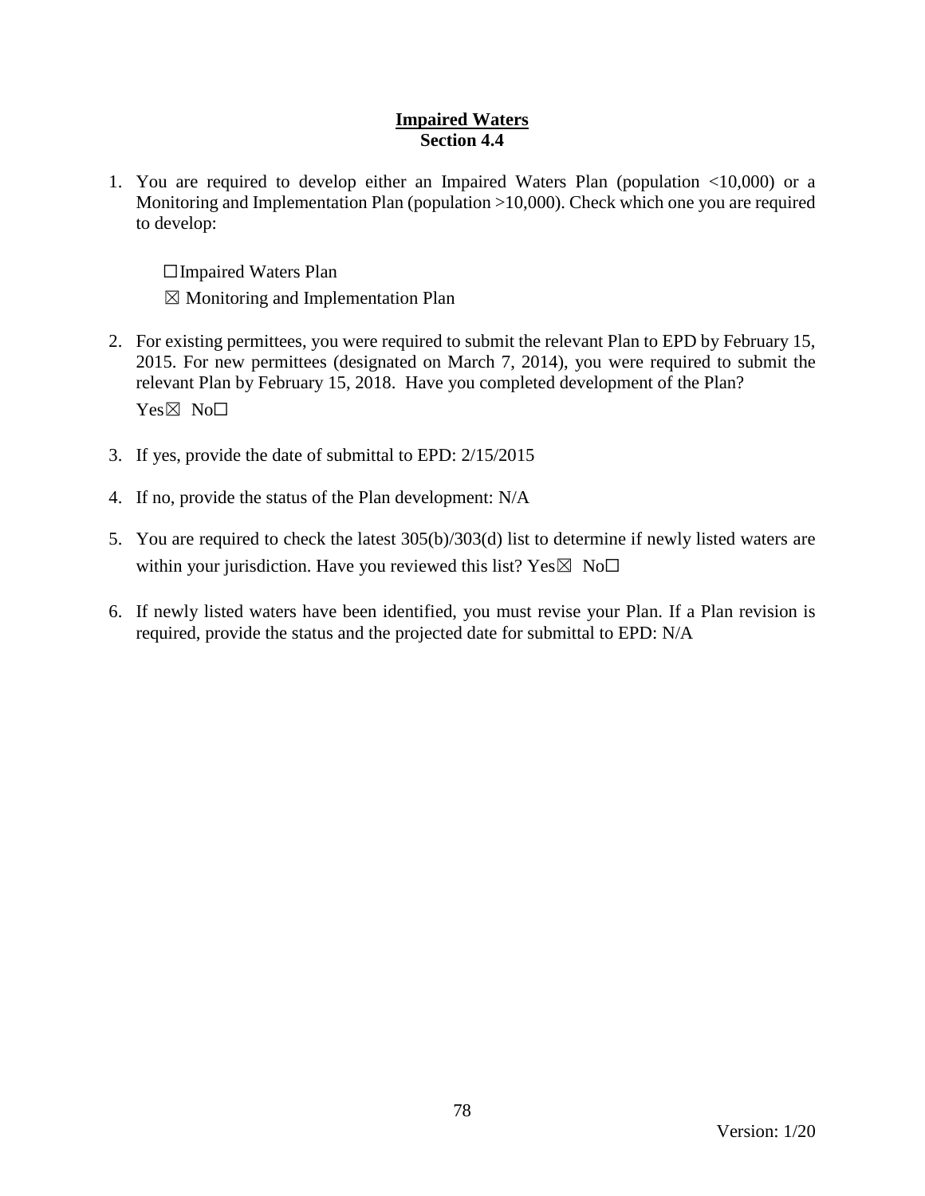# Impaired Waters

**Section 4.4**

1. You are required to develop either an Impaired Waters Plan (population <10,000) or a Monitoring and Implementation Plan (population >10,000). Check which one you are required to develop:

   ☐ Impaired Waters Plan

   ☒ Monitoring and Implementation Plan

2. For existing permittees, you were required to submit the relevant Plan to EPD by February 15, 2015. For new permittees (designated on March 7, 2014), you were required to submit the relevant Plan by February 15, 2018. Have you completed development of the Plan?

   Yes☒ No☐

3. If yes, provide the date of submittal to EPD: 2/15/2015

4. If no, provide the status of the Plan development: N/A

5. You are required to check the latest 305(b)/303(d) list to determine if newly listed waters are within your jurisdiction. Have you reviewed this list? Yes☒ No☐

6. If newly listed waters have been identified, you must revise your Plan. If a Plan revision is required, provide the status and the projected date for submittal to EPD: N/A

Version: 1/20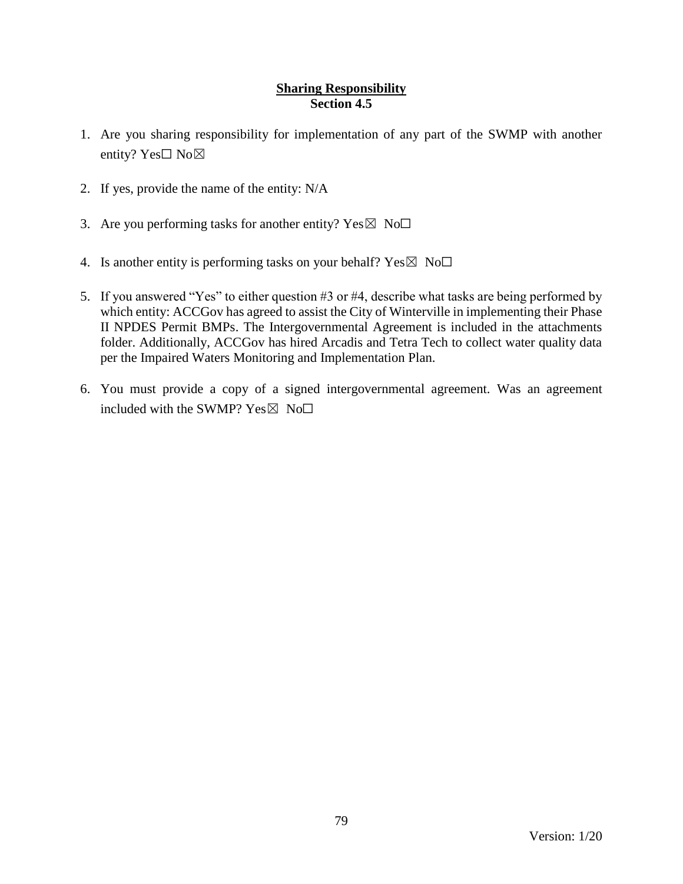## Sharing Responsibility
## Section 4.5

1. Are you sharing responsibility for implementation of any part of the SWMP with another entity? Yes☐ No☒

2. If yes, provide the name of the entity: N/A

3. Are you performing tasks for another entity? Yes☒ No☐

4. Is another entity is performing tasks on your behalf? Yes☒ No☐

5. If you answered "Yes" to either question #3 or #4, describe what tasks are being performed by which entity: ACCGov has agreed to assist the City of Winterville in implementing their Phase II NPDES Permit BMPs. The Intergovernmental Agreement is included in the attachments folder. Additionally, ACCGov has hired Arcadis and Tetra Tech to collect water quality data per the Impaired Waters Monitoring and Implementation Plan.

6. You must provide a copy of a signed intergovernmental agreement. Was an agreement included with the SWMP? Yes☒ No☐